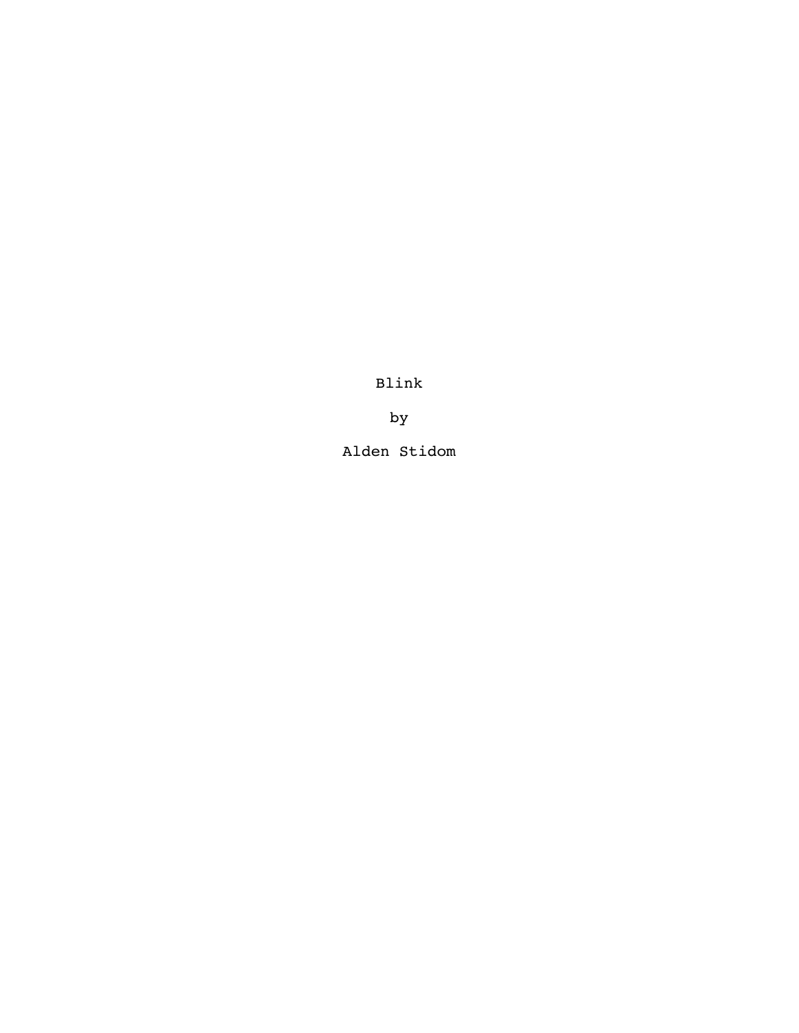# Blink

by

Alden Stidom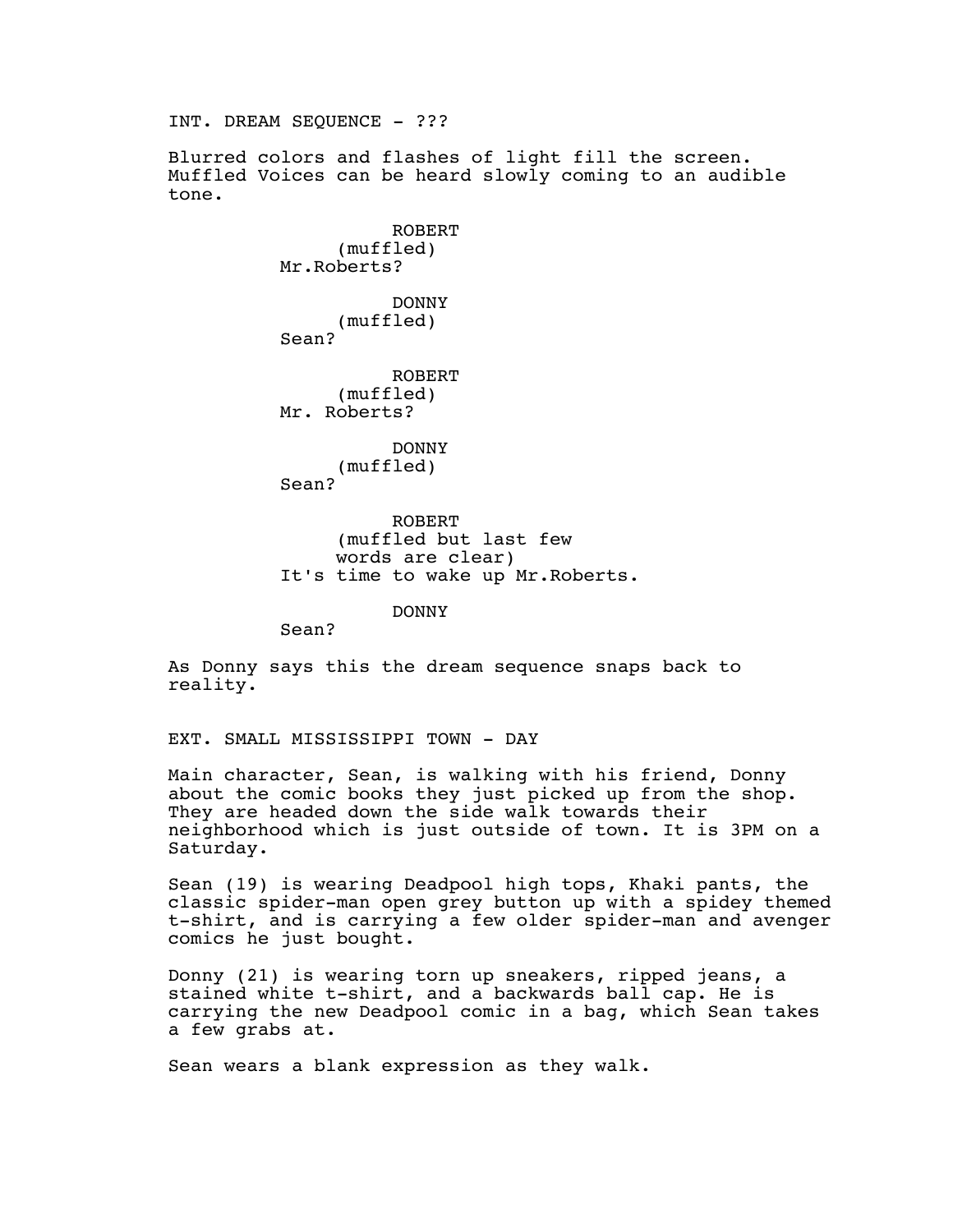INT. DREAM SEQUENCE - ???

Blurred colors and flashes of light fill the screen. Muffled Voices can be heard slowly coming to an audible tone.

ROBERT
(muffled)
Mr.Roberts?

DONNY
(muffled)
Sean?

ROBERT
(muffled)
Mr. Roberts?

DONNY
(muffled)
Sean?

ROBERT
(muffled but last few words are clear)
It's time to wake up Mr.Roberts.

DONNY
Sean?

As Donny says this the dream sequence snaps back to reality.

EXT. SMALL MISSISSIPPI TOWN - DAY

Main character, Sean, is walking with his friend, Donny about the comic books they just picked up from the shop. They are headed down the side walk towards their neighborhood which is just outside of town. It is 3PM on a Saturday.

Sean (19) is wearing Deadpool high tops, Khaki pants, the classic spider-man open grey button up with a spidey themed t-shirt, and is carrying a few older spider-man and avenger comics he just bought.

Donny (21) is wearing torn up sneakers, ripped jeans, a stained white t-shirt, and a backwards ball cap. He is carrying the new Deadpool comic in a bag, which Sean takes a few grabs at.

Sean wears a blank expression as they walk.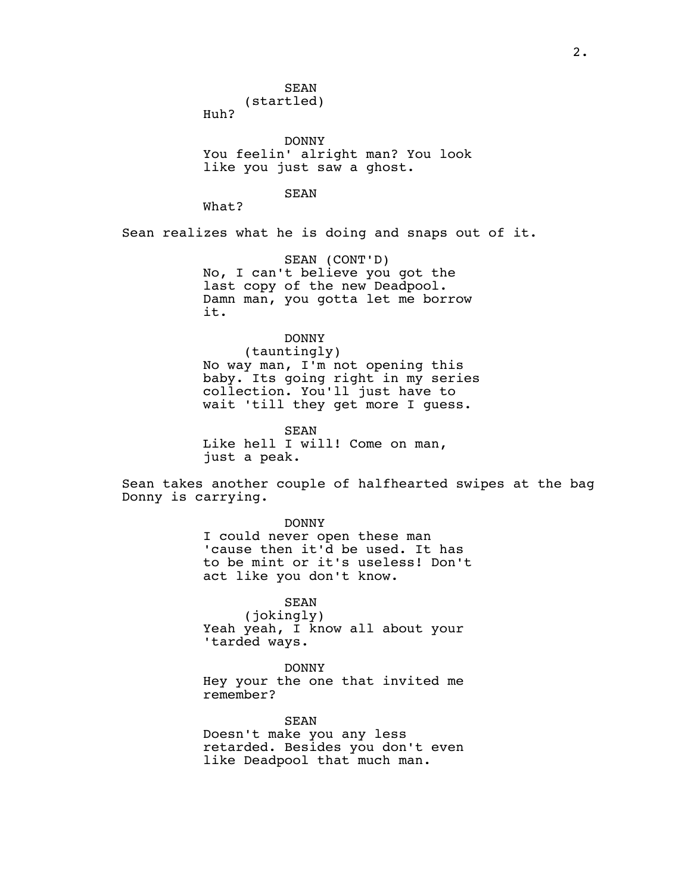SEAN
(startled)
Huh?

DONNY
You feelin' alright man? You look like you just saw a ghost.

SEAN
What?

Sean realizes what he is doing and snaps out of it.

SEAN (CONT'D)
No, I can't believe you got the last copy of the new Deadpool. Damn man, you gotta let me borrow it.

DONNY
(tauntingly)
No way man, I'm not opening this baby. Its going right in my series collection. You'll just have to wait 'till they get more I guess.

SEAN
Like hell I will! Come on man, just a peak.

Sean takes another couple of halfhearted swipes at the bag Donny is carrying.

DONNY
I could never open these man 'cause then it'd be used. It has to be mint or it's useless! Don't act like you don't know.

SEAN
(jokingly)
Yeah yeah, I know all about your 'tarded ways.

DONNY
Hey your the one that invited me remember?

SEAN
Doesn't make you any less retarded. Besides you don't even like Deadpool that much man.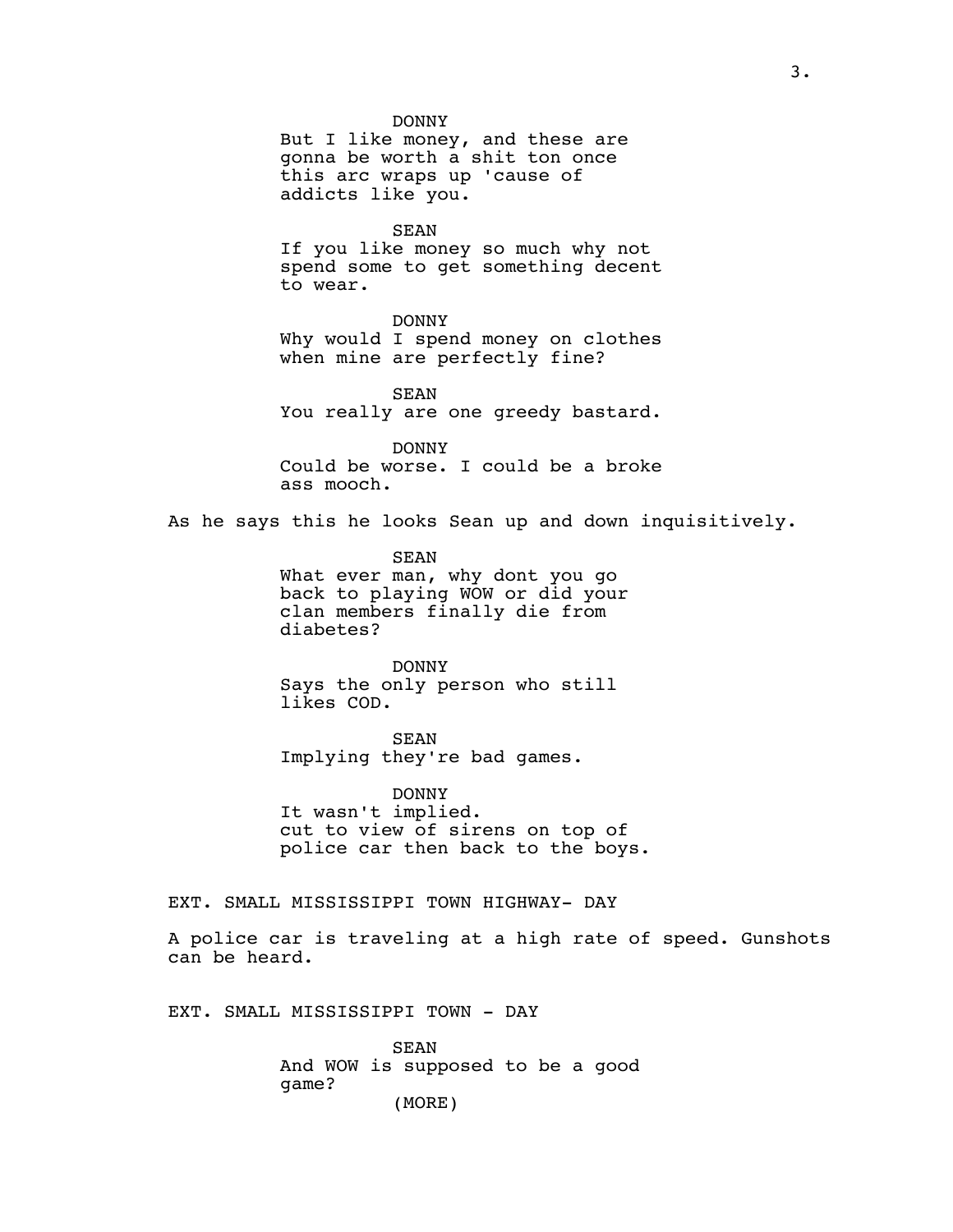DONNY
But I like money, and these are gonna be worth a shit ton once this arc wraps up 'cause of addicts like you.

SEAN
If you like money so much why not spend some to get something decent to wear.

DONNY
Why would I spend money on clothes when mine are perfectly fine?

SEAN
You really are one greedy bastard.

DONNY
Could be worse. I could be a broke ass mooch.

As he says this he looks Sean up and down inquisitively.

SEAN
What ever man, why dont you go back to playing WOW or did your clan members finally die from diabetes?

DONNY
Says the only person who still likes COD.

SEAN
Implying they're bad games.

DONNY
It wasn't implied.
cut to view of sirens on top of police car then back to the boys.

EXT. SMALL MISSISSIPPI TOWN HIGHWAY- DAY

A police car is traveling at a high rate of speed. Gunshots can be heard.

EXT. SMALL MISSISSIPPI TOWN - DAY

SEAN
And WOW is supposed to be a good game?
(MORE)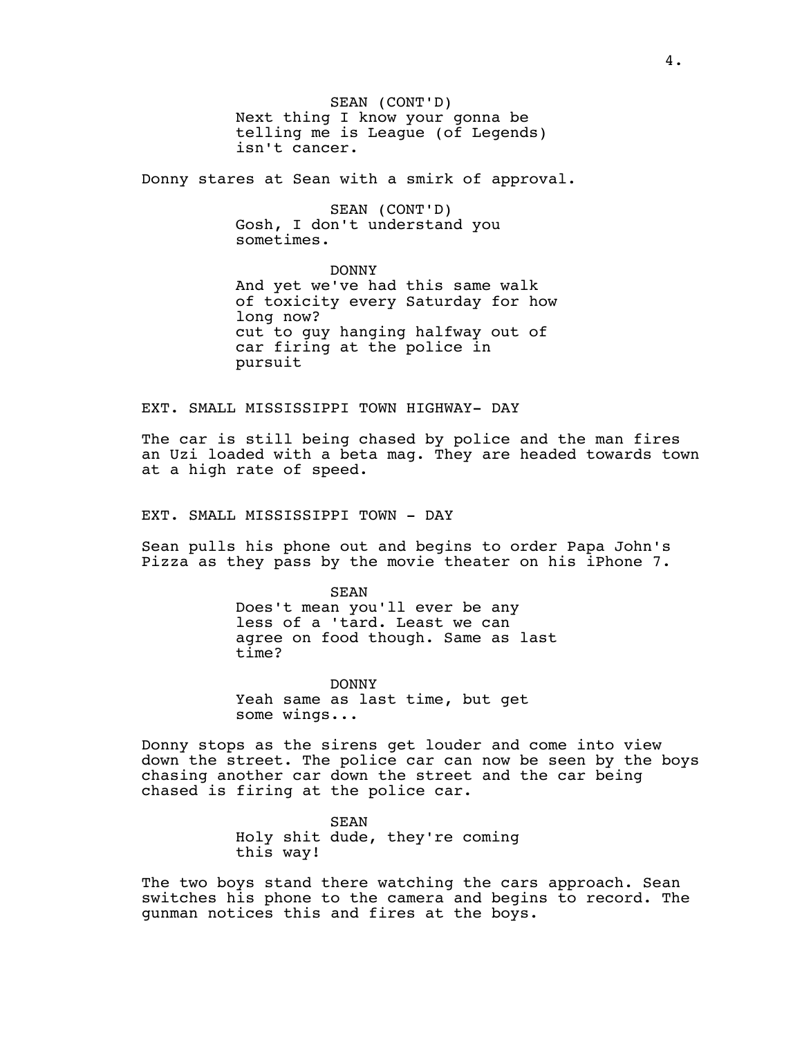SEAN (CONT'D)
Next thing I know your gonna be telling me is League (of Legends) isn't cancer.

Donny stares at Sean with a smirk of approval.

SEAN (CONT'D)
Gosh, I don't understand you sometimes.

DONNY
And yet we've had this same walk of toxicity every Saturday for how long now?
cut to guy hanging halfway out of car firing at the police in pursuit

EXT. SMALL MISSISSIPPI TOWN HIGHWAY- DAY

The car is still being chased by police and the man fires an Uzi loaded with a beta mag. They are headed towards town at a high rate of speed.

EXT. SMALL MISSISSIPPI TOWN - DAY

Sean pulls his phone out and begins to order Papa John's Pizza as they pass by the movie theater on his iPhone 7.

SEAN
Does't mean you'll ever be any less of a 'tard. Least we can agree on food though. Same as last time?

DONNY
Yeah same as last time, but get some wings...

Donny stops as the sirens get louder and come into view down the street. The police car can now be seen by the boys chasing another car down the street and the car being chased is firing at the police car.

SEAN
Holy shit dude, they're coming this way!

The two boys stand there watching the cars approach. Sean switches his phone to the camera and begins to record. The gunman notices this and fires at the boys.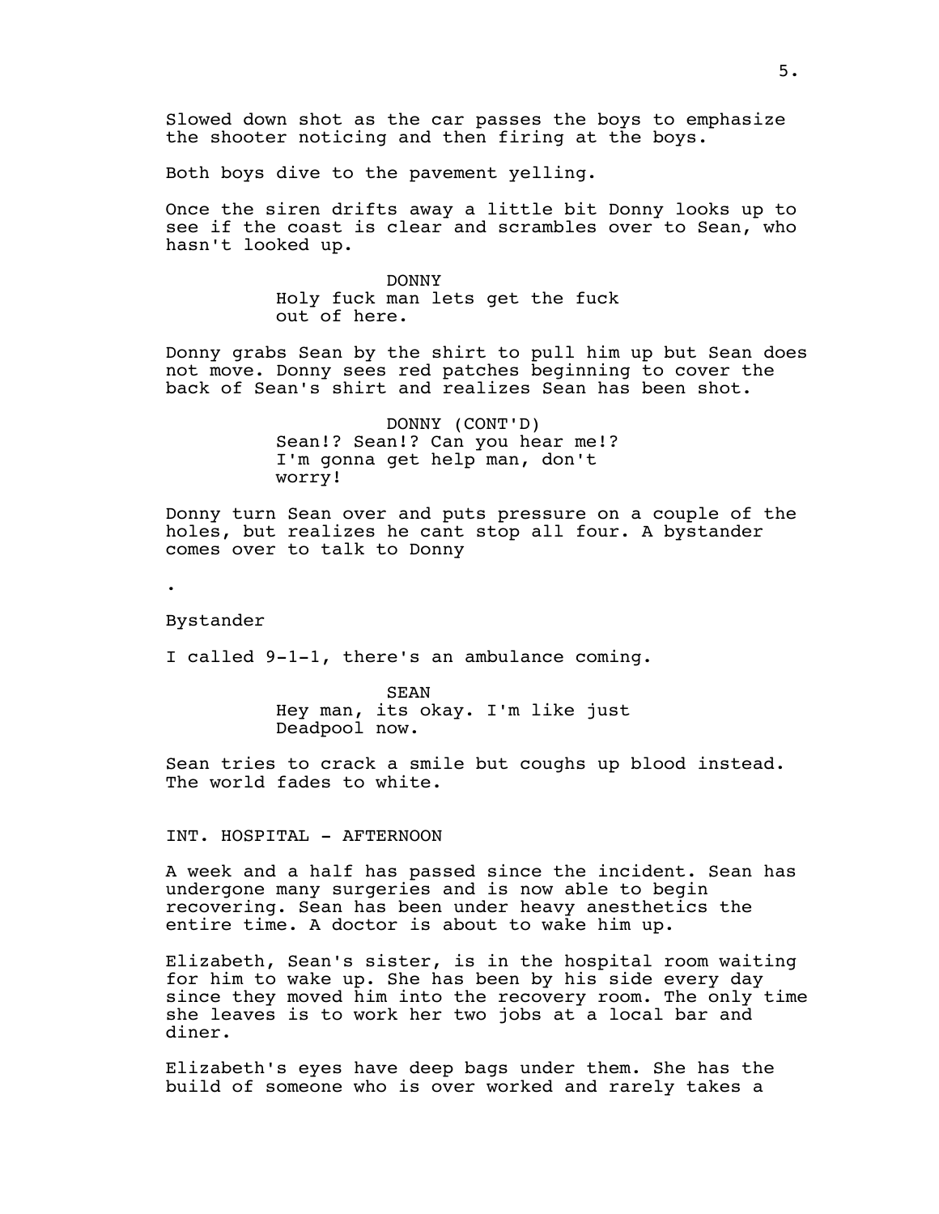Slowed down shot as the car passes the boys to emphasize the shooter noticing and then firing at the boys.

Both boys dive to the pavement yelling.

Once the siren drifts away a little bit Donny looks up to see if the coast is clear and scrambles over to Sean, who hasn't looked up.

DONNY
Holy fuck man lets get the fuck out of here.

Donny grabs Sean by the shirt to pull him up but Sean does not move. Donny sees red patches beginning to cover the back of Sean's shirt and realizes Sean has been shot.

DONNY (CONT'D)
Sean!? Sean!? Can you hear me!? I'm gonna get help man, don't worry!

Donny turn Sean over and puts pressure on a couple of the holes, but realizes he cant stop all four. A bystander comes over to talk to Donny

.

Bystander

I called 9-1-1, there's an ambulance coming.

SEAN
Hey man, its okay. I'm like just Deadpool now.

Sean tries to crack a smile but coughs up blood instead. The world fades to white.

INT. HOSPITAL - AFTERNOON

A week and a half has passed since the incident. Sean has undergone many surgeries and is now able to begin recovering. Sean has been under heavy anesthetics the entire time. A doctor is about to wake him up.

Elizabeth, Sean's sister, is in the hospital room waiting for him to wake up. She has been by his side every day since they moved him into the recovery room. The only time she leaves is to work her two jobs at a local bar and diner.

Elizabeth's eyes have deep bags under them. She has the build of someone who is over worked and rarely takes a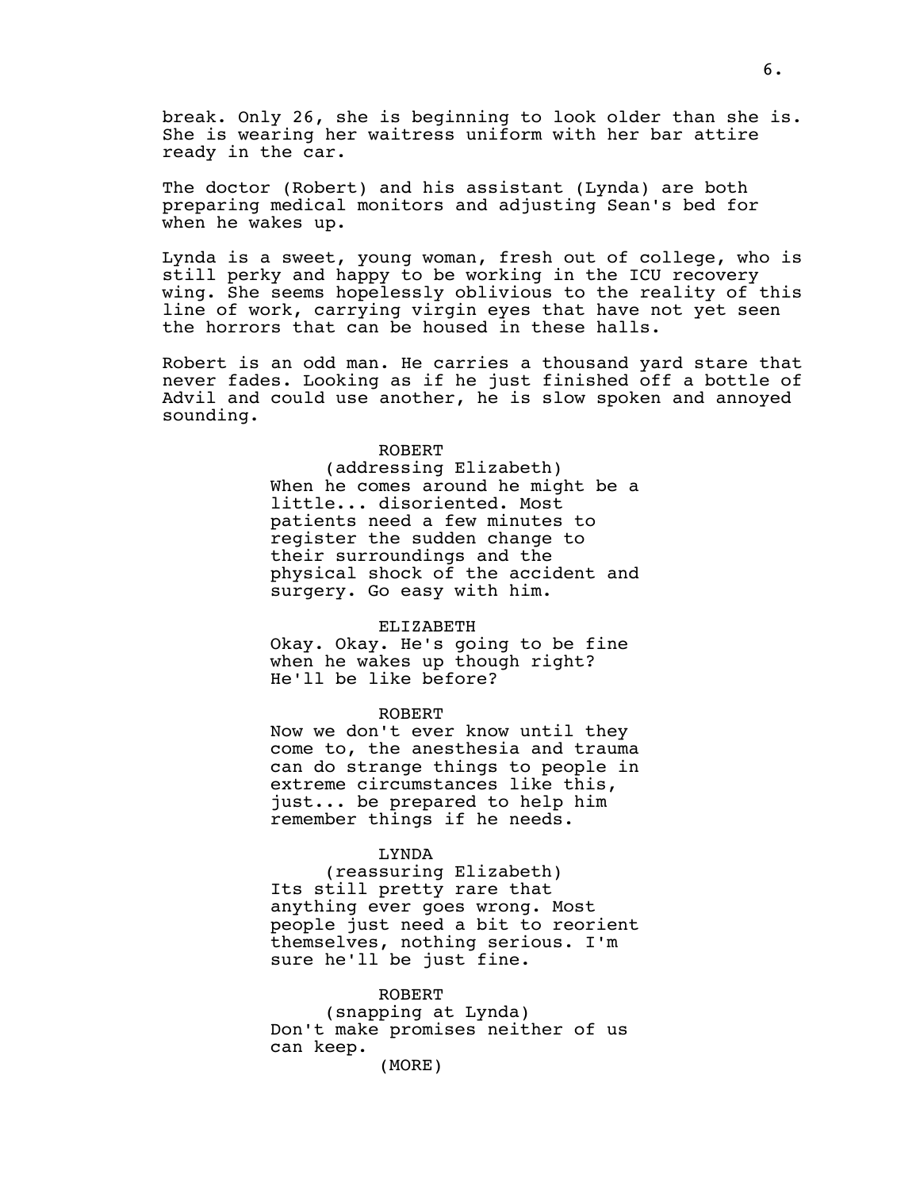break. Only 26, she is beginning to look older than she is. She is wearing her waitress uniform with her bar attire ready in the car.

The doctor (Robert) and his assistant (Lynda) are both preparing medical monitors and adjusting Sean's bed for when he wakes up.

Lynda is a sweet, young woman, fresh out of college, who is still perky and happy to be working in the ICU recovery wing. She seems hopelessly oblivious to the reality of this line of work, carrying virgin eyes that have not yet seen the horrors that can be housed in these halls.

Robert is an odd man. He carries a thousand yard stare that never fades. Looking as if he just finished off a bottle of Advil and could use another, he is slow spoken and annoyed sounding.

ROBERT
(addressing Elizabeth)
When he comes around he might be a little... disoriented. Most patients need a few minutes to register the sudden change to their surroundings and the physical shock of the accident and surgery. Go easy with him.

ELIZABETH
Okay. Okay. He's going to be fine when he wakes up though right? He'll be like before?

ROBERT
Now we don't ever know until they come to, the anesthesia and trauma can do strange things to people in extreme circumstances like this, just... be prepared to help him remember things if he needs.

LYNDA
(reassuring Elizabeth)
Its still pretty rare that anything ever goes wrong. Most people just need a bit to reorient themselves, nothing serious. I'm sure he'll be just fine.

ROBERT
(snapping at Lynda)
Don't make promises neither of us can keep.
(MORE)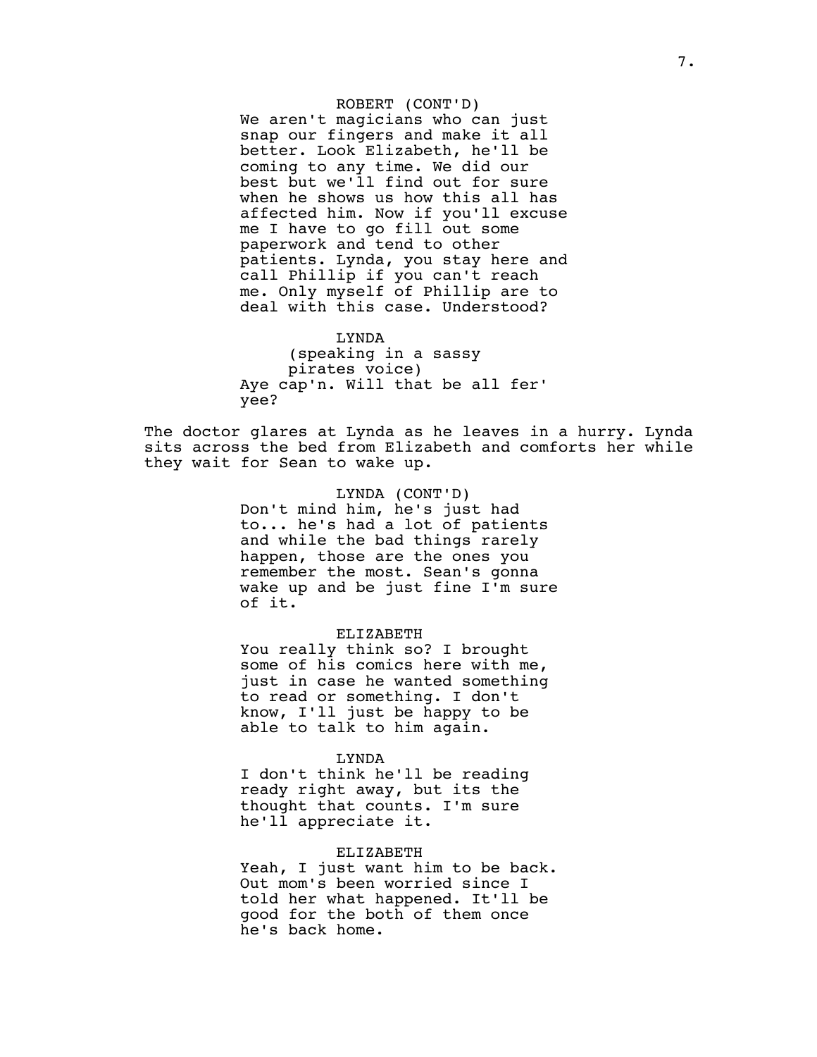ROBERT (CONT'D)
We aren't magicians who can just snap our fingers and make it all better. Look Elizabeth, he'll be coming to any time. We did our best but we'll find out for sure when he shows us how this all has affected him. Now if you'll excuse me I have to go fill out some paperwork and tend to other patients. Lynda, you stay here and call Phillip if you can't reach me. Only myself of Phillip are to deal with this case. Understood?

LYNDA
(speaking in a sassy pirates voice)
Aye cap'n. Will that be all fer' yee?

The doctor glares at Lynda as he leaves in a hurry. Lynda sits across the bed from Elizabeth and comforts her while they wait for Sean to wake up.

LYNDA (CONT'D)
Don't mind him, he's just had to... he's had a lot of patients and while the bad things rarely happen, those are the ones you remember the most. Sean's gonna wake up and be just fine I'm sure of it.

ELIZABETH
You really think so? I brought some of his comics here with me, just in case he wanted something to read or something. I don't know, I'll just be happy to be able to talk to him again.

LYNDA
I don't think he'll be reading ready right away, but its the thought that counts. I'm sure he'll appreciate it.

ELIZABETH
Yeah, I just want him to be back. Out mom's been worried since I told her what happened. It'll be good for the both of them once he's back home.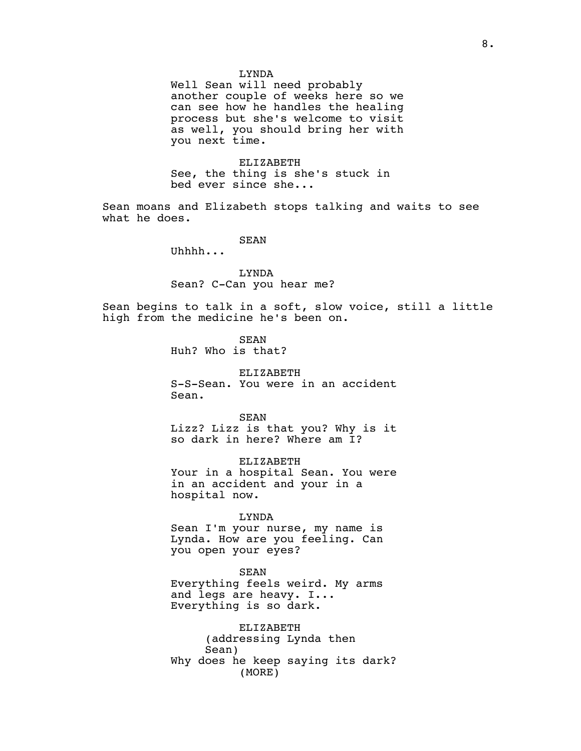LYNDA
Well Sean will need probably another couple of weeks here so we can see how he handles the healing process but she's welcome to visit as well, you should bring her with you next time.

ELIZABETH
See, the thing is she's stuck in bed ever since she...

Sean moans and Elizabeth stops talking and waits to see what he does.

SEAN
Uhhhh...

LYNDA
Sean? C-Can you hear me?

Sean begins to talk in a soft, slow voice, still a little high from the medicine he's been on.

SEAN
Huh? Who is that?

ELIZABETH
S-S-Sean. You were in an accident Sean.

SEAN
Lizz? Lizz is that you? Why is it so dark in here? Where am I?

ELIZABETH
Your in a hospital Sean. You were in an accident and your in a hospital now.

LYNDA
Sean I'm your nurse, my name is Lynda. How are you feeling. Can you open your eyes?

SEAN
Everything feels weird. My arms and legs are heavy. I... Everything is so dark.

ELIZABETH
(addressing Lynda then Sean)
Why does he keep saying its dark?
(MORE)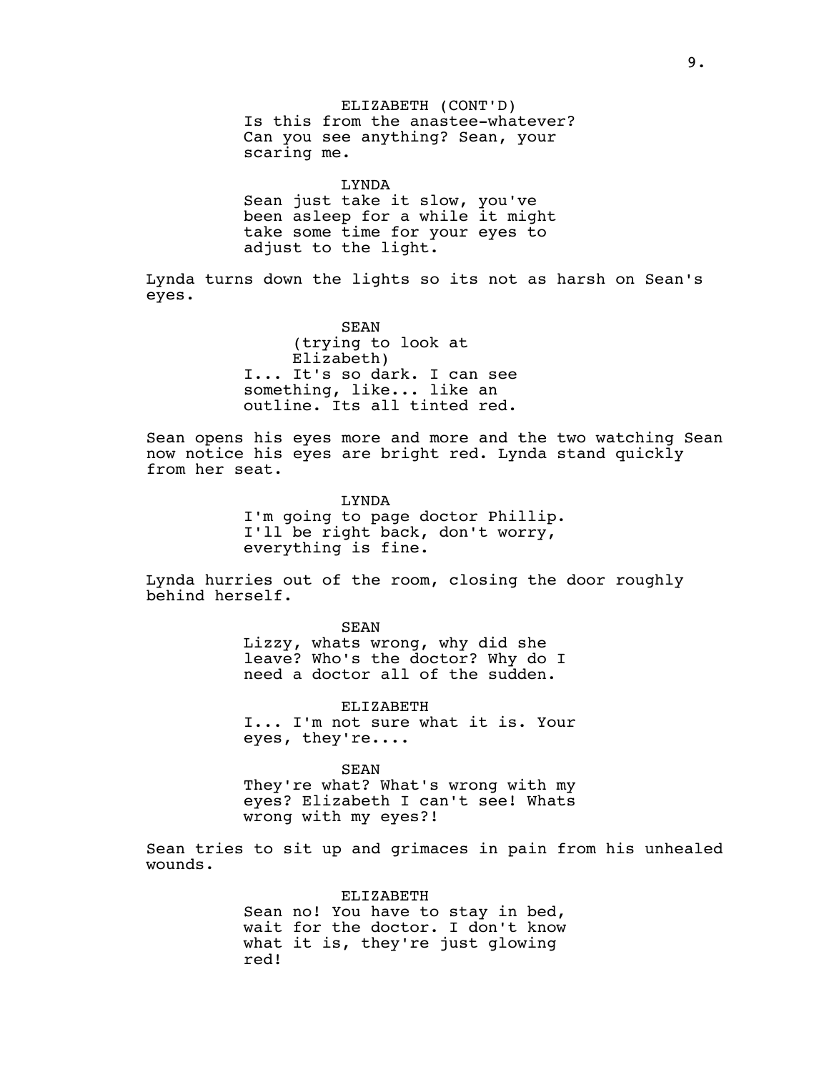ELIZABETH (CONT'D)
Is this from the anastee-whatever? Can you see anything? Sean, your scaring me.

LYNDA
Sean just take it slow, you've been asleep for a while it might take some time for your eyes to adjust to the light.

Lynda turns down the lights so its not as harsh on Sean's eyes.

SEAN
(trying to look at Elizabeth)
I... It's so dark. I can see something, like... like an outline. Its all tinted red.

Sean opens his eyes more and more and the two watching Sean now notice his eyes are bright red. Lynda stand quickly from her seat.

LYNDA
I'm going to page doctor Phillip. I'll be right back, don't worry, everything is fine.

Lynda hurries out of the room, closing the door roughly behind herself.

SEAN
Lizzy, whats wrong, why did she leave? Who's the doctor? Why do I need a doctor all of the sudden.

ELIZABETH
I... I'm not sure what it is. Your eyes, they're....

SEAN
They're what? What's wrong with my eyes? Elizabeth I can't see! Whats wrong with my eyes?!

Sean tries to sit up and grimaces in pain from his unhealed wounds.

ELIZABETH
Sean no! You have to stay in bed, wait for the doctor. I don't know what it is, they're just glowing red!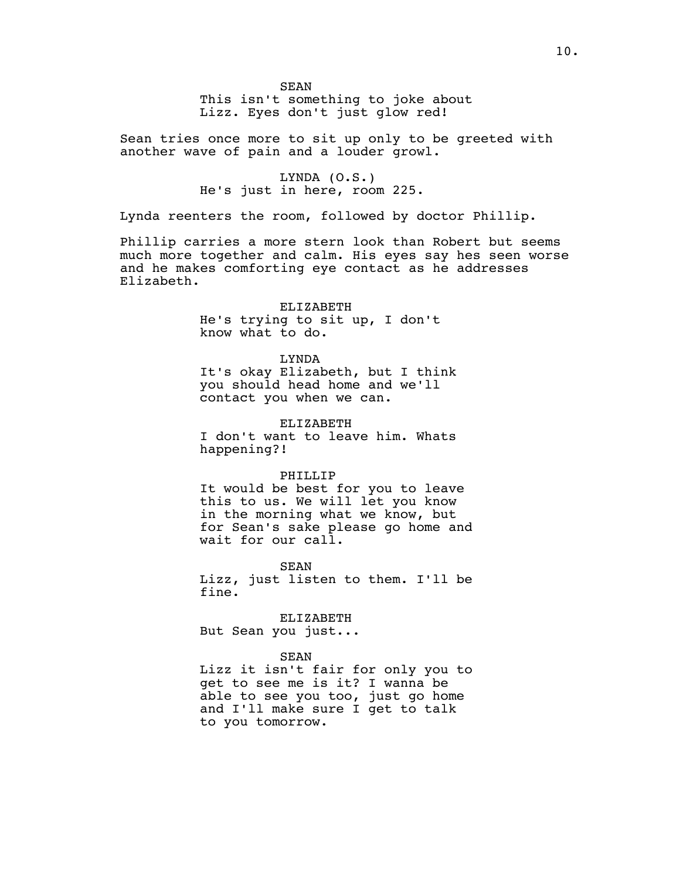SEAN
This isn't something to joke about Lizz. Eyes don't just glow red!

Sean tries once more to sit up only to be greeted with another wave of pain and a louder growl.

LYNDA (O.S.)
He's just in here, room 225.

Lynda reenters the room, followed by doctor Phillip.

Phillip carries a more stern look than Robert but seems much more together and calm. His eyes say hes seen worse and he makes comforting eye contact as he addresses Elizabeth.

ELIZABETH
He's trying to sit up, I don't know what to do.

LYNDA
It's okay Elizabeth, but I think you should head home and we'll contact you when we can.

ELIZABETH
I don't want to leave him. Whats happening?!

PHILLIP
It would be best for you to leave this to us. We will let you know in the morning what we know, but for Sean's sake please go home and wait for our call.

SEAN
Lizz, just listen to them. I'll be fine.

ELIZABETH
But Sean you just...

SEAN
Lizz it isn't fair for only you to get to see me is it? I wanna be able to see you too, just go home and I'll make sure I get to talk to you tomorrow.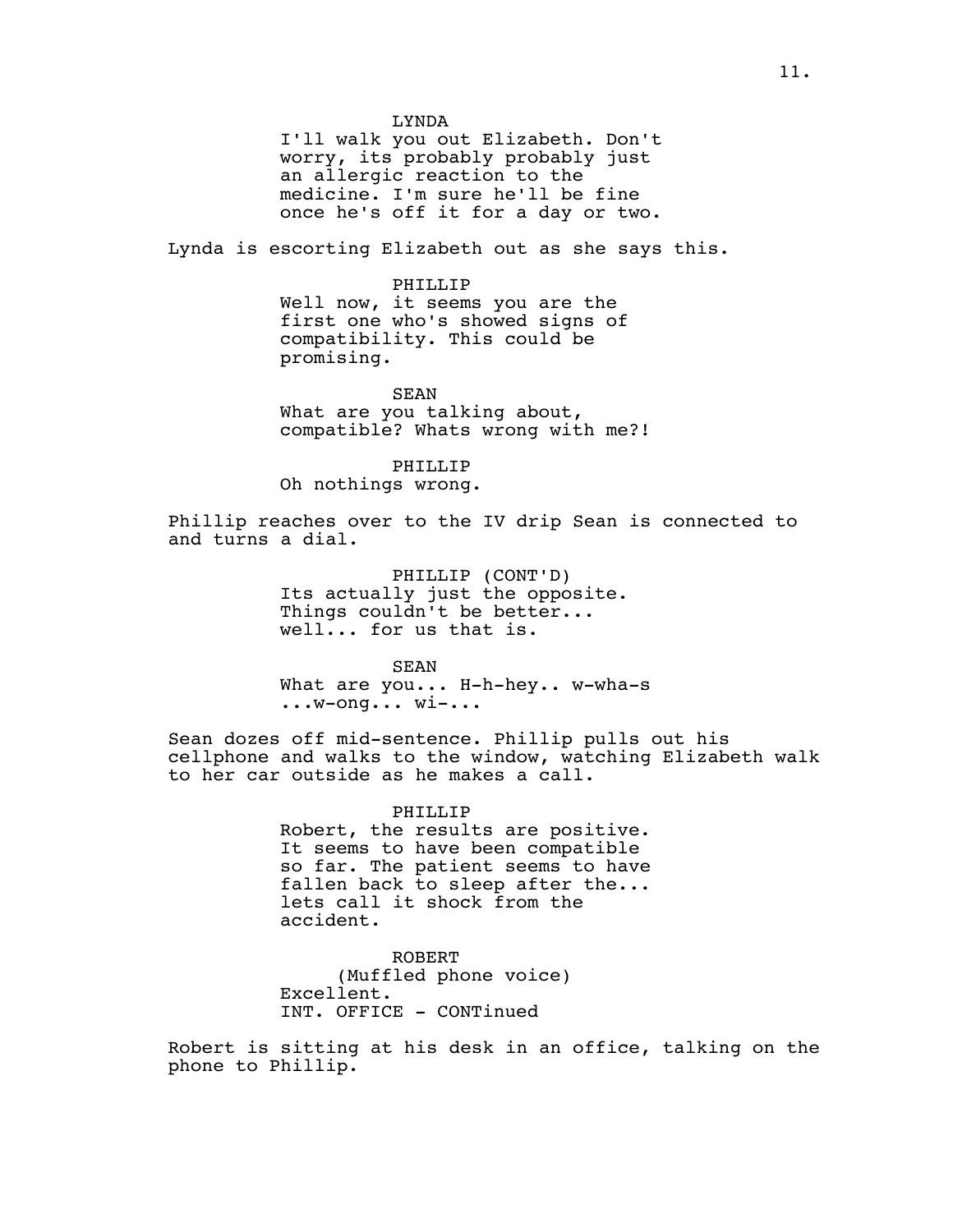LYNDA
I'll walk you out Elizabeth. Don't worry, its probably probably just an allergic reaction to the medicine. I'm sure he'll be fine once he's off it for a day or two.

Lynda is escorting Elizabeth out as she says this.

PHILLIP
Well now, it seems you are the first one who's showed signs of compatibility. This could be promising.

SEAN
What are you talking about, compatible? Whats wrong with me?!

PHILLIP
Oh nothings wrong.

Phillip reaches over to the IV drip Sean is connected to and turns a dial.

PHILLIP (CONT'D)
Its actually just the opposite. Things couldn't be better... well... for us that is.

SEAN
What are you... H-h-hey.. w-wha-s ...w-ong... wi-...

Sean dozes off mid-sentence. Phillip pulls out his cellphone and walks to the window, watching Elizabeth walk to her car outside as he makes a call.

PHILLIP
Robert, the results are positive. It seems to have been compatible so far. The patient seems to have fallen back to sleep after the... lets call it shock from the accident.

ROBERT
(Muffled phone voice)
Excellent.
INT. OFFICE - CONTinued

Robert is sitting at his desk in an office, talking on the phone to Phillip.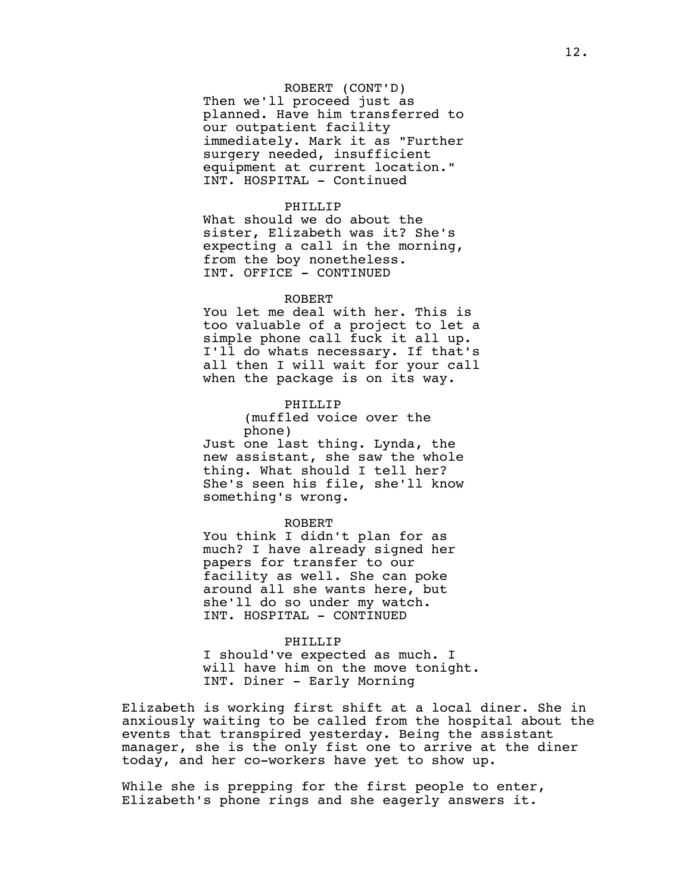ROBERT (CONT'D)
Then we'll proceed just as planned. Have him transferred to our outpatient facility immediately. Mark it as "Further surgery needed, insufficient equipment at current location."
INT. HOSPITAL - Continued

PHILLIP
What should we do about the sister, Elizabeth was it? She's expecting a call in the morning, from the boy nonetheless.
INT. OFFICE - CONTINUED

ROBERT
You let me deal with her. This is too valuable of a project to let a simple phone call fuck it all up. I'll do whats necessary. If that's all then I will wait for your call when the package is on its way.

PHILLIP
(muffled voice over the phone)
Just one last thing. Lynda, the new assistant, she saw the whole thing. What should I tell her? She's seen his file, she'll know something's wrong.

ROBERT
You think I didn't plan for as much? I have already signed her papers for transfer to our facility as well. She can poke around all she wants here, but she'll do so under my watch.
INT. HOSPITAL - CONTINUED

PHILLIP
I should've expected as much. I will have him on the move tonight.
INT. Diner - Early Morning

Elizabeth is working first shift at a local diner. She in anxiously waiting to be called from the hospital about the events that transpired yesterday. Being the assistant manager, she is the only fist one to arrive at the diner today, and her co-workers have yet to show up.

While she is prepping for the first people to enter, Elizabeth's phone rings and she eagerly answers it.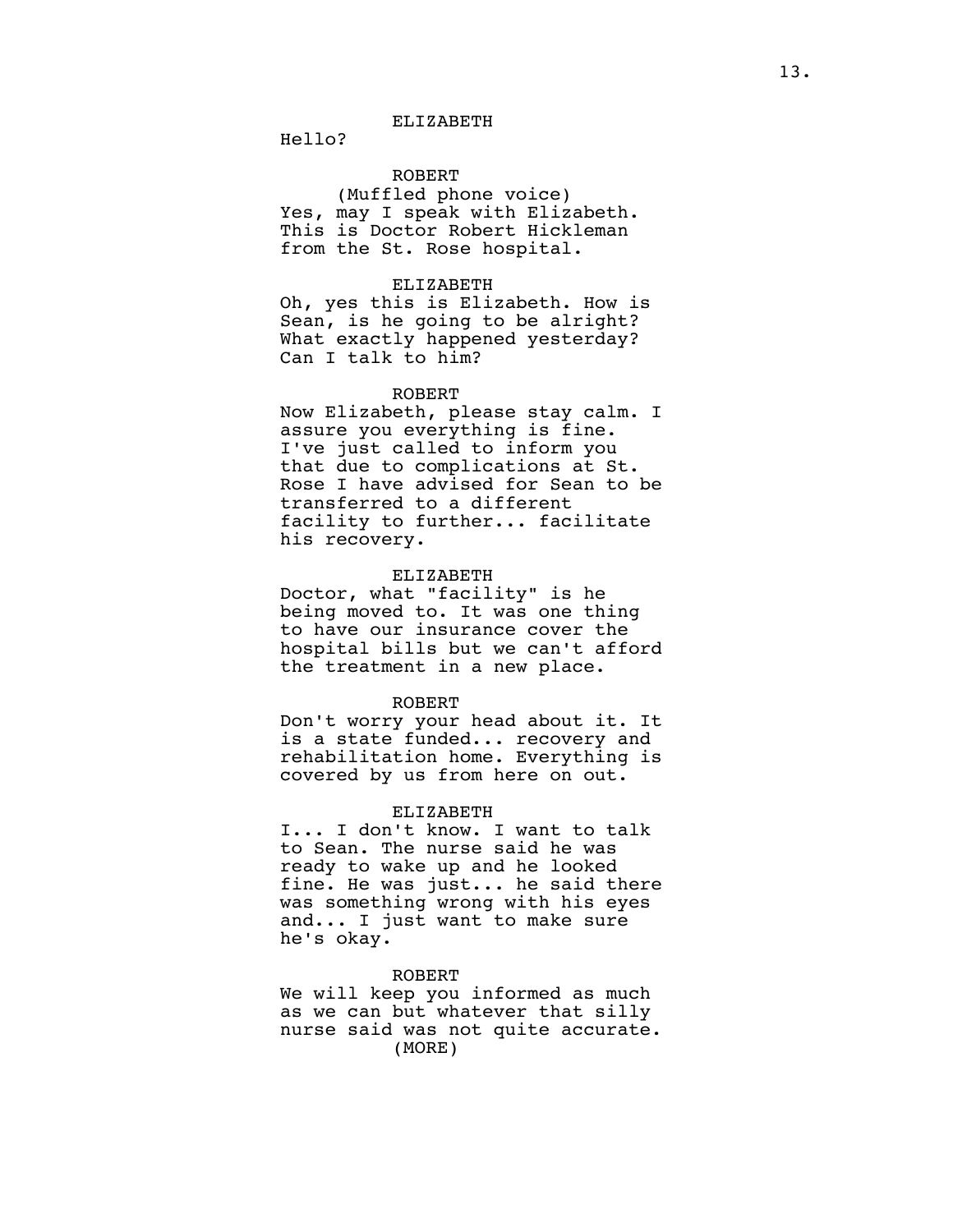ELIZABETH

Hello?

ROBERT

(Muffled phone voice)

Yes, may I speak with Elizabeth. This is Doctor Robert Hickleman from the St. Rose hospital.

ELIZABETH

Oh, yes this is Elizabeth. How is Sean, is he going to be alright? What exactly happened yesterday? Can I talk to him?

ROBERT

Now Elizabeth, please stay calm. I assure you everything is fine. I've just called to inform you that due to complications at St. Rose I have advised for Sean to be transferred to a different facility to further... facilitate his recovery.

ELIZABETH

Doctor, what "facility" is he being moved to. It was one thing to have our insurance cover the hospital bills but we can't afford the treatment in a new place.

ROBERT

Don't worry your head about it. It is a state funded... recovery and rehabilitation home. Everything is covered by us from here on out.

ELIZABETH

I... I don't know. I want to talk to Sean. The nurse said he was ready to wake up and he looked fine. He was just... he said there was something wrong with his eyes and... I just want to make sure he's okay.

ROBERT

We will keep you informed as much as we can but whatever that silly nurse said was not quite accurate.

(MORE)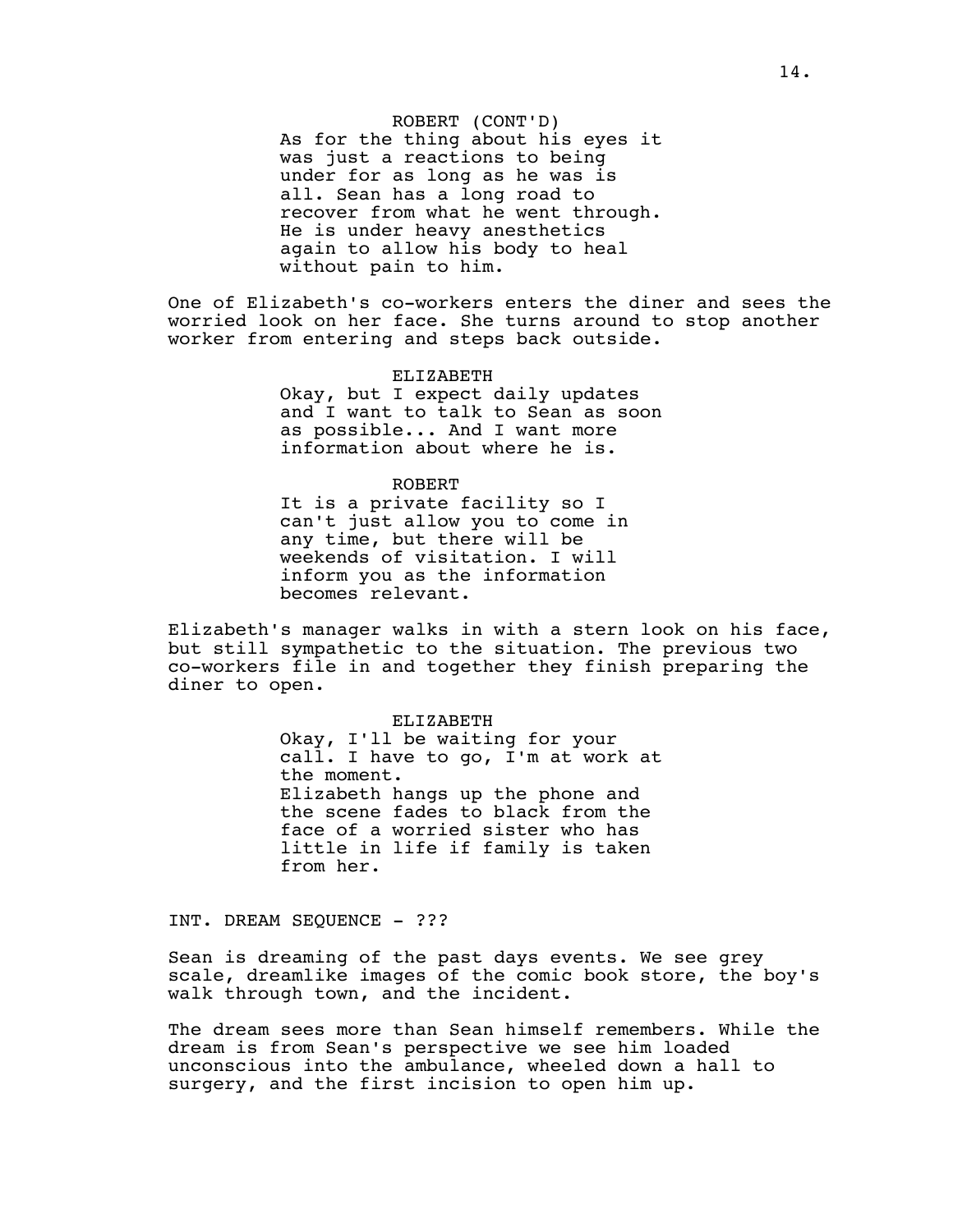ROBERT (CONT'D)
As for the thing about his eyes it was just a reactions to being under for as long as he was is all. Sean has a long road to recover from what he went through. He is under heavy anesthetics again to allow his body to heal without pain to him.

One of Elizabeth's co-workers enters the diner and sees the worried look on her face. She turns around to stop another worker from entering and steps back outside.

ELIZABETH
Okay, but I expect daily updates and I want to talk to Sean as soon as possible... And I want more information about where he is.

ROBERT
It is a private facility so I can't just allow you to come in any time, but there will be weekends of visitation. I will inform you as the information becomes relevant.

Elizabeth's manager walks in with a stern look on his face, but still sympathetic to the situation. The previous two co-workers file in and together they finish preparing the diner to open.

ELIZABETH
Okay, I'll be waiting for your call. I have to go, I'm at work at the moment.
Elizabeth hangs up the phone and the scene fades to black from the face of a worried sister who has little in life if family is taken from her.

INT. DREAM SEQUENCE - ???

Sean is dreaming of the past days events. We see grey scale, dreamlike images of the comic book store, the boy's walk through town, and the incident.

The dream sees more than Sean himself remembers. While the dream is from Sean's perspective we see him loaded unconscious into the ambulance, wheeled down a hall to surgery, and the first incision to open him up.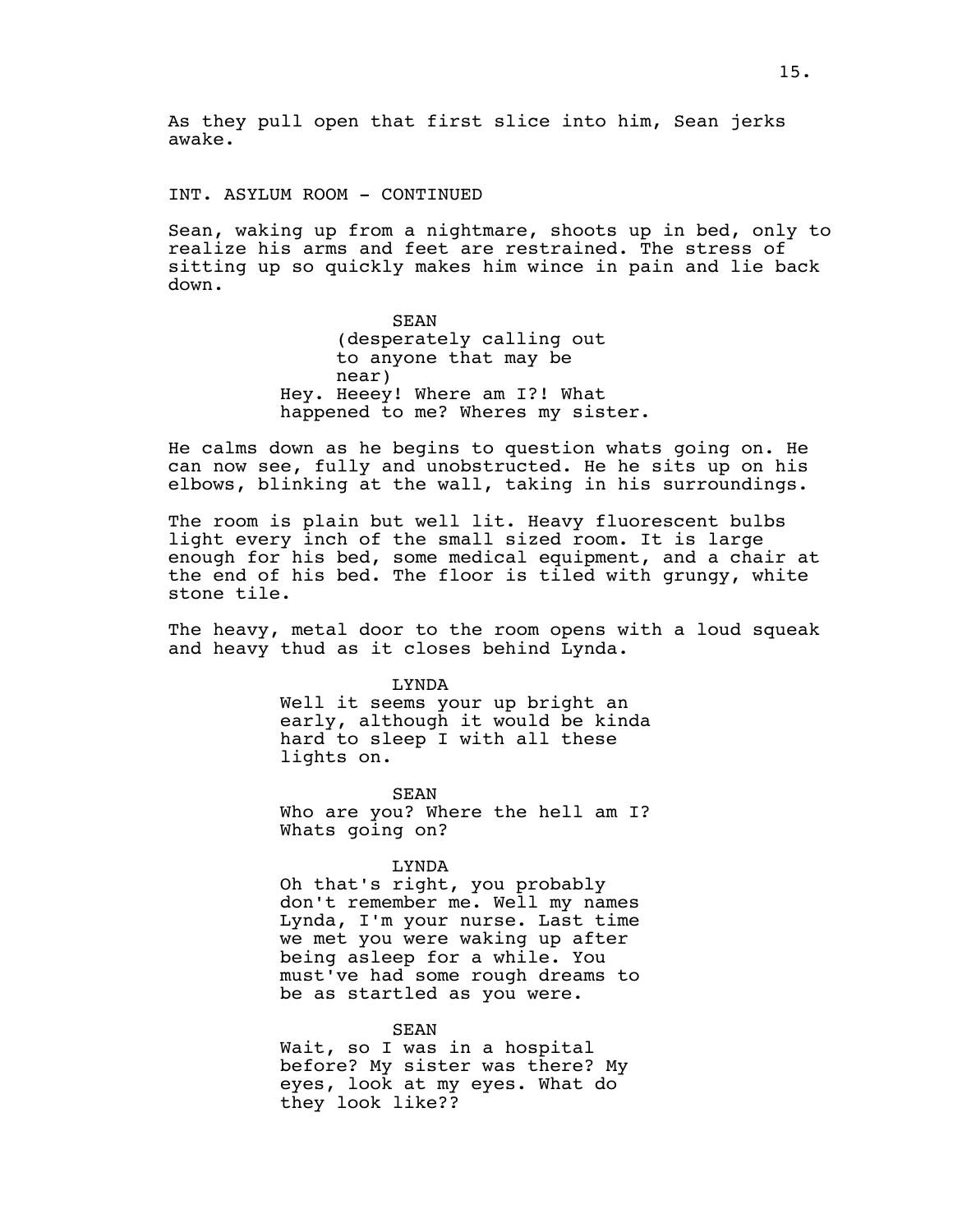As they pull open that first slice into him, Sean jerks awake.

INT. ASYLUM ROOM - CONTINUED

Sean, waking up from a nightmare, shoots up in bed, only to realize his arms and feet are restrained. The stress of sitting up so quickly makes him wince in pain and lie back down.

SEAN
(desperately calling out to anyone that may be near)
Hey. Heeey! Where am I?! What happened to me? Wheres my sister.

He calms down as he begins to question whats going on. He can now see, fully and unobstructed. He he sits up on his elbows, blinking at the wall, taking in his surroundings.

The room is plain but well lit. Heavy fluorescent bulbs light every inch of the small sized room. It is large enough for his bed, some medical equipment, and a chair at the end of his bed. The floor is tiled with grungy, white stone tile.

The heavy, metal door to the room opens with a loud squeak and heavy thud as it closes behind Lynda.

LYNDA
Well it seems your up bright an early, although it would be kinda hard to sleep I with all these lights on.

SEAN
Who are you? Where the hell am I? Whats going on?

LYNDA
Oh that's right, you probably don't remember me. Well my names Lynda, I'm your nurse. Last time we met you were waking up after being asleep for a while. You must've had some rough dreams to be as startled as you were.

SEAN
Wait, so I was in a hospital before? My sister was there? My eyes, look at my eyes. What do they look like??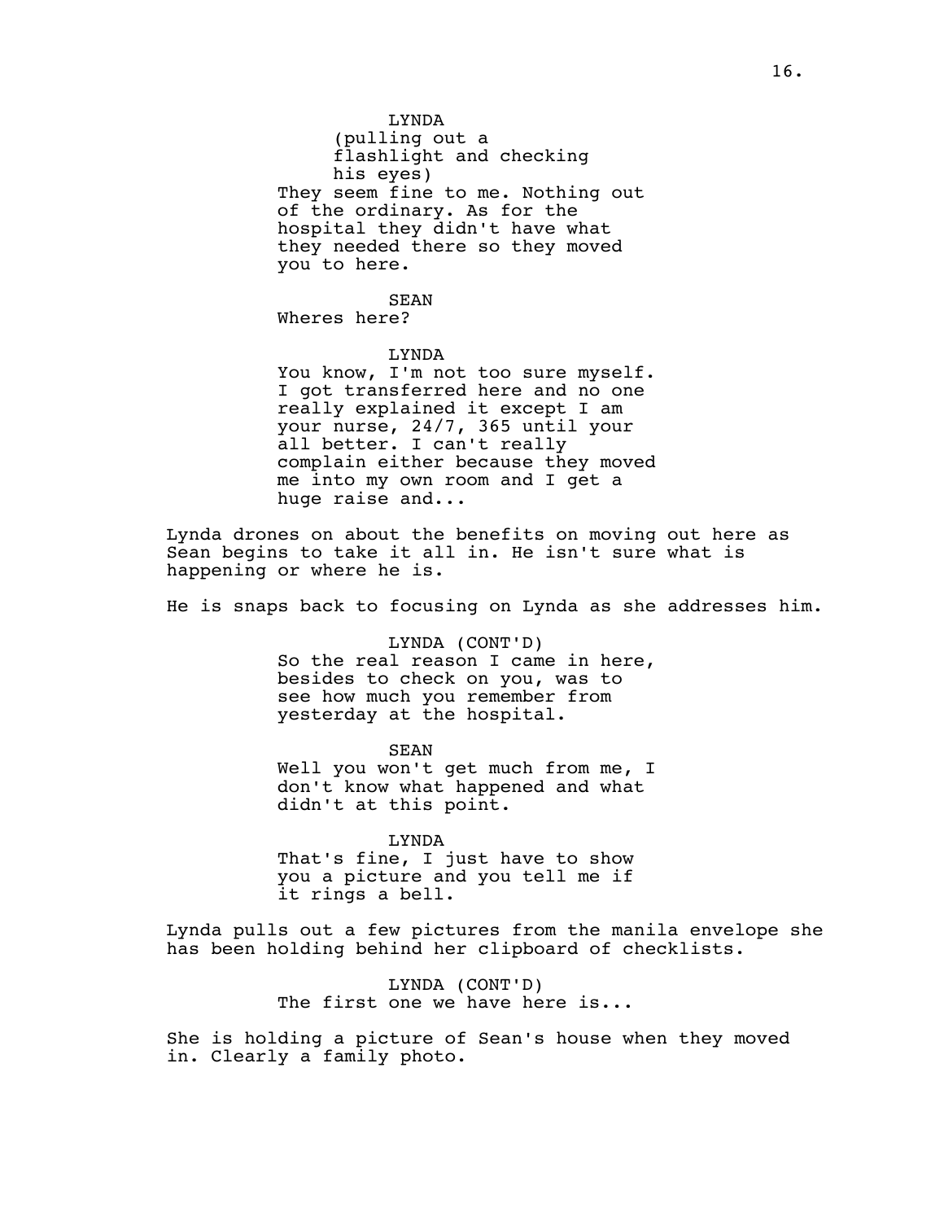LYNDA
(pulling out a flashlight and checking his eyes)
They seem fine to me. Nothing out of the ordinary. As for the hospital they didn't have what they needed there so they moved you to here.

SEAN
Wheres here?

LYNDA
You know, I'm not too sure myself. I got transferred here and no one really explained it except I am your nurse, 24/7, 365 until your all better. I can't really complain either because they moved me into my own room and I get a huge raise and...

Lynda drones on about the benefits on moving out here as Sean begins to take it all in. He isn't sure what is happening or where he is.

He is snaps back to focusing on Lynda as she addresses him.

LYNDA (CONT'D)
So the real reason I came in here, besides to check on you, was to see how much you remember from yesterday at the hospital.

SEAN
Well you won't get much from me, I don't know what happened and what didn't at this point.

LYNDA
That's fine, I just have to show you a picture and you tell me if it rings a bell.

Lynda pulls out a few pictures from the manila envelope she has been holding behind her clipboard of checklists.

LYNDA (CONT'D)
The first one we have here is...

She is holding a picture of Sean's house when they moved in. Clearly a family photo.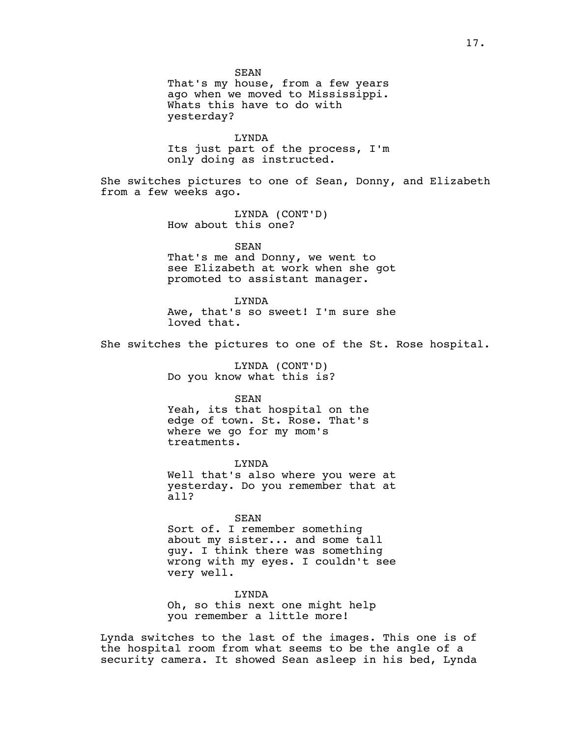SEAN
That's my house, from a few years ago when we moved to Mississippi. Whats this have to do with yesterday?

LYNDA
Its just part of the process, I'm only doing as instructed.

She switches pictures to one of Sean, Donny, and Elizabeth from a few weeks ago.

LYNDA (CONT'D)
How about this one?

SEAN
That's me and Donny, we went to see Elizabeth at work when she got promoted to assistant manager.

LYNDA
Awe, that's so sweet! I'm sure she loved that.

She switches the pictures to one of the St. Rose hospital.

LYNDA (CONT'D)
Do you know what this is?

SEAN
Yeah, its that hospital on the edge of town. St. Rose. That's where we go for my mom's treatments.

LYNDA
Well that's also where you were at yesterday. Do you remember that at all?

SEAN
Sort of. I remember something about my sister... and some tall guy. I think there was something wrong with my eyes. I couldn't see very well.

LYNDA
Oh, so this next one might help you remember a little more!

Lynda switches to the last of the images. This one is of the hospital room from what seems to be the angle of a security camera. It showed Sean asleep in his bed, Lynda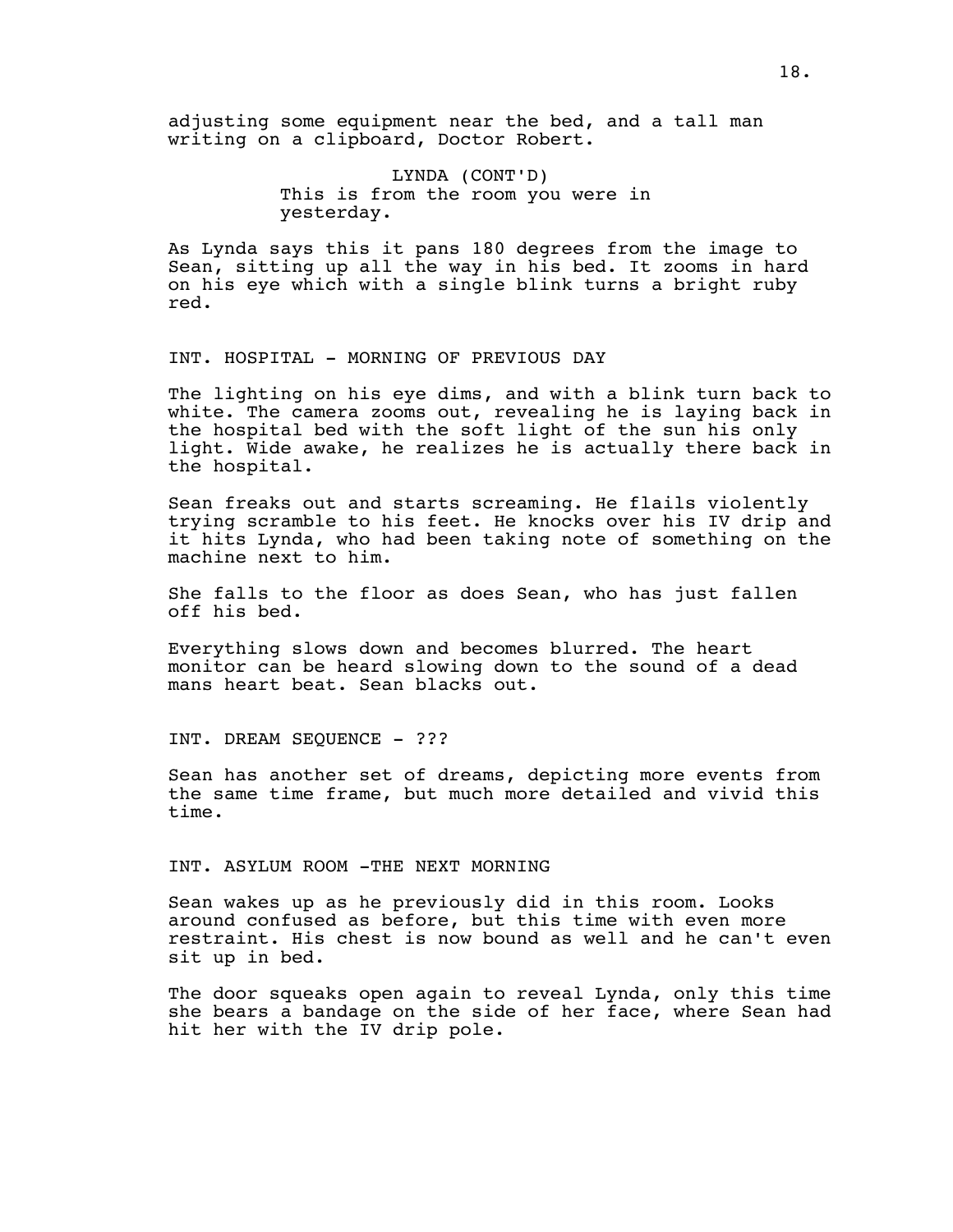adjusting some equipment near the bed, and a tall man writing on a clipboard, Doctor Robert.

LYNDA (CONT'D)
This is from the room you were in yesterday.

As Lynda says this it pans 180 degrees from the image to Sean, sitting up all the way in his bed. It zooms in hard on his eye which with a single blink turns a bright ruby red.

INT. HOSPITAL - MORNING OF PREVIOUS DAY

The lighting on his eye dims, and with a blink turn back to white. The camera zooms out, revealing he is laying back in the hospital bed with the soft light of the sun his only light. Wide awake, he realizes he is actually there back in the hospital.

Sean freaks out and starts screaming. He flails violently trying scramble to his feet. He knocks over his IV drip and it hits Lynda, who had been taking note of something on the machine next to him.

She falls to the floor as does Sean, who has just fallen off his bed.

Everything slows down and becomes blurred. The heart monitor can be heard slowing down to the sound of a dead mans heart beat. Sean blacks out.

INT. DREAM SEQUENCE - ???

Sean has another set of dreams, depicting more events from the same time frame, but much more detailed and vivid this time.

INT. ASYLUM ROOM -THE NEXT MORNING

Sean wakes up as he previously did in this room. Looks around confused as before, but this time with even more restraint. His chest is now bound as well and he can't even sit up in bed.

The door squeaks open again to reveal Lynda, only this time she bears a bandage on the side of her face, where Sean had hit her with the IV drip pole.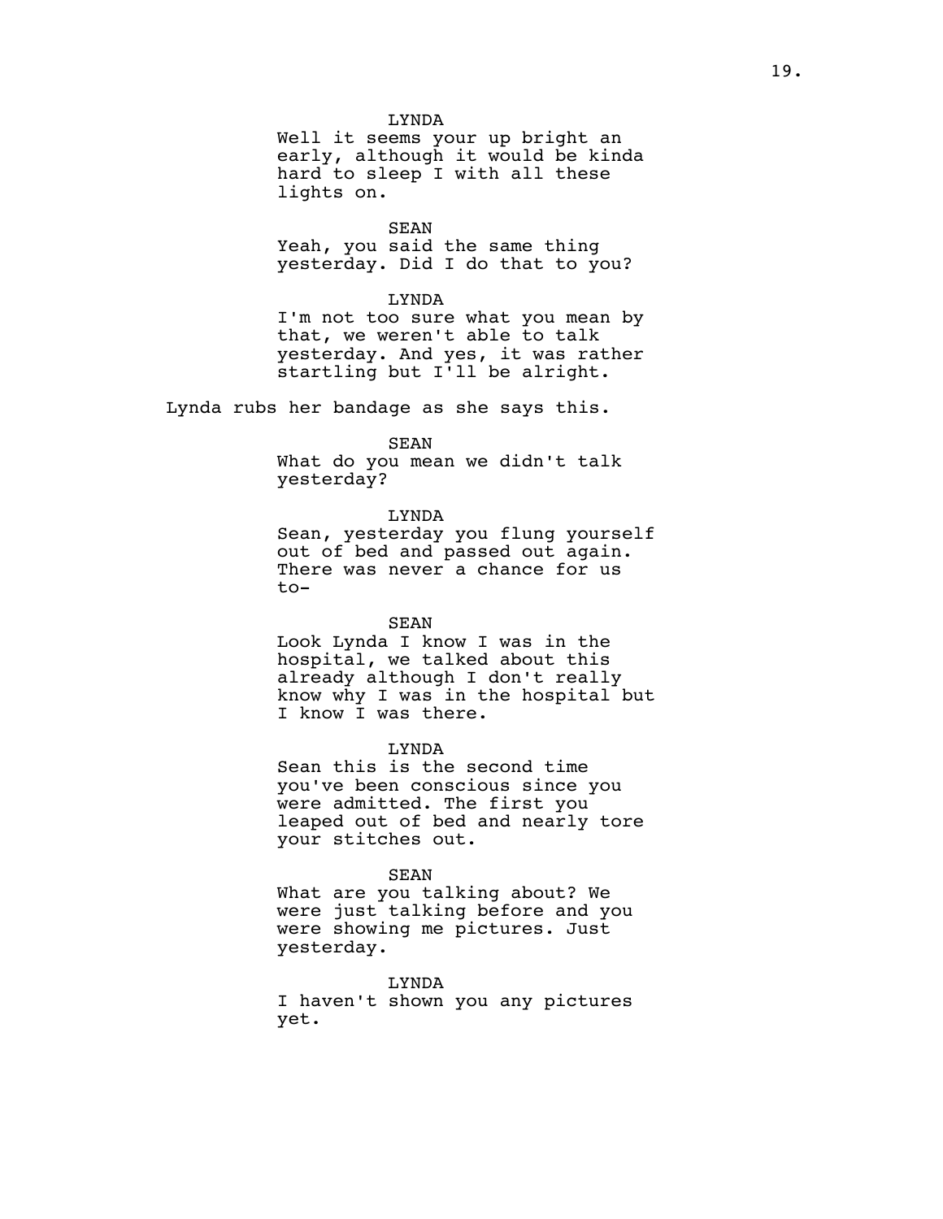LYNDA
Well it seems your up bright an early, although it would be kinda hard to sleep I with all these lights on.

SEAN
Yeah, you said the same thing yesterday. Did I do that to you?

LYNDA
I'm not too sure what you mean by that, we weren't able to talk yesterday. And yes, it was rather startling but I'll be alright.

Lynda rubs her bandage as she says this.

SEAN
What do you mean we didn't talk yesterday?

LYNDA
Sean, yesterday you flung yourself out of bed and passed out again. There was never a chance for us to-

SEAN
Look Lynda I know I was in the hospital, we talked about this already although I don't really know why I was in the hospital but I know I was there.

LYNDA
Sean this is the second time you've been conscious since you were admitted. The first you leaped out of bed and nearly tore your stitches out.

SEAN
What are you talking about? We were just talking before and you were showing me pictures. Just yesterday.

LYNDA
I haven't shown you any pictures yet.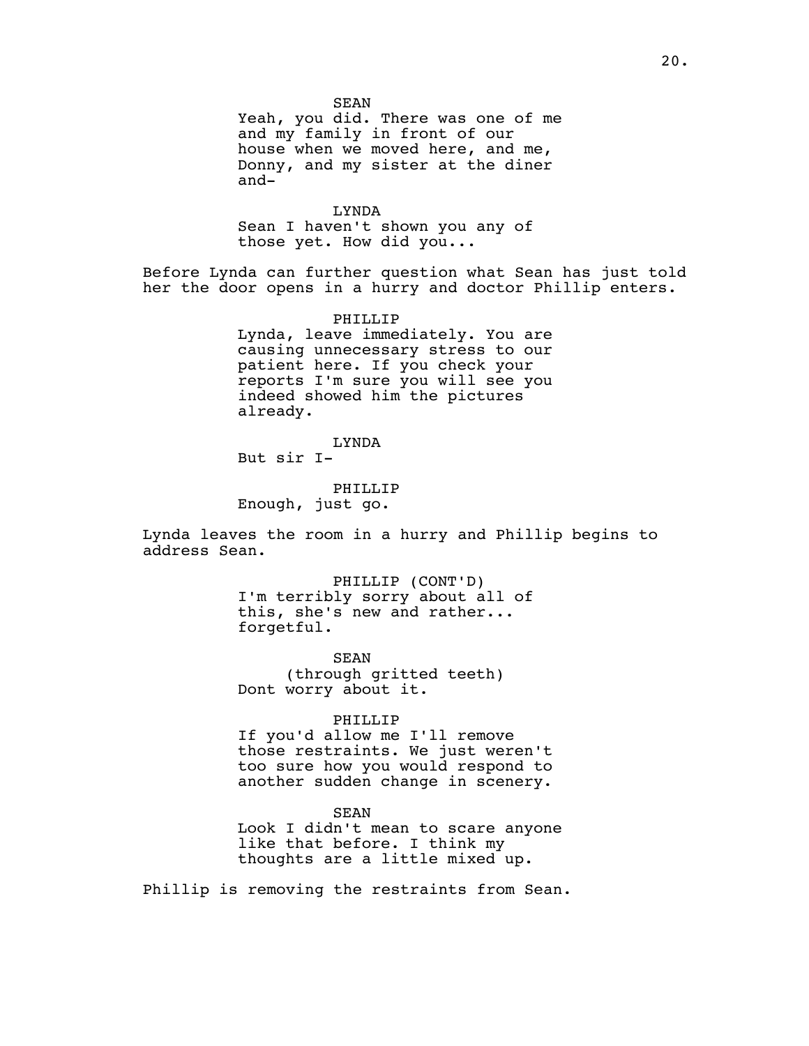SEAN

Yeah, you did. There was one of me and my family in front of our house when we moved here, and me, Donny, and my sister at the diner and-

LYNDA

Sean I haven't shown you any of those yet. How did you...

Before Lynda can further question what Sean has just told her the door opens in a hurry and doctor Phillip enters.

PHILLIP

Lynda, leave immediately. You are causing unnecessary stress to our patient here. If you check your reports I'm sure you will see you indeed showed him the pictures already.

LYNDA

But sir I-

PHILLIP

Enough, just go.

Lynda leaves the room in a hurry and Phillip begins to address Sean.

PHILLIP (CONT'D)

I'm terribly sorry about all of this, she's new and rather... forgetful.

SEAN

(through gritted teeth)

Dont worry about it.

PHILLIP

If you'd allow me I'll remove those restraints. We just weren't too sure how you would respond to another sudden change in scenery.

SEAN

Look I didn't mean to scare anyone like that before. I think my thoughts are a little mixed up.

Phillip is removing the restraints from Sean.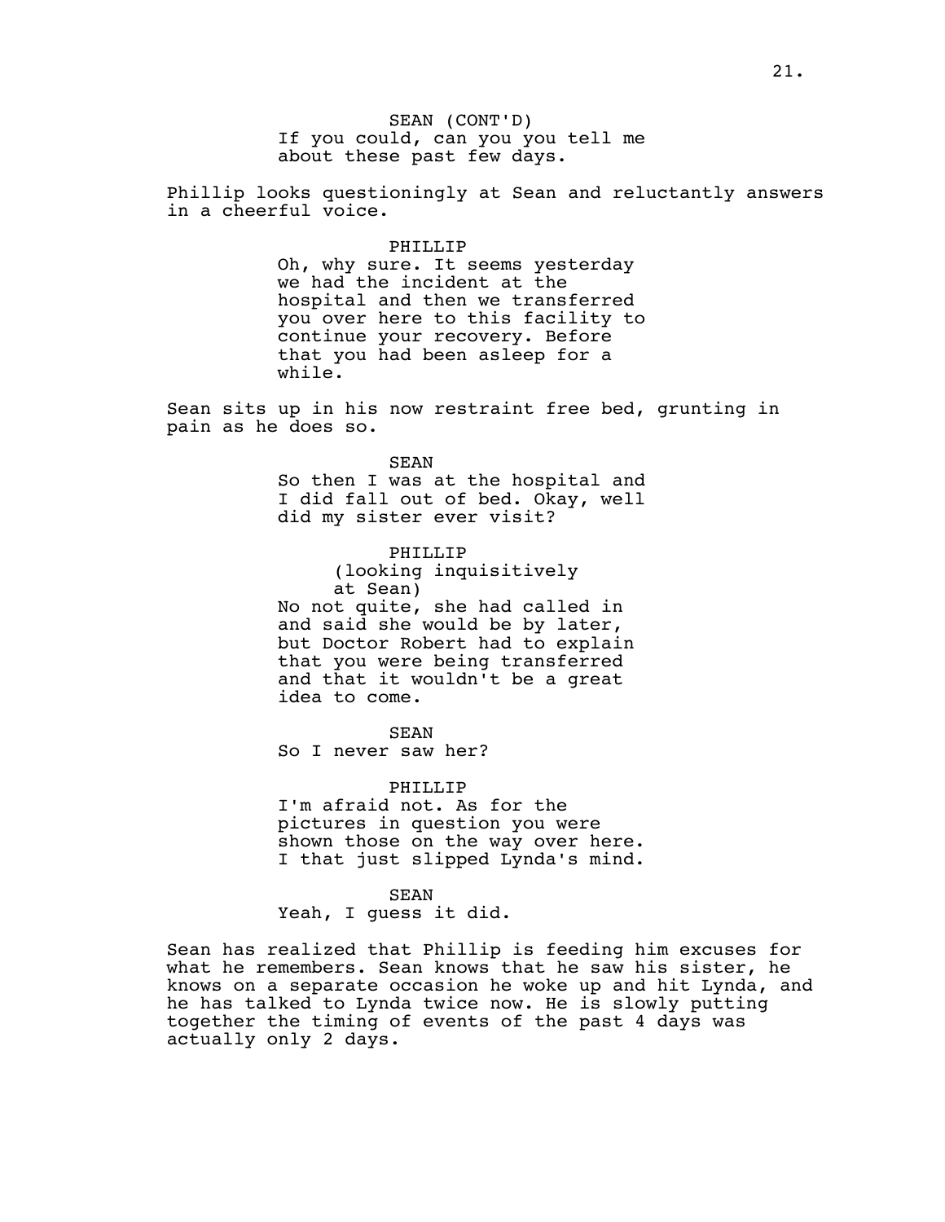SEAN (CONT'D)
If you could, can you you tell me about these past few days.

Phillip looks questioningly at Sean and reluctantly answers in a cheerful voice.

PHILLIP
Oh, why sure. It seems yesterday we had the incident at the hospital and then we transferred you over here to this facility to continue your recovery. Before that you had been asleep for a while.

Sean sits up in his now restraint free bed, grunting in pain as he does so.

SEAN
So then I was at the hospital and I did fall out of bed. Okay, well did my sister ever visit?

PHILLIP
(looking inquisitively at Sean)
No not quite, she had called in and said she would be by later, but Doctor Robert had to explain that you were being transferred and that it wouldn't be a great idea to come.

SEAN
So I never saw her?

PHILLIP
I'm afraid not. As for the pictures in question you were shown those on the way over here. I that just slipped Lynda's mind.

SEAN
Yeah, I guess it did.

Sean has realized that Phillip is feeding him excuses for what he remembers. Sean knows that he saw his sister, he knows on a separate occasion he woke up and hit Lynda, and he has talked to Lynda twice now. He is slowly putting together the timing of events of the past 4 days was actually only 2 days.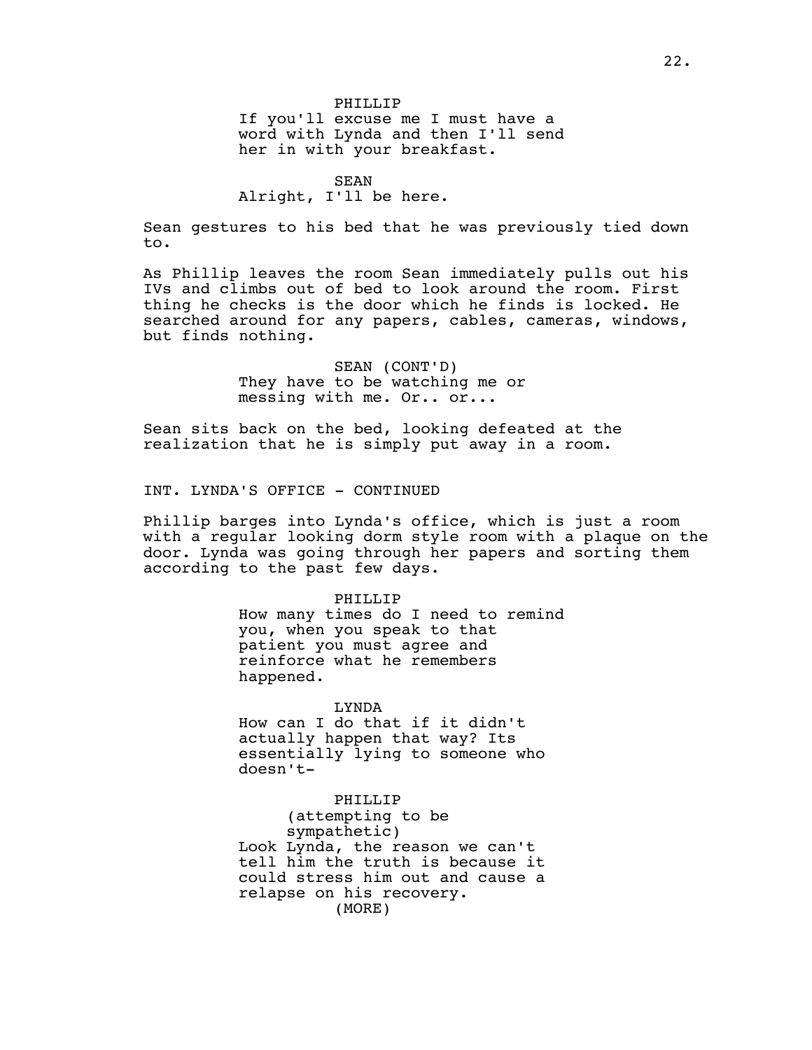PHILLIP
If you'll excuse me I must have a word with Lynda and then I'll send her in with your breakfast.

SEAN
Alright, I'll be here.

Sean gestures to his bed that he was previously tied down to.

As Phillip leaves the room Sean immediately pulls out his IVs and climbs out of bed to look around the room. First thing he checks is the door which he finds is locked. He searched around for any papers, cables, cameras, windows, but finds nothing.

SEAN (CONT'D)
They have to be watching me or messing with me. Or.. or...

Sean sits back on the bed, looking defeated at the realization that he is simply put away in a room.

INT. LYNDA'S OFFICE - CONTINUED

Phillip barges into Lynda's office, which is just a room with a regular looking dorm style room with a plaque on the door. Lynda was going through her papers and sorting them according to the past few days.

PHILLIP
How many times do I need to remind you, when you speak to that patient you must agree and reinforce what he remembers happened.

LYNDA
How can I do that if it didn't actually happen that way? Its essentially lying to someone who doesn't-

PHILLIP
(attempting to be sympathetic)
Look Lynda, the reason we can't tell him the truth is because it could stress him out and cause a relapse on his recovery.
(MORE)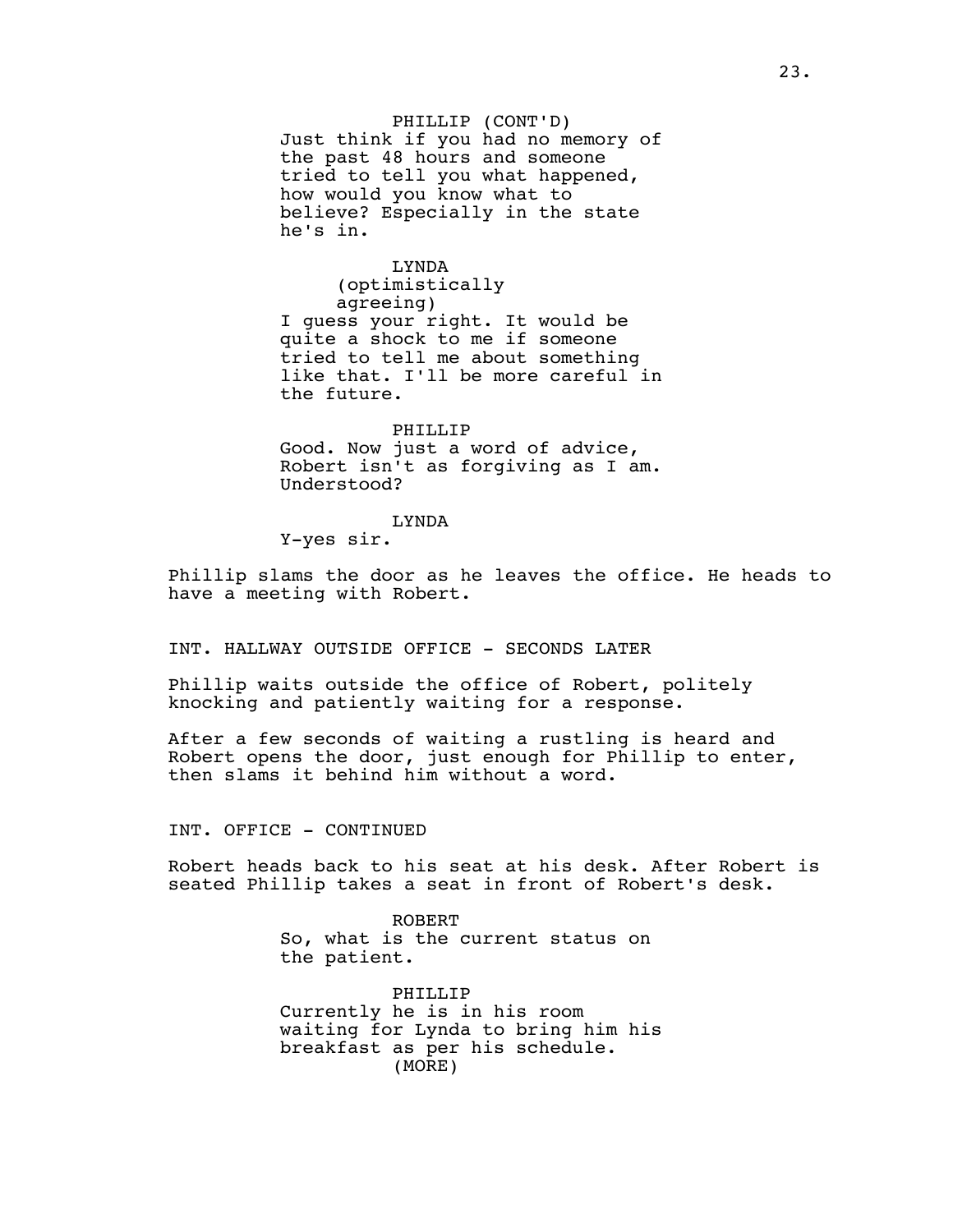PHILLIP (CONT'D)
Just think if you had no memory of the past 48 hours and someone tried to tell you what happened, how would you know what to believe? Especially in the state he's in.

LYNDA
(optimistically agreeing)
I guess your right. It would be quite a shock to me if someone tried to tell me about something like that. I'll be more careful in the future.

PHILLIP
Good. Now just a word of advice, Robert isn't as forgiving as I am. Understood?

LYNDA
Y-yes sir.

Phillip slams the door as he leaves the office. He heads to have a meeting with Robert.

INT. HALLWAY OUTSIDE OFFICE - SECONDS LATER

Phillip waits outside the office of Robert, politely knocking and patiently waiting for a response.

After a few seconds of waiting a rustling is heard and Robert opens the door, just enough for Phillip to enter, then slams it behind him without a word.

INT. OFFICE - CONTINUED

Robert heads back to his seat at his desk. After Robert is seated Phillip takes a seat in front of Robert's desk.

ROBERT
So, what is the current status on the patient.

PHILLIP
Currently he is in his room waiting for Lynda to bring him his breakfast as per his schedule.
(MORE)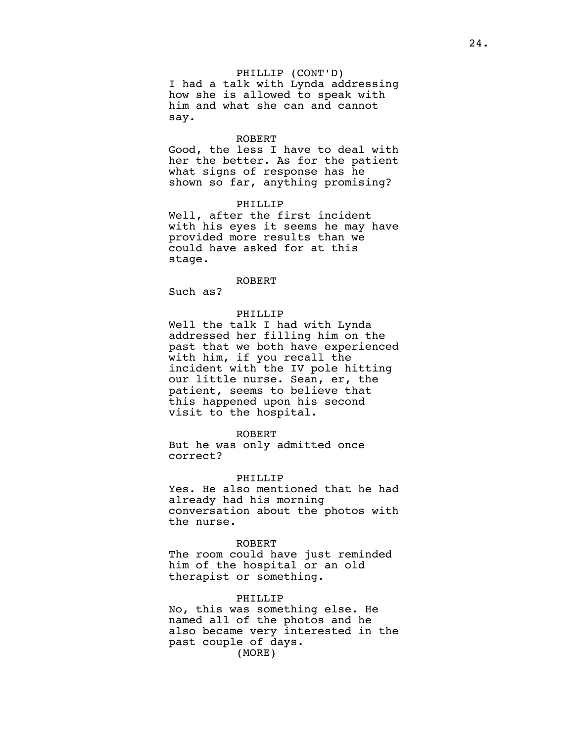PHILLIP (CONT'D)
I had a talk with Lynda addressing how she is allowed to speak with him and what she can and cannot say.

ROBERT
Good, the less I have to deal with her the better. As for the patient what signs of response has he shown so far, anything promising?

PHILLIP
Well, after the first incident with his eyes it seems he may have provided more results than we could have asked for at this stage.

ROBERT
Such as?

PHILLIP
Well the talk I had with Lynda addressed her filling him on the past that we both have experienced with him, if you recall the incident with the IV pole hitting our little nurse. Sean, er, the patient, seems to believe that this happened upon his second visit to the hospital.

ROBERT
But he was only admitted once correct?

PHILLIP
Yes. He also mentioned that he had already had his morning conversation about the photos with the nurse.

ROBERT
The room could have just reminded him of the hospital or an old therapist or something.

PHILLIP
No, this was something else. He named all of the photos and he also became very interested in the past couple of days.
(MORE)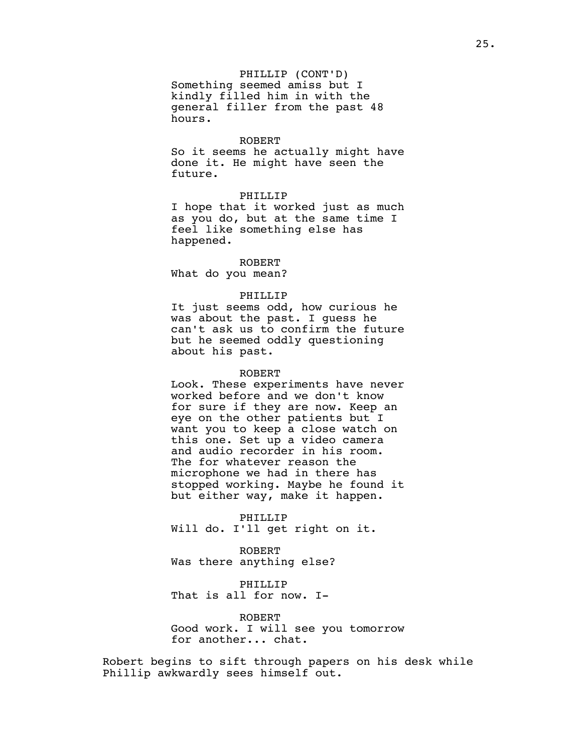PHILLIP (CONT'D)
Something seemed amiss but I kindly filled him in with the general filler from the past 48 hours.

ROBERT
So it seems he actually might have done it. He might have seen the future.

PHILLIP
I hope that it worked just as much as you do, but at the same time I feel like something else has happened.

ROBERT
What do you mean?

PHILLIP
It just seems odd, how curious he was about the past. I guess he can't ask us to confirm the future but he seemed oddly questioning about his past.

ROBERT
Look. These experiments have never worked before and we don't know for sure if they are now. Keep an eye on the other patients but I want you to keep a close watch on this one. Set up a video camera and audio recorder in his room. The for whatever reason the microphone we had in there has stopped working. Maybe he found it but either way, make it happen.

PHILLIP
Will do. I'll get right on it.

ROBERT
Was there anything else?

PHILLIP
That is all for now. I-

ROBERT
Good work. I will see you tomorrow for another... chat.

Robert begins to sift through papers on his desk while Phillip awkwardly sees himself out.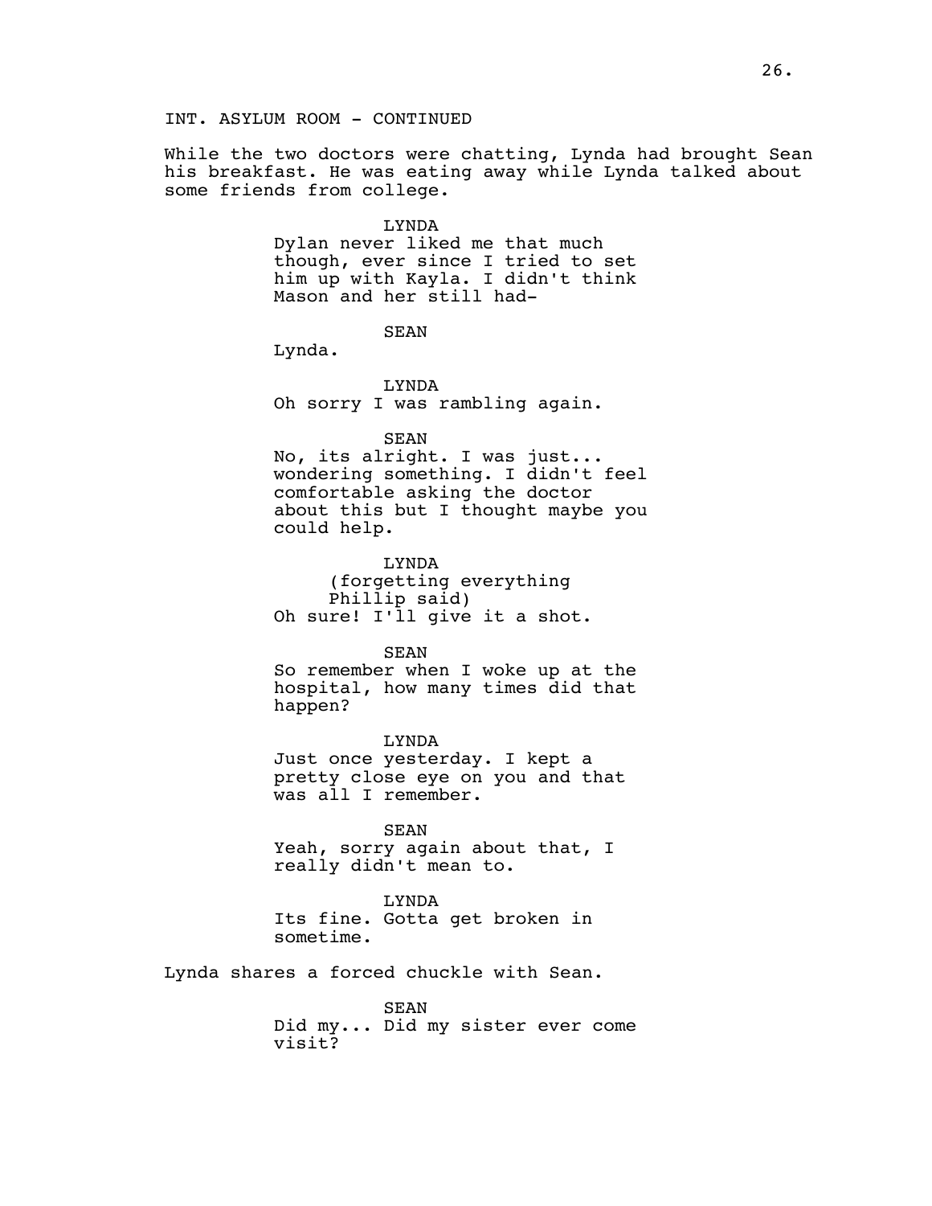INT. ASYLUM ROOM - CONTINUED

While the two doctors were chatting, Lynda had brought Sean his breakfast. He was eating away while Lynda talked about some friends from college.

LYNDA
Dylan never liked me that much though, ever since I tried to set him up with Kayla. I didn't think Mason and her still had-

SEAN
Lynda.

LYNDA
Oh sorry I was rambling again.

SEAN
No, its alright. I was just... wondering something. I didn't feel comfortable asking the doctor about this but I thought maybe you could help.

LYNDA
(forgetting everything Phillip said)
Oh sure! I'll give it a shot.

SEAN
So remember when I woke up at the hospital, how many times did that happen?

LYNDA
Just once yesterday. I kept a pretty close eye on you and that was all I remember.

SEAN
Yeah, sorry again about that, I really didn't mean to.

LYNDA
Its fine. Gotta get broken in sometime.

Lynda shares a forced chuckle with Sean.

SEAN
Did my... Did my sister ever come visit?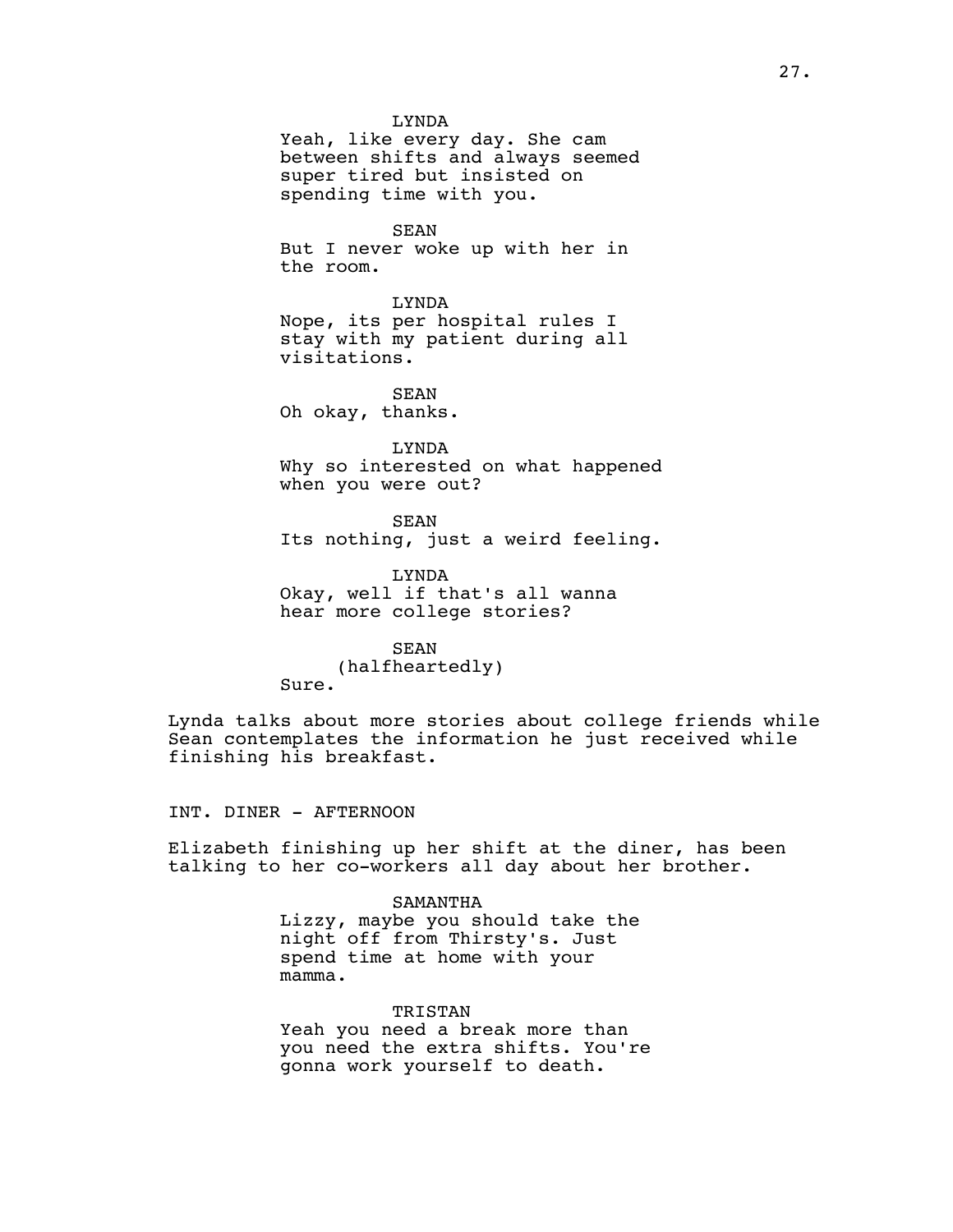LYNDA
Yeah, like every day. She cam between shifts and always seemed super tired but insisted on spending time with you.

SEAN
But I never woke up with her in the room.

LYNDA
Nope, its per hospital rules I stay with my patient during all visitations.

SEAN
Oh okay, thanks.

LYNDA
Why so interested on what happened when you were out?

SEAN
Its nothing, just a weird feeling.

LYNDA
Okay, well if that's all wanna hear more college stories?

SEAN
(halfheartedly)
Sure.

Lynda talks about more stories about college friends while Sean contemplates the information he just received while finishing his breakfast.

INT. DINER - AFTERNOON

Elizabeth finishing up her shift at the diner, has been talking to her co-workers all day about her brother.

SAMANTHA
Lizzy, maybe you should take the night off from Thirsty's. Just spend time at home with your mamma.

TRISTAN
Yeah you need a break more than you need the extra shifts. You're gonna work yourself to death.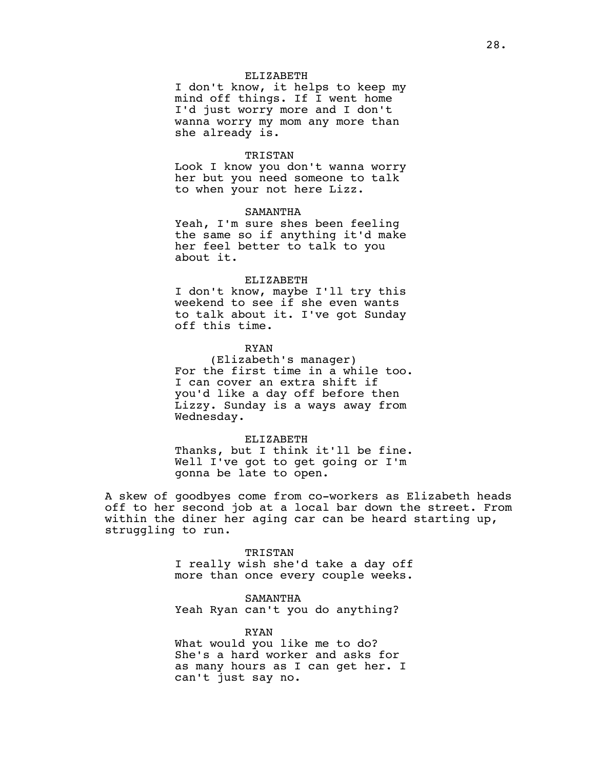ELIZABETH
I don't know, it helps to keep my mind off things. If I went home I'd just worry more and I don't wanna worry my mom any more than she already is.

TRISTAN
Look I know you don't wanna worry her but you need someone to talk to when your not here Lizz.

SAMANTHA
Yeah, I'm sure shes been feeling the same so if anything it'd make her feel better to talk to you about it.

ELIZABETH
I don't know, maybe I'll try this weekend to see if she even wants to talk about it. I've got Sunday off this time.

RYAN
(Elizabeth's manager)
For the first time in a while too. I can cover an extra shift if you'd like a day off before then Lizzy. Sunday is a ways away from Wednesday.

ELIZABETH
Thanks, but I think it'll be fine. Well I've got to get going or I'm gonna be late to open.

A skew of goodbyes come from co-workers as Elizabeth heads off to her second job at a local bar down the street. From within the diner her aging car can be heard starting up, struggling to run.

TRISTAN
I really wish she'd take a day off more than once every couple weeks.

SAMANTHA
Yeah Ryan can't you do anything?

RYAN
What would you like me to do? She's a hard worker and asks for as many hours as I can get her. I can't just say no.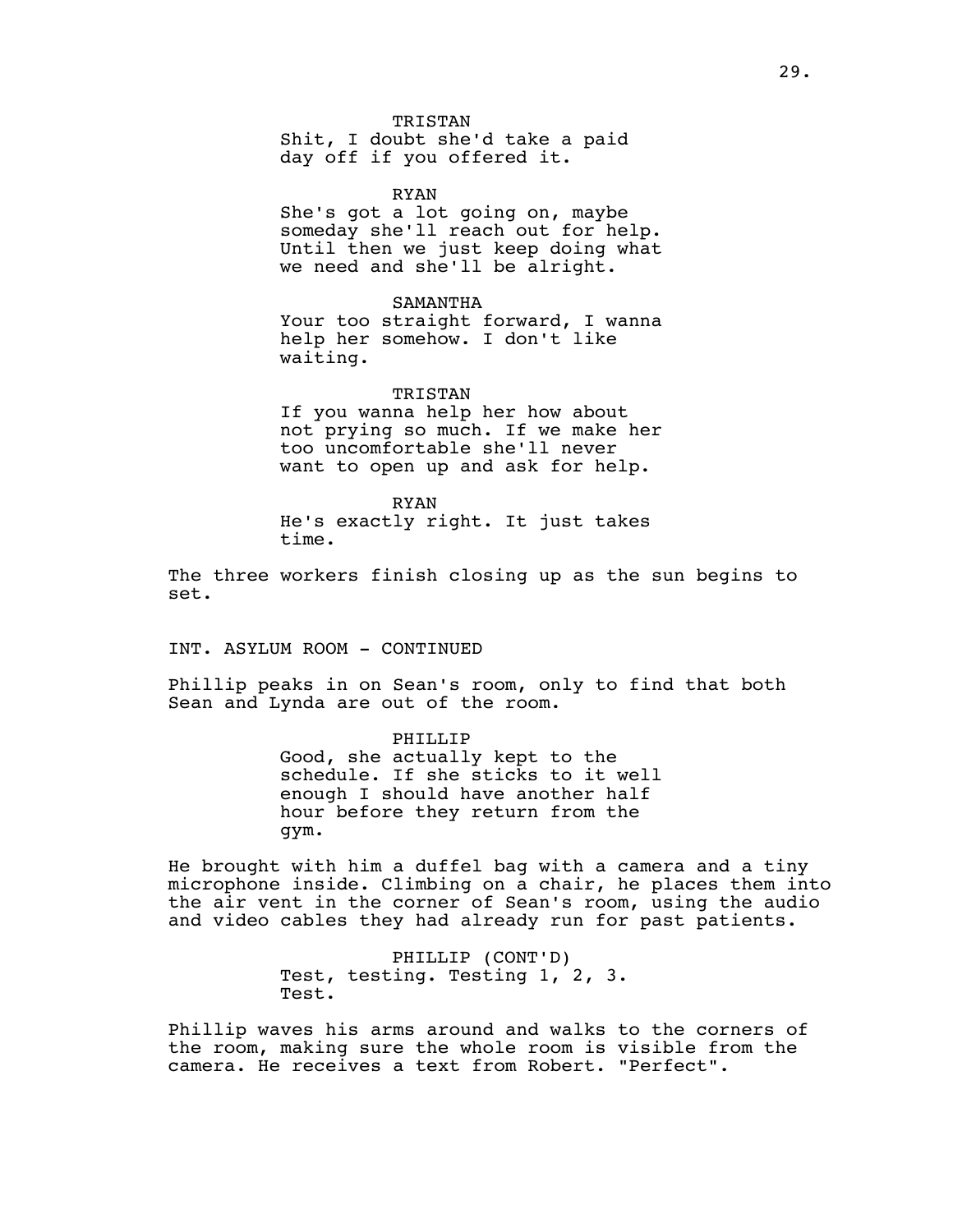TRISTAN
Shit, I doubt she'd take a paid day off if you offered it.

RYAN
She's got a lot going on, maybe someday she'll reach out for help. Until then we just keep doing what we need and she'll be alright.

SAMANTHA
Your too straight forward, I wanna help her somehow. I don't like waiting.

TRISTAN
If you wanna help her how about not prying so much. If we make her too uncomfortable she'll never want to open up and ask for help.

RYAN
He's exactly right. It just takes time.

The three workers finish closing up as the sun begins to set.

INT. ASYLUM ROOM - CONTINUED

Phillip peaks in on Sean's room, only to find that both Sean and Lynda are out of the room.

PHILLIP
Good, she actually kept to the schedule. If she sticks to it well enough I should have another half hour before they return from the gym.

He brought with him a duffel bag with a camera and a tiny microphone inside. Climbing on a chair, he places them into the air vent in the corner of Sean's room, using the audio and video cables they had already run for past patients.

PHILLIP (CONT'D)
Test, testing. Testing 1, 2, 3. Test.

Phillip waves his arms around and walks to the corners of the room, making sure the whole room is visible from the camera. He receives a text from Robert. "Perfect".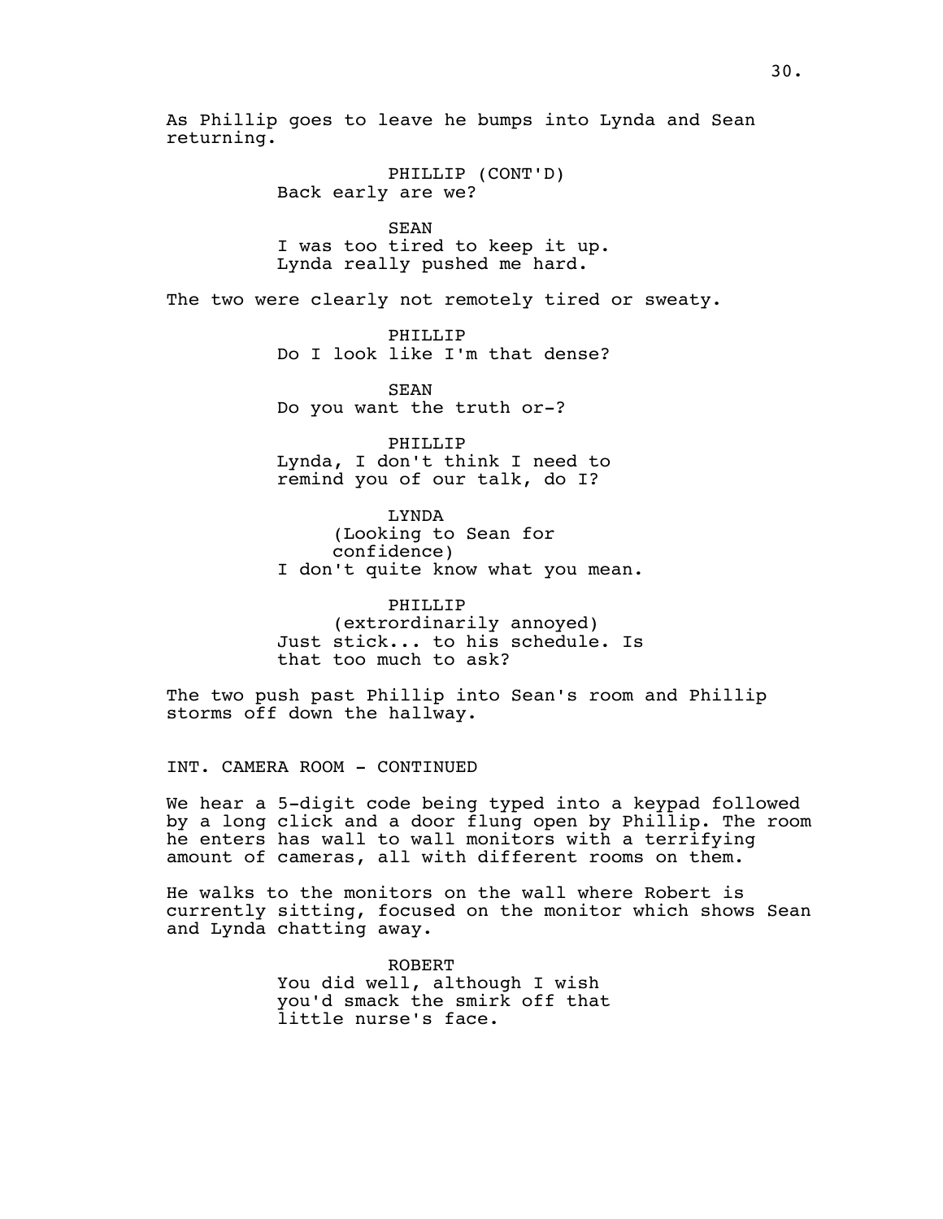As Phillip goes to leave he bumps into Lynda and Sean returning.

PHILLIP (CONT'D)
Back early are we?

SEAN
I was too tired to keep it up. Lynda really pushed me hard.

The two were clearly not remotely tired or sweaty.

PHILLIP
Do I look like I'm that dense?

SEAN
Do you want the truth or-?

PHILLIP
Lynda, I don't think I need to remind you of our talk, do I?

LYNDA
(Looking to Sean for confidence)
I don't quite know what you mean.

PHILLIP
(extrordinarily annoyed)
Just stick... to his schedule. Is that too much to ask?

The two push past Phillip into Sean's room and Phillip storms off down the hallway.

INT. CAMERA ROOM - CONTINUED

We hear a 5-digit code being typed into a keypad followed by a long click and a door flung open by Phillip. The room he enters has wall to wall monitors with a terrifying amount of cameras, all with different rooms on them.

He walks to the monitors on the wall where Robert is currently sitting, focused on the monitor which shows Sean and Lynda chatting away.

ROBERT
You did well, although I wish you'd smack the smirk off that little nurse's face.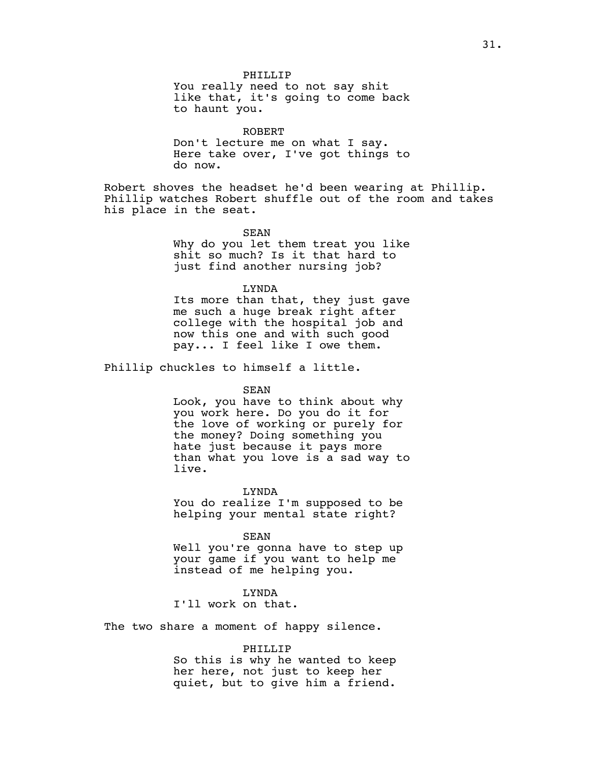PHILLIP
You really need to not say shit like that, it's going to come back to haunt you.

ROBERT
Don't lecture me on what I say. Here take over, I've got things to do now.

Robert shoves the headset he'd been wearing at Phillip. Phillip watches Robert shuffle out of the room and takes his place in the seat.

SEAN
Why do you let them treat you like shit so much? Is it that hard to just find another nursing job?

LYNDA
Its more than that, they just gave me such a huge break right after college with the hospital job and now this one and with such good pay... I feel like I owe them.

Phillip chuckles to himself a little.

SEAN
Look, you have to think about why you work here. Do you do it for the love of working or purely for the money? Doing something you hate just because it pays more than what you love is a sad way to live.

LYNDA
You do realize I'm supposed to be helping your mental state right?

SEAN
Well you're gonna have to step up your game if you want to help me instead of me helping you.

LYNDA
I'll work on that.

The two share a moment of happy silence.

PHILLIP
So this is why he wanted to keep her here, not just to keep her quiet, but to give him a friend.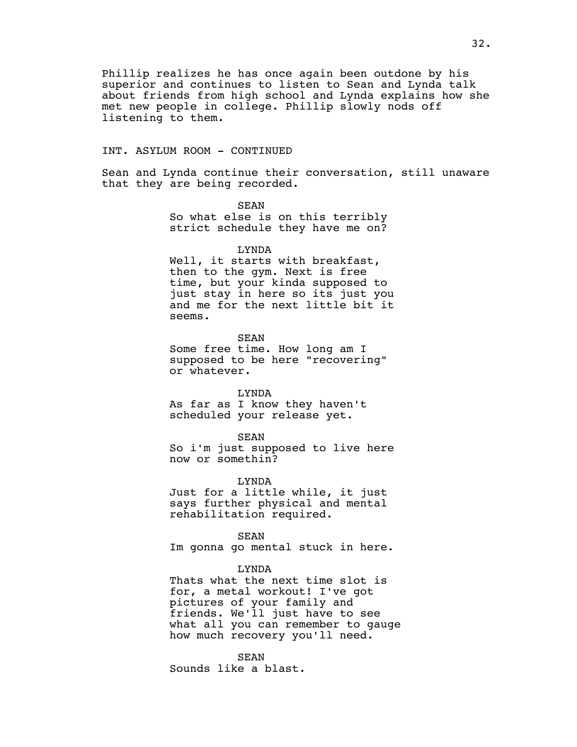Phillip realizes he has once again been outdone by his superior and continues to listen to Sean and Lynda talk about friends from high school and Lynda explains how she met new people in college. Phillip slowly nods off listening to them.

INT. ASYLUM ROOM - CONTINUED

Sean and Lynda continue their conversation, still unaware that they are being recorded.

SEAN

So what else is on this terribly strict schedule they have me on?

LYNDA

Well, it starts with breakfast, then to the gym. Next is free time, but your kinda supposed to just stay in here so its just you and me for the next little bit it seems.

SEAN

Some free time. How long am I supposed to be here "recovering" or whatever.

LYNDA

As far as I know they haven't scheduled your release yet.

SEAN

So i'm just supposed to live here now or somethin?

LYNDA

Just for a little while, it just says further physical and mental rehabilitation required.

SEAN

Im gonna go mental stuck in here.

LYNDA

Thats what the next time slot is for, a metal workout! I've got pictures of your family and friends. We'll just have to see what all you can remember to gauge how much recovery you'll need.

SEAN

Sounds like a blast.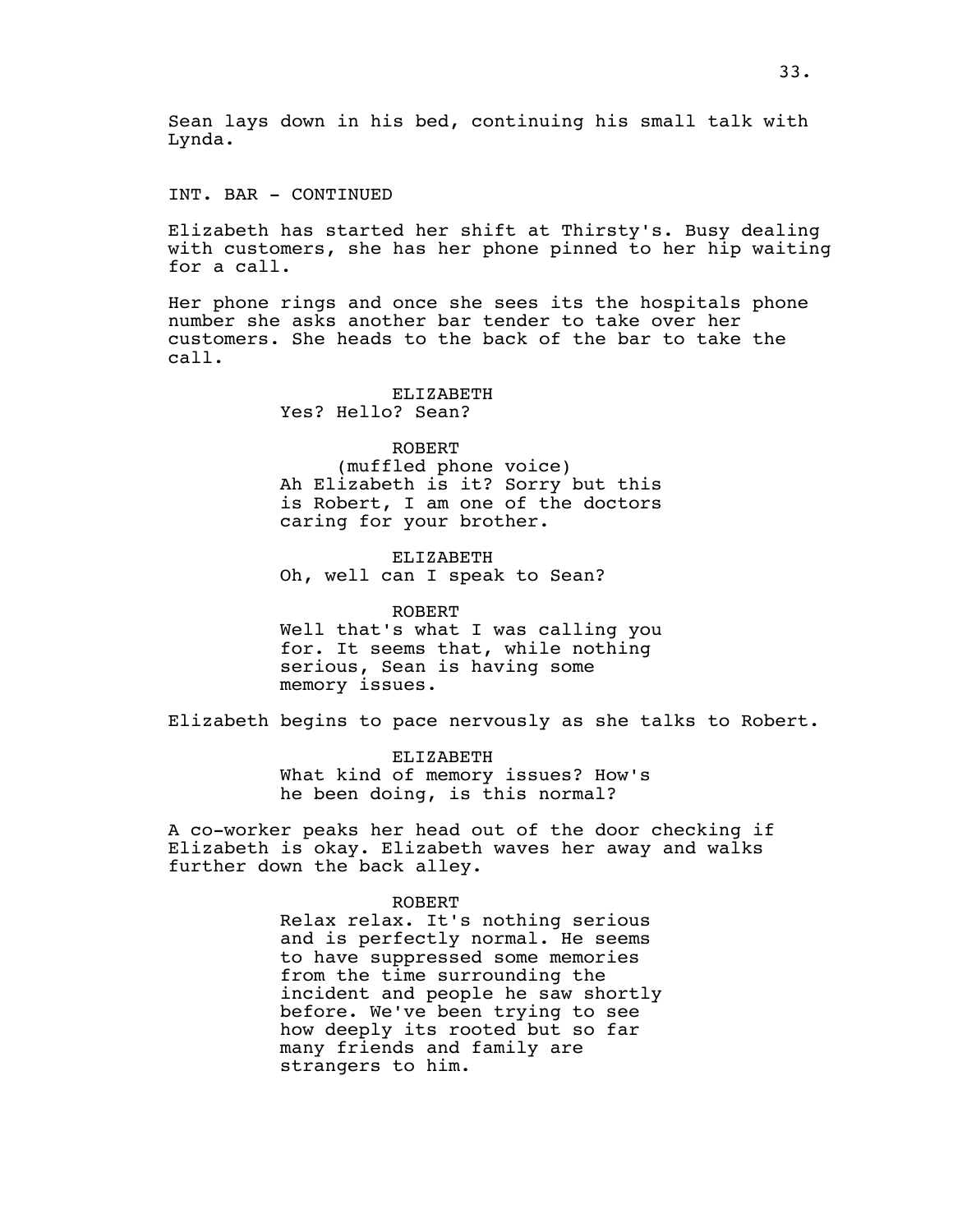Sean lays down in his bed, continuing his small talk with Lynda.

INT. BAR - CONTINUED

Elizabeth has started her shift at Thirsty's. Busy dealing with customers, she has her phone pinned to her hip waiting for a call.

Her phone rings and once she sees its the hospitals phone number she asks another bar tender to take over her customers. She heads to the back of the bar to take the call.

ELIZABETH
Yes? Hello? Sean?

ROBERT
(muffled phone voice)
Ah Elizabeth is it? Sorry but this is Robert, I am one of the doctors caring for your brother.

ELIZABETH
Oh, well can I speak to Sean?

ROBERT
Well that's what I was calling you for. It seems that, while nothing serious, Sean is having some memory issues.

Elizabeth begins to pace nervously as she talks to Robert.

ELIZABETH
What kind of memory issues? How's he been doing, is this normal?

A co-worker peaks her head out of the door checking if Elizabeth is okay. Elizabeth waves her away and walks further down the back alley.

ROBERT
Relax relax. It's nothing serious and is perfectly normal. He seems to have suppressed some memories from the time surrounding the incident and people he saw shortly before. We've been trying to see how deeply its rooted but so far many friends and family are strangers to him.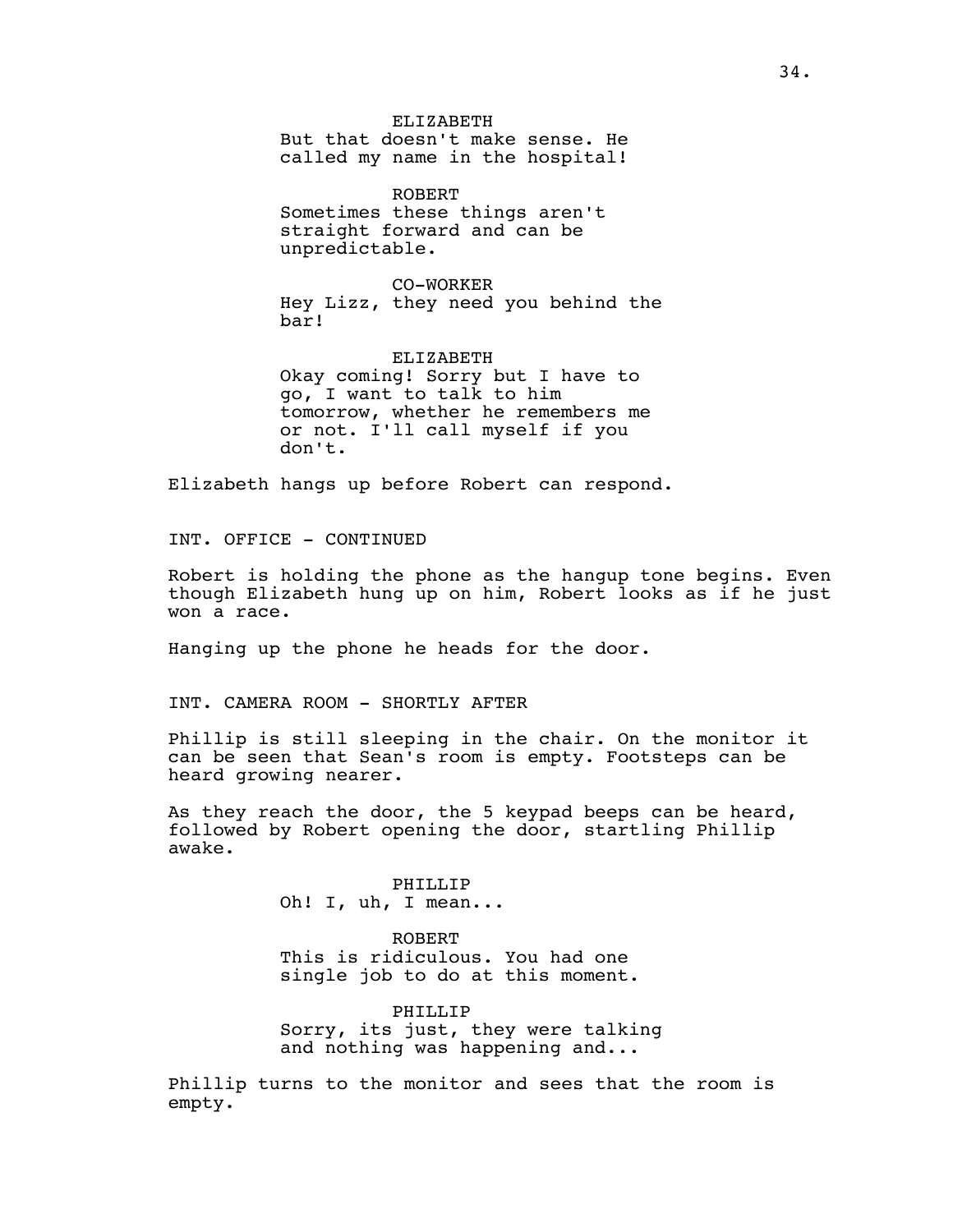ELIZABETH
But that doesn't make sense. He called my name in the hospital!

ROBERT
Sometimes these things aren't straight forward and can be unpredictable.

CO-WORKER
Hey Lizz, they need you behind the bar!

ELIZABETH
Okay coming! Sorry but I have to go, I want to talk to him tomorrow, whether he remembers me or not. I'll call myself if you don't.

Elizabeth hangs up before Robert can respond.

INT. OFFICE - CONTINUED

Robert is holding the phone as the hangup tone begins. Even though Elizabeth hung up on him, Robert looks as if he just won a race.

Hanging up the phone he heads for the door.

INT. CAMERA ROOM - SHORTLY AFTER

Phillip is still sleeping in the chair. On the monitor it can be seen that Sean's room is empty. Footsteps can be heard growing nearer.

As they reach the door, the 5 keypad beeps can be heard, followed by Robert opening the door, startling Phillip awake.

PHILLIP
Oh! I, uh, I mean...

ROBERT
This is ridiculous. You had one single job to do at this moment.

PHILLIP
Sorry, its just, they were talking and nothing was happening and...

Phillip turns to the monitor and sees that the room is empty.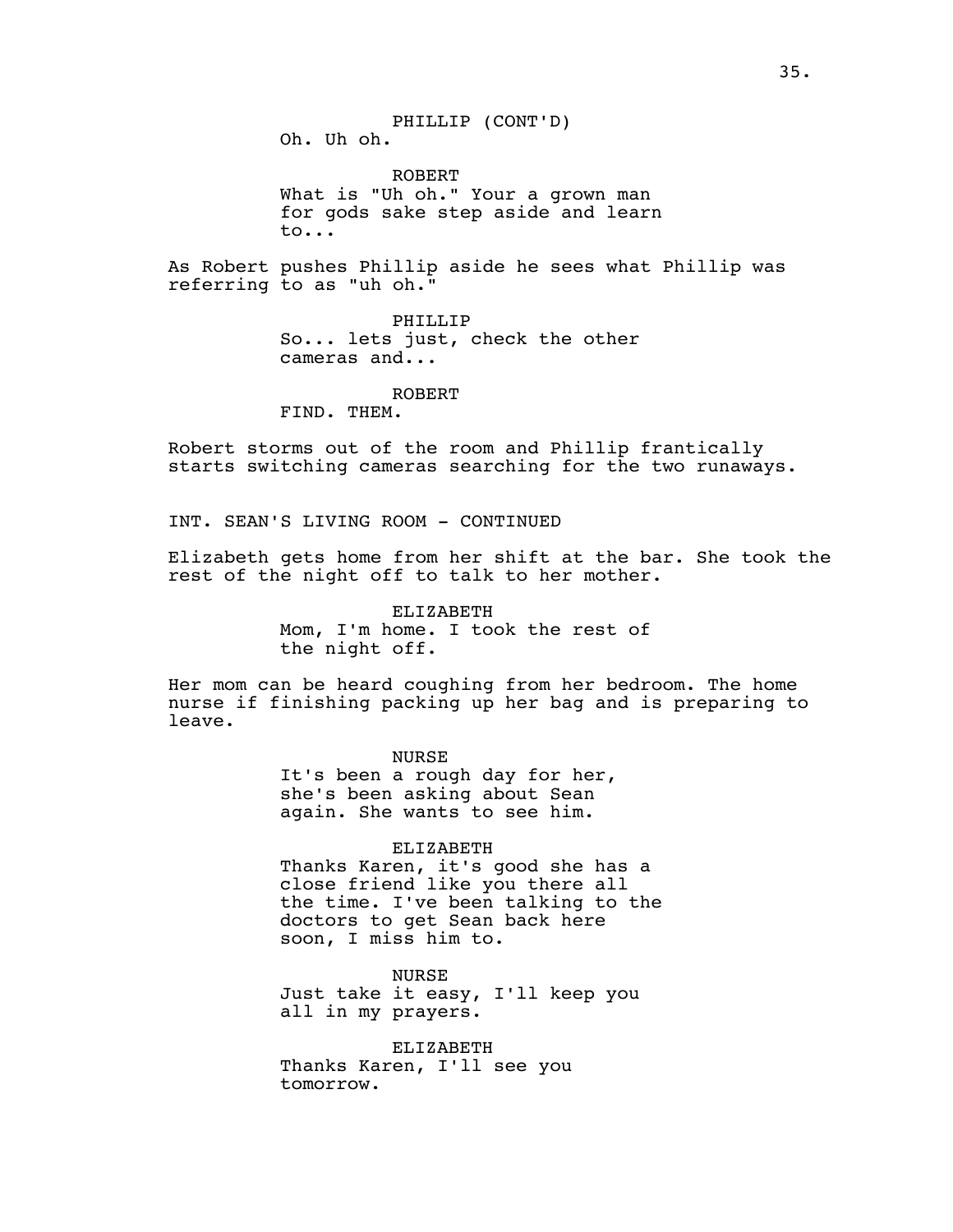PHILLIP (CONT'D)
Oh. Uh oh.

ROBERT
What is "Uh oh." Your a grown man for gods sake step aside and learn to...

As Robert pushes Phillip aside he sees what Phillip was referring to as "uh oh."

PHILLIP
So... lets just, check the other cameras and...

ROBERT
FIND. THEM.

Robert storms out of the room and Phillip frantically starts switching cameras searching for the two runaways.

INT. SEAN'S LIVING ROOM - CONTINUED

Elizabeth gets home from her shift at the bar. She took the rest of the night off to talk to her mother.

ELIZABETH
Mom, I'm home. I took the rest of the night off.

Her mom can be heard coughing from her bedroom. The home nurse if finishing packing up her bag and is preparing to leave.

NURSE
It's been a rough day for her, she's been asking about Sean again. She wants to see him.

ELIZABETH
Thanks Karen, it's good she has a close friend like you there all the time. I've been talking to the doctors to get Sean back here soon, I miss him to.

NURSE
Just take it easy, I'll keep you all in my prayers.

ELIZABETH
Thanks Karen, I'll see you tomorrow.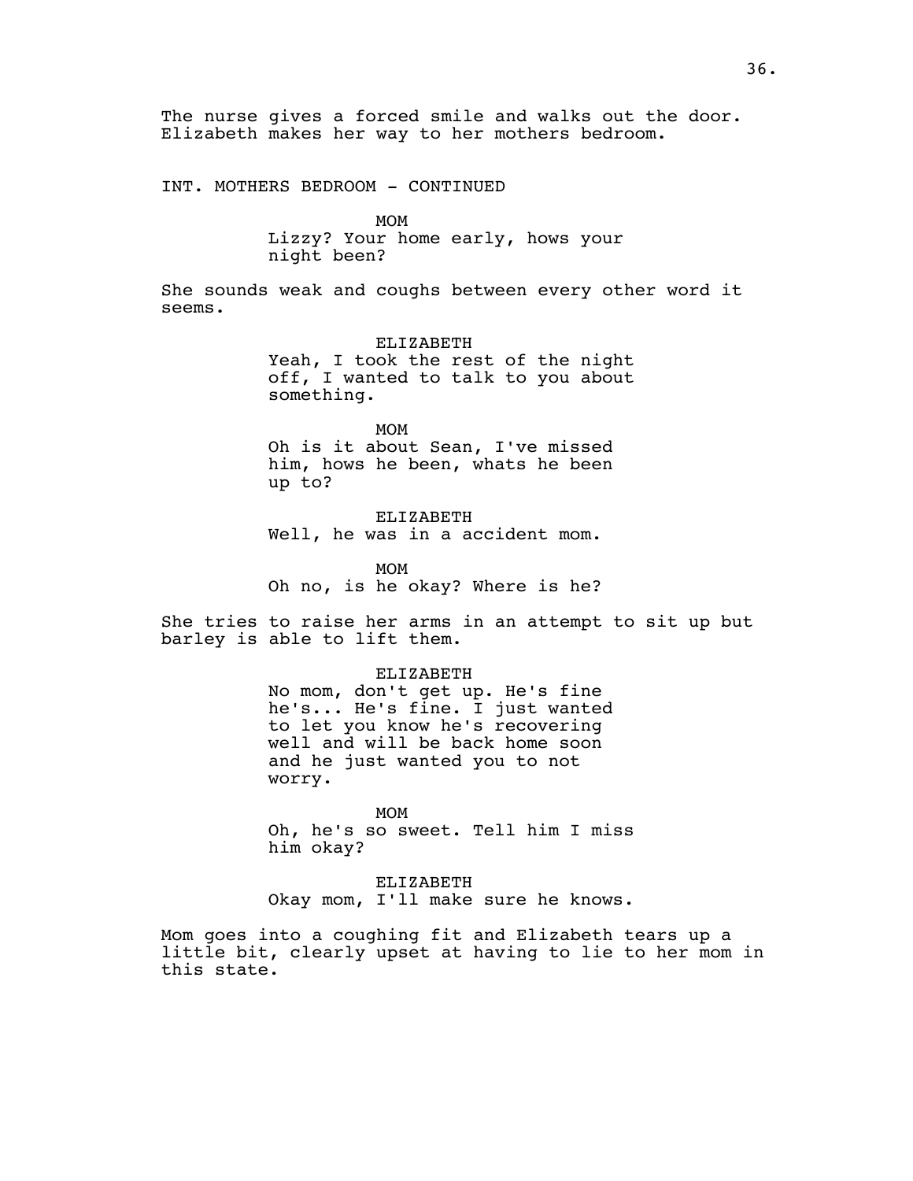The nurse gives a forced smile and walks out the door. Elizabeth makes her way to her mothers bedroom.

INT. MOTHERS BEDROOM - CONTINUED

MOM
Lizzy? Your home early, hows your night been?

She sounds weak and coughs between every other word it seems.

ELIZABETH
Yeah, I took the rest of the night off, I wanted to talk to you about something.

MOM
Oh is it about Sean, I've missed him, hows he been, whats he been up to?

ELIZABETH
Well, he was in a accident mom.

MOM
Oh no, is he okay? Where is he?

She tries to raise her arms in an attempt to sit up but barley is able to lift them.

ELIZABETH
No mom, don't get up. He's fine he's... He's fine. I just wanted to let you know he's recovering well and will be back home soon and he just wanted you to not worry.

MOM
Oh, he's so sweet. Tell him I miss him okay?

ELIZABETH
Okay mom, I'll make sure he knows.

Mom goes into a coughing fit and Elizabeth tears up a little bit, clearly upset at having to lie to her mom in this state.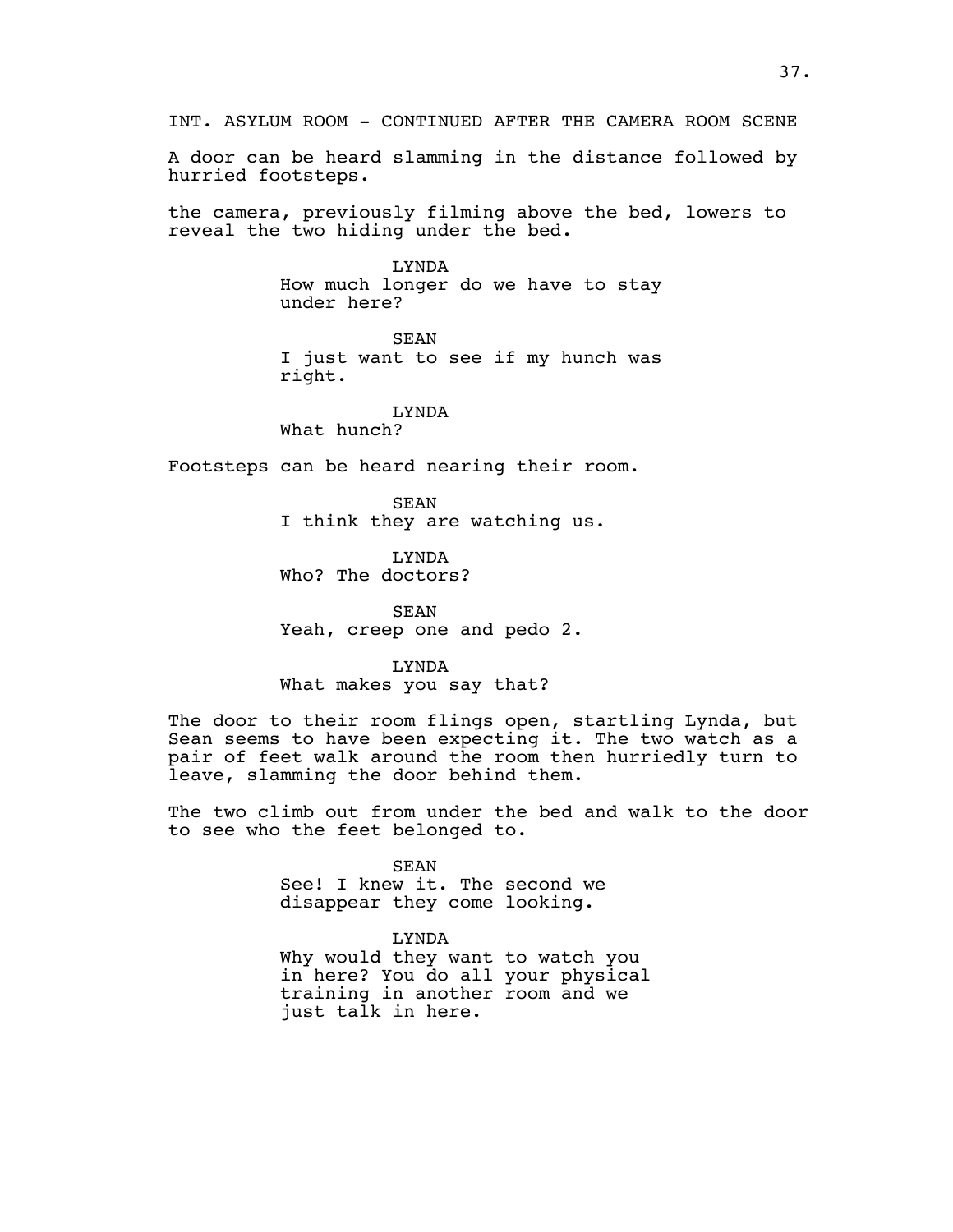INT. ASYLUM ROOM - CONTINUED AFTER THE CAMERA ROOM SCENE

A door can be heard slamming in the distance followed by hurried footsteps.

the camera, previously filming above the bed, lowers to reveal the two hiding under the bed.

LYNDA
How much longer do we have to stay under here?

SEAN
I just want to see if my hunch was right.

LYNDA
What hunch?

Footsteps can be heard nearing their room.

SEAN
I think they are watching us.

LYNDA
Who? The doctors?

SEAN
Yeah, creep one and pedo 2.

LYNDA
What makes you say that?

The door to their room flings open, startling Lynda, but Sean seems to have been expecting it. The two watch as a pair of feet walk around the room then hurriedly turn to leave, slamming the door behind them.

The two climb out from under the bed and walk to the door to see who the feet belonged to.

SEAN
See! I knew it. The second we disappear they come looking.

LYNDA
Why would they want to watch you in here? You do all your physical training in another room and we just talk in here.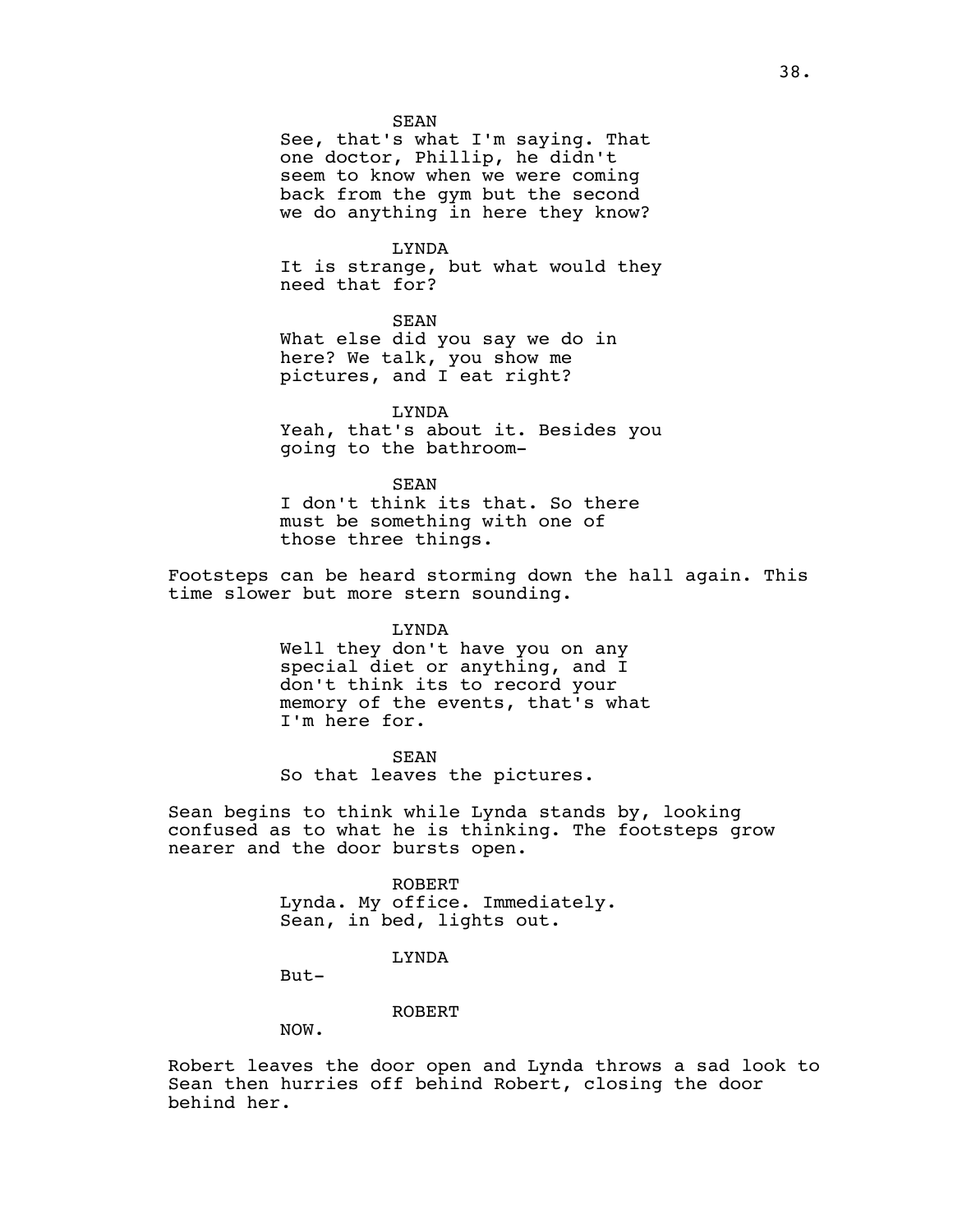SEAN

See, that's what I'm saying. That one doctor, Phillip, he didn't seem to know when we were coming back from the gym but the second we do anything in here they know?

LYNDA

It is strange, but what would they need that for?

SEAN

What else did you say we do in here? We talk, you show me pictures, and I eat right?

LYNDA

Yeah, that's about it. Besides you going to the bathroom-

SEAN

I don't think its that. So there must be something with one of those three things.

Footsteps can be heard storming down the hall again. This time slower but more stern sounding.

LYNDA

Well they don't have you on any special diet or anything, and I don't think its to record your memory of the events, that's what I'm here for.

SEAN

So that leaves the pictures.

Sean begins to think while Lynda stands by, looking confused as to what he is thinking. The footsteps grow nearer and the door bursts open.

ROBERT

Lynda. My office. Immediately. Sean, in bed, lights out.

LYNDA

But-

ROBERT

NOW.

Robert leaves the door open and Lynda throws a sad look to Sean then hurries off behind Robert, closing the door behind her.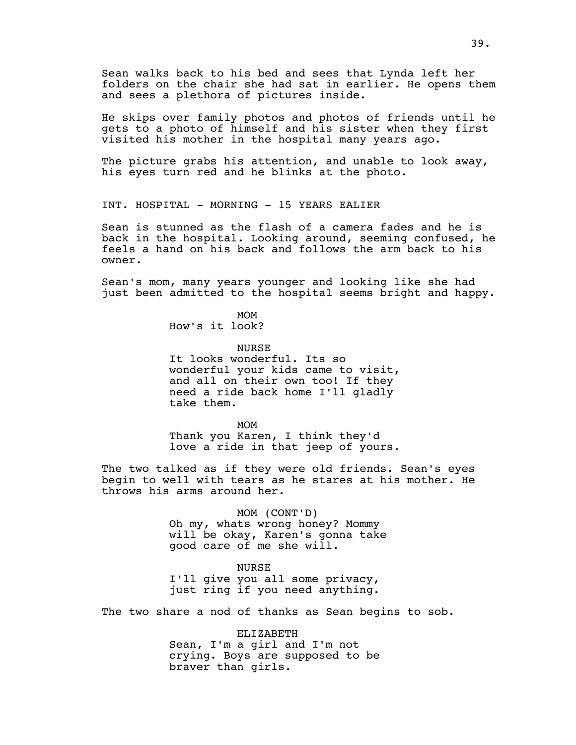Sean walks back to his bed and sees that Lynda left her folders on the chair she had sat in earlier. He opens them and sees a plethora of pictures inside.

He skips over family photos and photos of friends until he gets to a photo of himself and his sister when they first visited his mother in the hospital many years ago.

The picture grabs his attention, and unable to look away, his eyes turn red and he blinks at the photo.

INT. HOSPITAL - MORNING - 15 YEARS EALIER

Sean is stunned as the flash of a camera fades and he is back in the hospital. Looking around, seeming confused, he feels a hand on his back and follows the arm back to his owner.

Sean's mom, many years younger and looking like she had just been admitted to the hospital seems bright and happy.

MOM
How's it look?

NURSE
It looks wonderful. Its so wonderful your kids came to visit, and all on their own too! If they need a ride back home I'll gladly take them.

MOM
Thank you Karen, I think they'd love a ride in that jeep of yours.

The two talked as if they were old friends. Sean's eyes begin to well with tears as he stares at his mother. He throws his arms around her.

MOM (CONT'D)
Oh my, whats wrong honey? Mommy will be okay, Karen's gonna take good care of me she will.

NURSE
I'll give you all some privacy, just ring if you need anything.

The two share a nod of thanks as Sean begins to sob.

ELIZABETH
Sean, I'm a girl and I'm not crying. Boys are supposed to be braver than girls.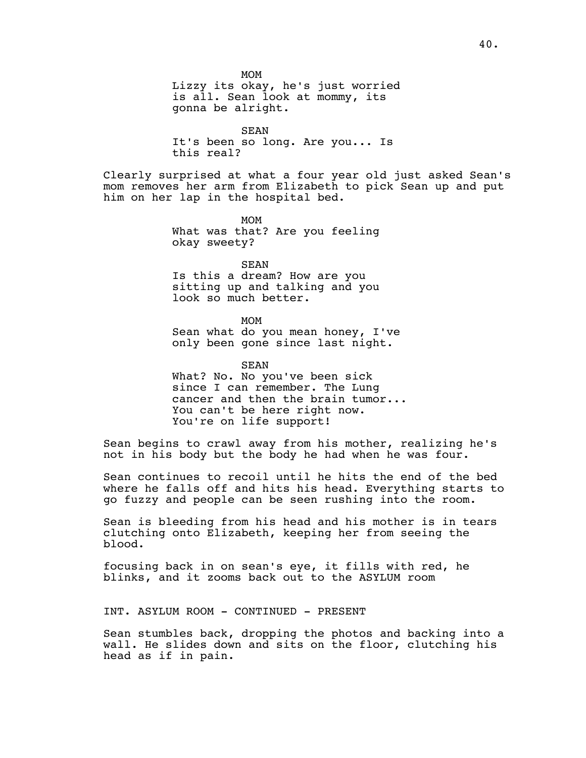MOM

Lizzy its okay, he's just worried is all. Sean look at mommy, its gonna be alright.

SEAN

It's been so long. Are you... Is this real?

Clearly surprised at what a four year old just asked Sean's mom removes her arm from Elizabeth to pick Sean up and put him on her lap in the hospital bed.

MOM

What was that? Are you feeling okay sweety?

SEAN

Is this a dream? How are you sitting up and talking and you look so much better.

MOM

Sean what do you mean honey, I've only been gone since last night.

SEAN

What? No. No you've been sick since I can remember. The Lung cancer and then the brain tumor... You can't be here right now. You're on life support!

Sean begins to crawl away from his mother, realizing he's not in his body but the body he had when he was four.

Sean continues to recoil until he hits the end of the bed where he falls off and hits his head. Everything starts to go fuzzy and people can be seen rushing into the room.

Sean is bleeding from his head and his mother is in tears clutching onto Elizabeth, keeping her from seeing the blood.

focusing back in on sean's eye, it fills with red, he blinks, and it zooms back out to the ASYLUM room

INT. ASYLUM ROOM - CONTINUED - PRESENT

Sean stumbles back, dropping the photos and backing into a wall. He slides down and sits on the floor, clutching his head as if in pain.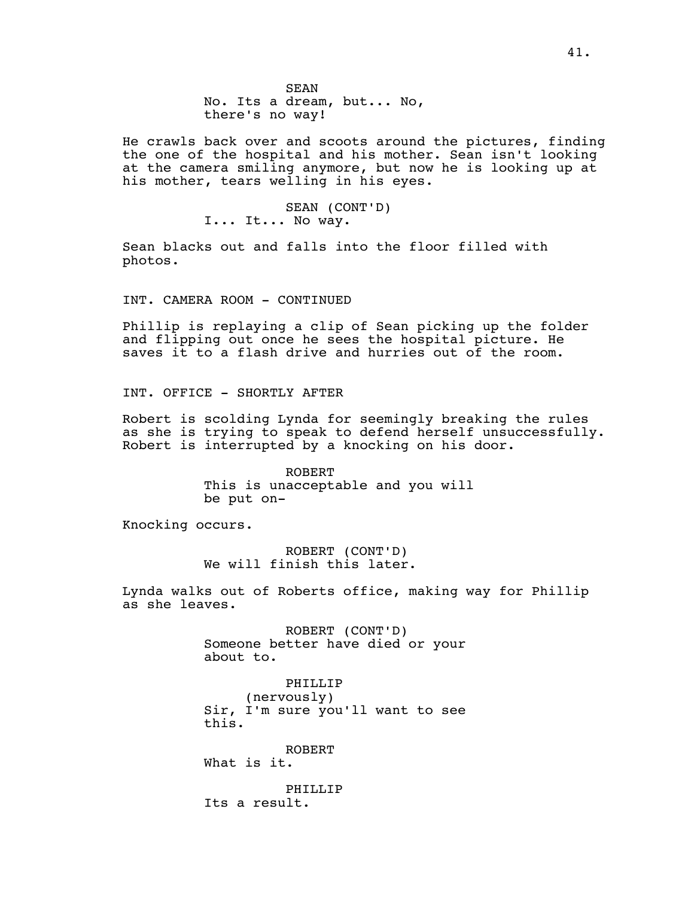SEAN
No. Its a dream, but... No,
there's no way!

He crawls back over and scoots around the pictures, finding the one of the hospital and his mother. Sean isn't looking at the camera smiling anymore, but now he is looking up at his mother, tears welling in his eyes.

SEAN (CONT'D)
I... It... No way.

Sean blacks out and falls into the floor filled with photos.

INT. CAMERA ROOM - CONTINUED

Phillip is replaying a clip of Sean picking up the folder and flipping out once he sees the hospital picture. He saves it to a flash drive and hurries out of the room.

INT. OFFICE - SHORTLY AFTER

Robert is scolding Lynda for seemingly breaking the rules as she is trying to speak to defend herself unsuccessfully. Robert is interrupted by a knocking on his door.

ROBERT
This is unacceptable and you will
be put on-

Knocking occurs.

ROBERT (CONT'D)
We will finish this later.

Lynda walks out of Roberts office, making way for Phillip as she leaves.

ROBERT (CONT'D)
Someone better have died or your
about to.

PHILLIP
(nervously)
Sir, I'm sure you'll want to see
this.

ROBERT
What is it.

PHILLIP
Its a result.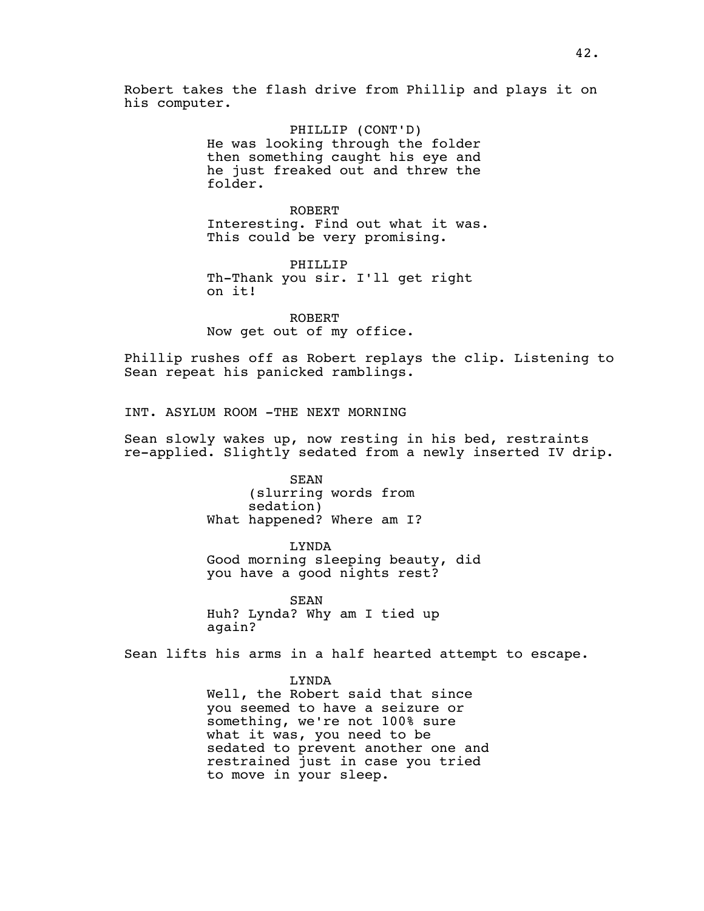Robert takes the flash drive from Phillip and plays it on his computer.

PHILLIP (CONT'D)
He was looking through the folder then something caught his eye and he just freaked out and threw the folder.

ROBERT
Interesting. Find out what it was. This could be very promising.

PHILLIP
Th-Thank you sir. I'll get right on it!

ROBERT
Now get out of my office.

Phillip rushes off as Robert replays the clip. Listening to Sean repeat his panicked ramblings.

INT. ASYLUM ROOM -THE NEXT MORNING

Sean slowly wakes up, now resting in his bed, restraints re-applied. Slightly sedated from a newly inserted IV drip.

SEAN
(slurring words from sedation)
What happened? Where am I?

LYNDA
Good morning sleeping beauty, did you have a good nights rest?

SEAN
Huh? Lynda? Why am I tied up again?

Sean lifts his arms in a half hearted attempt to escape.

LYNDA
Well, the Robert said that since you seemed to have a seizure or something, we're not 100% sure what it was, you need to be sedated to prevent another one and restrained just in case you tried to move in your sleep.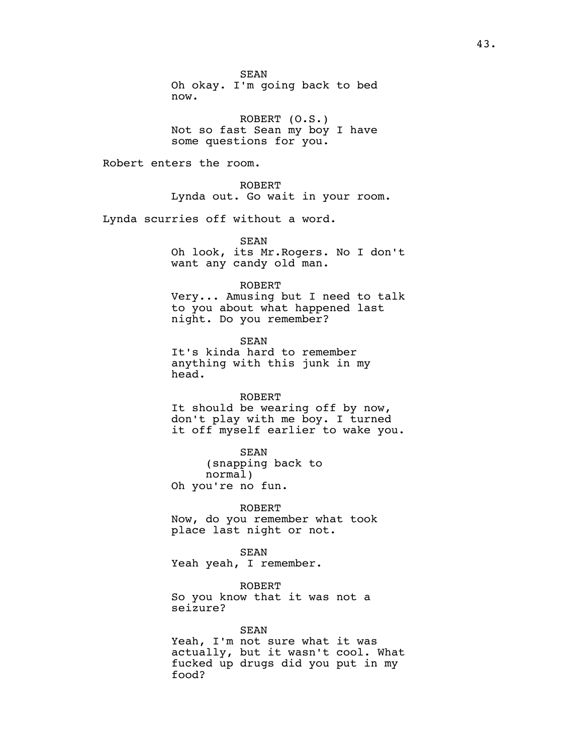SEAN
Oh okay. I'm going back to bed now.

ROBERT (O.S.)
Not so fast Sean my boy I have some questions for you.

Robert enters the room.

ROBERT
Lynda out. Go wait in your room.

Lynda scurries off without a word.

SEAN
Oh look, its Mr.Rogers. No I don't want any candy old man.

ROBERT
Very... Amusing but I need to talk to you about what happened last night. Do you remember?

SEAN
It's kinda hard to remember anything with this junk in my head.

ROBERT
It should be wearing off by now, don't play with me boy. I turned it off myself earlier to wake you.

SEAN
(snapping back to normal)
Oh you're no fun.

ROBERT
Now, do you remember what took place last night or not.

SEAN
Yeah yeah, I remember.

ROBERT
So you know that it was not a seizure?

SEAN
Yeah, I'm not sure what it was actually, but it wasn't cool. What fucked up drugs did you put in my food?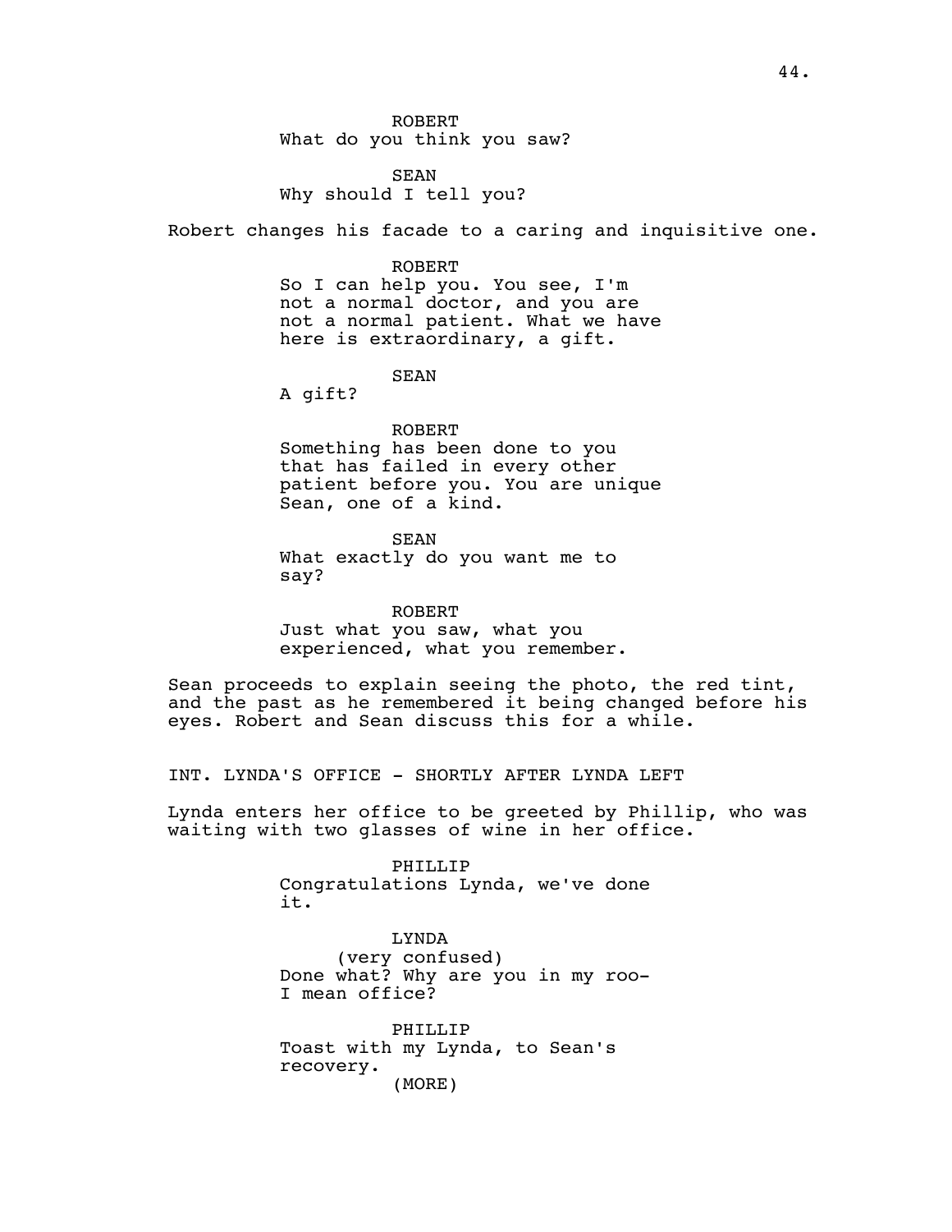ROBERT
What do you think you saw?

SEAN
Why should I tell you?

Robert changes his facade to a caring and inquisitive one.

ROBERT
So I can help you. You see, I'm not a normal doctor, and you are not a normal patient. What we have here is extraordinary, a gift.

SEAN
A gift?

ROBERT
Something has been done to you that has failed in every other patient before you. You are unique Sean, one of a kind.

SEAN
What exactly do you want me to say?

ROBERT
Just what you saw, what you experienced, what you remember.

Sean proceeds to explain seeing the photo, the red tint, and the past as he remembered it being changed before his eyes. Robert and Sean discuss this for a while.

INT. LYNDA'S OFFICE - SHORTLY AFTER LYNDA LEFT

Lynda enters her office to be greeted by Phillip, who was waiting with two glasses of wine in her office.

PHILLIP
Congratulations Lynda, we've done it.

LYNDA
(very confused)
Done what? Why are you in my roo- I mean office?

PHILLIP
Toast with my Lynda, to Sean's recovery.
(MORE)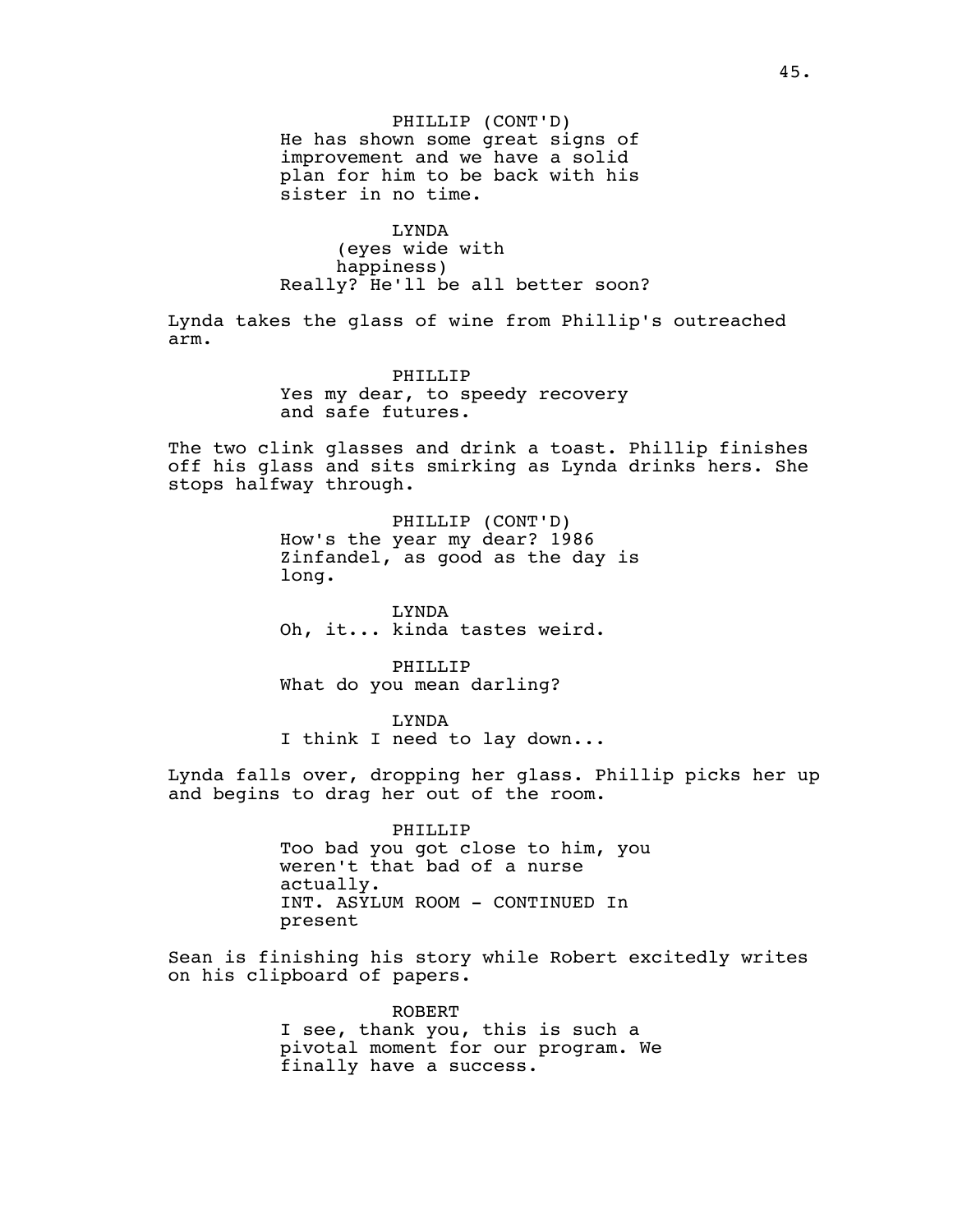PHILLIP (CONT'D)
He has shown some great signs of improvement and we have a solid plan for him to be back with his sister in no time.

LYNDA
(eyes wide with happiness)
Really? He'll be all better soon?

Lynda takes the glass of wine from Phillip's outreached arm.

PHILLIP
Yes my dear, to speedy recovery and safe futures.

The two clink glasses and drink a toast. Phillip finishes off his glass and sits smirking as Lynda drinks hers. She stops halfway through.

PHILLIP (CONT'D)
How's the year my dear? 1986 Zinfandel, as good as the day is long.

LYNDA
Oh, it... kinda tastes weird.

PHILLIP
What do you mean darling?

LYNDA
I think I need to lay down...

Lynda falls over, dropping her glass. Phillip picks her up and begins to drag her out of the room.

PHILLIP
Too bad you got close to him, you weren't that bad of a nurse actually.
INT. ASYLUM ROOM - CONTINUED In present

Sean is finishing his story while Robert excitedly writes on his clipboard of papers.

ROBERT
I see, thank you, this is such a pivotal moment for our program. We finally have a success.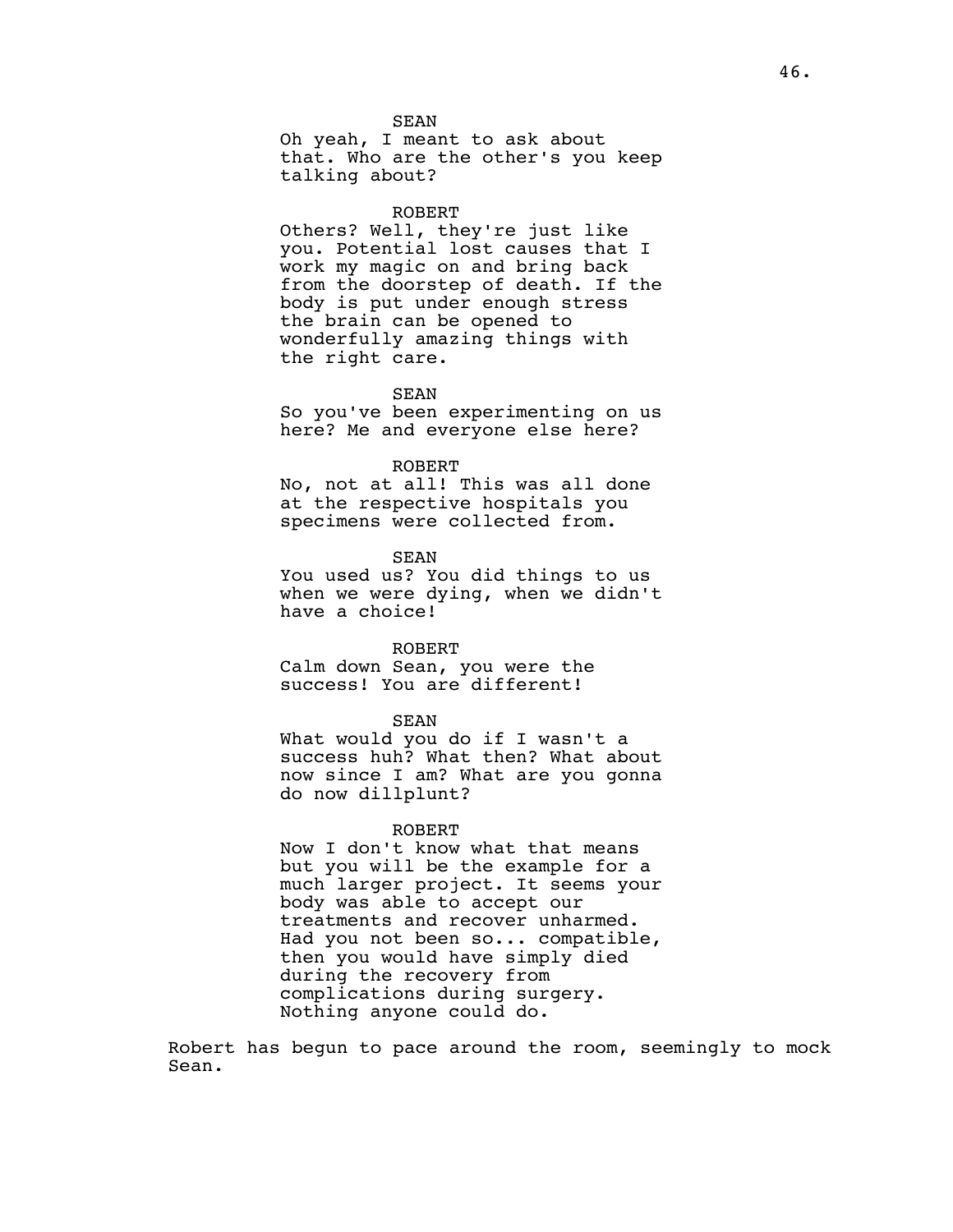SEAN
Oh yeah, I meant to ask about that. Who are the other's you keep talking about?

ROBERT
Others? Well, they're just like you. Potential lost causes that I work my magic on and bring back from the doorstep of death. If the body is put under enough stress the brain can be opened to wonderfully amazing things with the right care.

SEAN
So you've been experimenting on us here? Me and everyone else here?

ROBERT
No, not at all! This was all done at the respective hospitals you specimens were collected from.

SEAN
You used us? You did things to us when we were dying, when we didn't have a choice!

ROBERT
Calm down Sean, you were the success! You are different!

SEAN
What would you do if I wasn't a success huh? What then? What about now since I am? What are you gonna do now dillplunt?

ROBERT
Now I don't know what that means but you will be the example for a much larger project. It seems your body was able to accept our treatments and recover unharmed. Had you not been so... compatible, then you would have simply died during the recovery from complications during surgery. Nothing anyone could do.

Robert has begun to pace around the room, seemingly to mock Sean.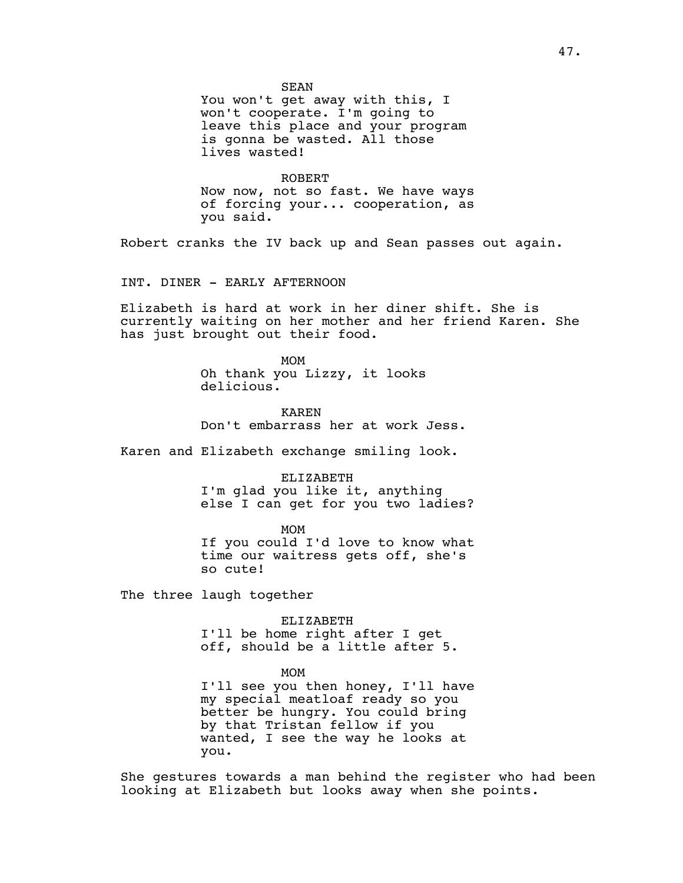SEAN
You won't get away with this, I won't cooperate. I'm going to leave this place and your program is gonna be wasted. All those lives wasted!

ROBERT
Now now, not so fast. We have ways of forcing your... cooperation, as you said.

Robert cranks the IV back up and Sean passes out again.

INT. DINER - EARLY AFTERNOON

Elizabeth is hard at work in her diner shift. She is currently waiting on her mother and her friend Karen. She has just brought out their food.

MOM
Oh thank you Lizzy, it looks delicious.

KAREN
Don't embarrass her at work Jess.

Karen and Elizabeth exchange smiling look.

ELIZABETH
I'm glad you like it, anything else I can get for you two ladies?

MOM
If you could I'd love to know what time our waitress gets off, she's so cute!

The three laugh together

ELIZABETH
I'll be home right after I get off, should be a little after 5.

MOM
I'll see you then honey, I'll have my special meatloaf ready so you better be hungry. You could bring by that Tristan fellow if you wanted, I see the way he looks at you.

She gestures towards a man behind the register who had been looking at Elizabeth but looks away when she points.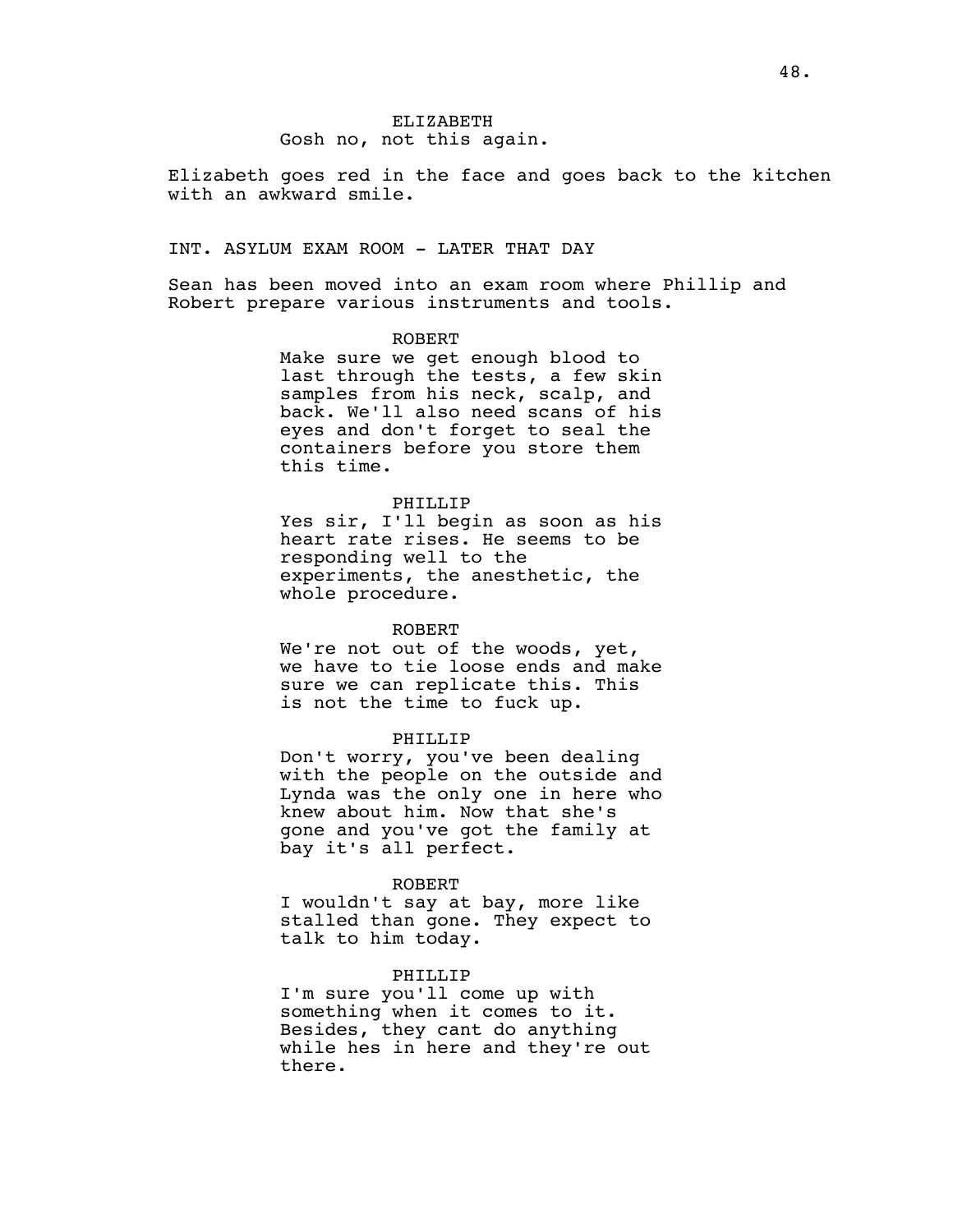ELIZABETH
Gosh no, not this again.

Elizabeth goes red in the face and goes back to the kitchen with an awkward smile.

INT. ASYLUM EXAM ROOM - LATER THAT DAY

Sean has been moved into an exam room where Phillip and Robert prepare various instruments and tools.

ROBERT
Make sure we get enough blood to last through the tests, a few skin samples from his neck, scalp, and back. We'll also need scans of his eyes and don't forget to seal the containers before you store them this time.

PHILLIP
Yes sir, I'll begin as soon as his heart rate rises. He seems to be responding well to the experiments, the anesthetic, the whole procedure.

ROBERT
We're not out of the woods, yet, we have to tie loose ends and make sure we can replicate this. This is not the time to fuck up.

PHILLIP
Don't worry, you've been dealing with the people on the outside and Lynda was the only one in here who knew about him. Now that she's gone and you've got the family at bay it's all perfect.

ROBERT
I wouldn't say at bay, more like stalled than gone. They expect to talk to him today.

PHILLIP
I'm sure you'll come up with something when it comes to it. Besides, they cant do anything while hes in here and they're out there.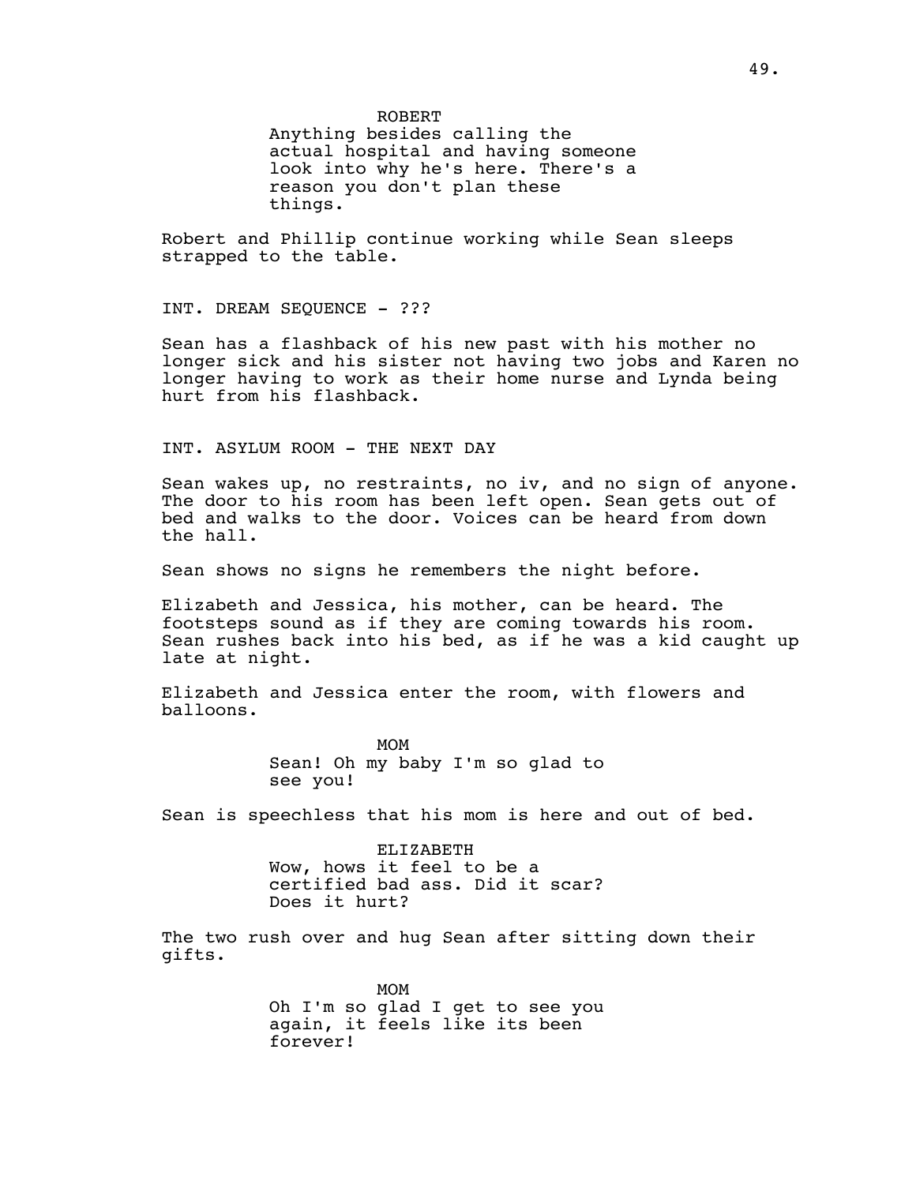ROBERT

Anything besides calling the actual hospital and having someone look into why he's here. There's a reason you don't plan these things.

Robert and Phillip continue working while Sean sleeps strapped to the table.

INT. DREAM SEQUENCE - ???

Sean has a flashback of his new past with his mother no longer sick and his sister not having two jobs and Karen no longer having to work as their home nurse and Lynda being hurt from his flashback.

INT. ASYLUM ROOM - THE NEXT DAY

Sean wakes up, no restraints, no iv, and no sign of anyone. The door to his room has been left open. Sean gets out of bed and walks to the door. Voices can be heard from down the hall.

Sean shows no signs he remembers the night before.

Elizabeth and Jessica, his mother, can be heard. The footsteps sound as if they are coming towards his room. Sean rushes back into his bed, as if he was a kid caught up late at night.

Elizabeth and Jessica enter the room, with flowers and balloons.

MOM

Sean! Oh my baby I'm so glad to see you!

Sean is speechless that his mom is here and out of bed.

ELIZABETH

Wow, hows it feel to be a certified bad ass. Did it scar? Does it hurt?

The two rush over and hug Sean after sitting down their gifts.

MOM

Oh I'm so glad I get to see you again, it feels like its been forever!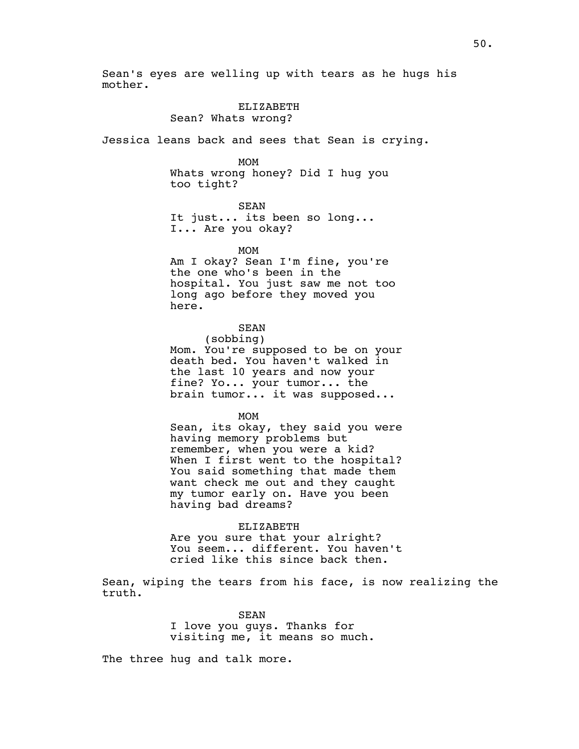Sean's eyes are welling up with tears as he hugs his mother.

ELIZABETH
Sean? Whats wrong?

Jessica leans back and sees that Sean is crying.

MOM
Whats wrong honey? Did I hug you too tight?

SEAN
It just... its been so long... I... Are you okay?

MOM
Am I okay? Sean I'm fine, you're the one who's been in the hospital. You just saw me not too long ago before they moved you here.

SEAN
(sobbing)
Mom. You're supposed to be on your death bed. You haven't walked in the last 10 years and now your fine? Yo... your tumor... the brain tumor... it was supposed...

MOM
Sean, its okay, they said you were having memory problems but remember, when you were a kid? When I first went to the hospital? You said something that made them want check me out and they caught my tumor early on. Have you been having bad dreams?

ELIZABETH
Are you sure that your alright? You seem... different. You haven't cried like this since back then.

Sean, wiping the tears from his face, is now realizing the truth.

SEAN
I love you guys. Thanks for visiting me, it means so much.

The three hug and talk more.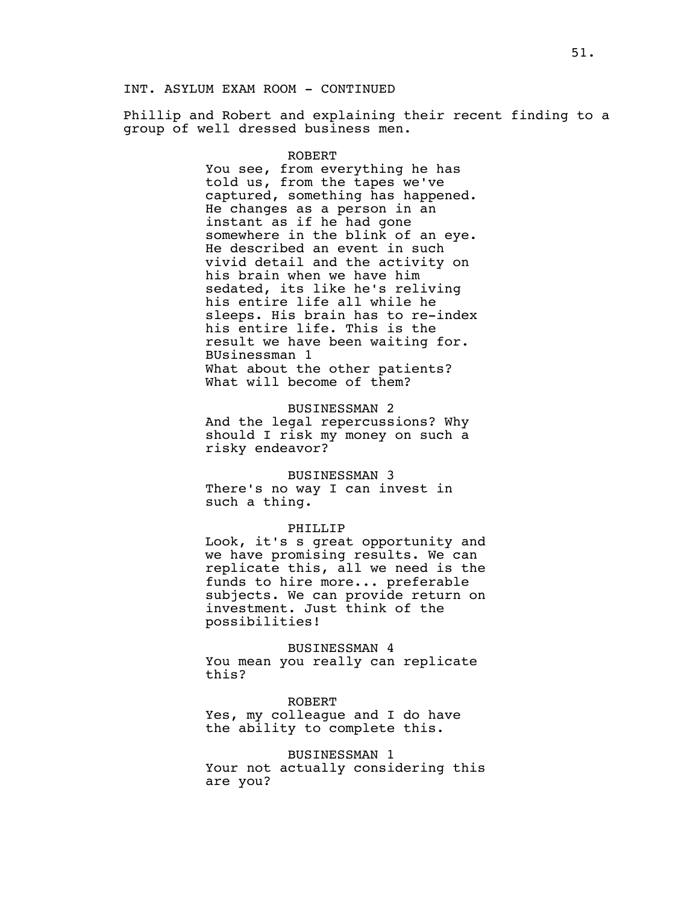INT. ASYLUM EXAM ROOM - CONTINUED

Phillip and Robert and explaining their recent finding to a group of well dressed business men.

ROBERT
You see, from everything he has told us, from the tapes we've captured, something has happened. He changes as a person in an instant as if he had gone somewhere in the blink of an eye. He described an event in such vivid detail and the activity on his brain when we have him sedated, its like he's reliving his entire life all while he sleeps. His brain has to re-index his entire life. This is the result we have been waiting for.
BUsinessman 1
What about the other patients? What will become of them?

BUSINESSMAN 2
And the legal repercussions? Why should I risk my money on such a risky endeavor?

BUSINESSMAN 3
There's no way I can invest in such a thing.

PHILLIP
Look, it's s great opportunity and we have promising results. We can replicate this, all we need is the funds to hire more... preferable subjects. We can provide return on investment. Just think of the possibilities!

BUSINESSMAN 4
You mean you really can replicate this?

ROBERT
Yes, my colleague and I do have the ability to complete this.

BUSINESSMAN 1
Your not actually considering this are you?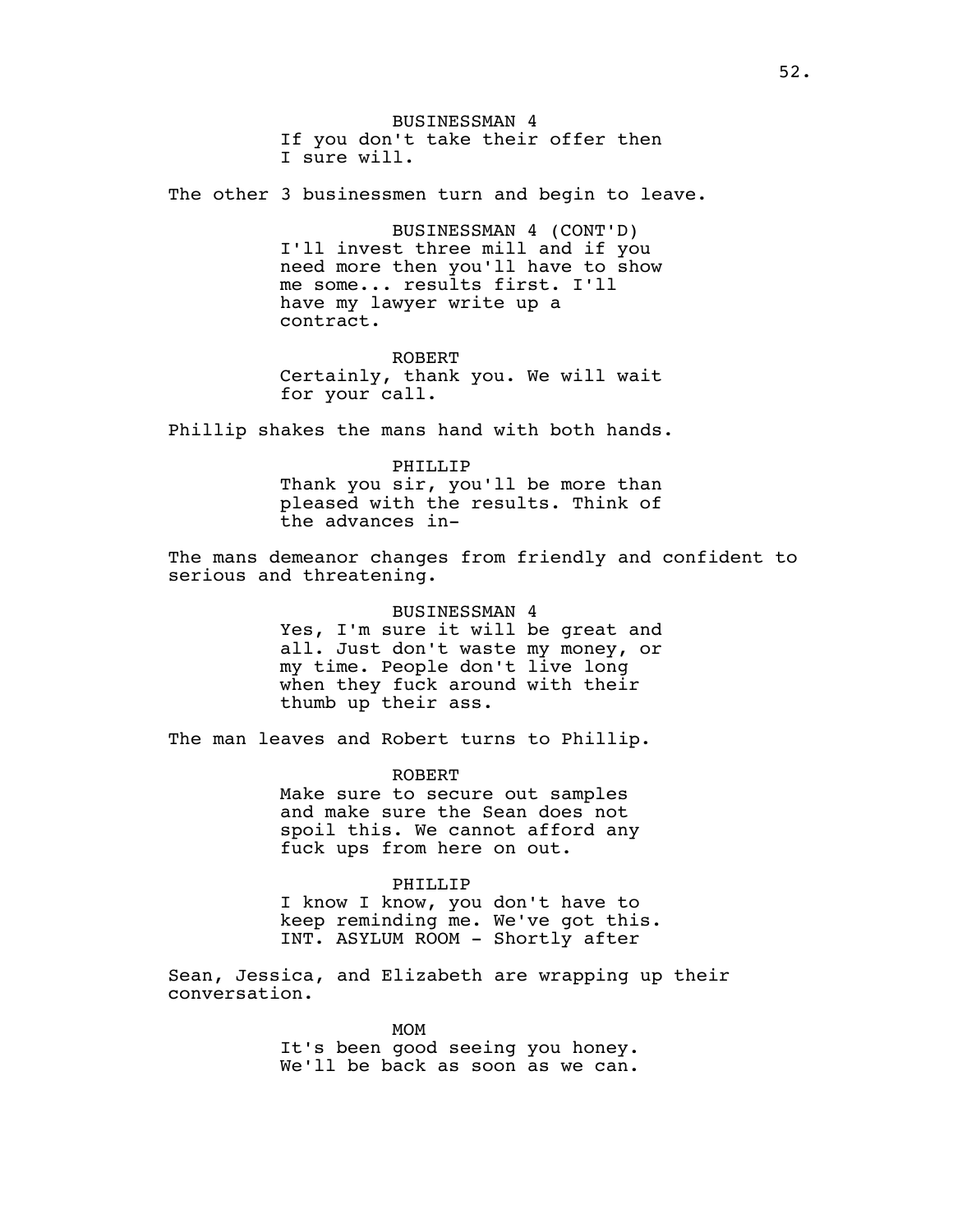BUSINESSMAN 4
If you don't take their offer then I sure will.

The other 3 businessmen turn and begin to leave.

BUSINESSMAN 4 (CONT'D)
I'll invest three mill and if you need more then you'll have to show me some... results first. I'll have my lawyer write up a contract.

ROBERT
Certainly, thank you. We will wait for your call.

Phillip shakes the mans hand with both hands.

PHILLIP
Thank you sir, you'll be more than pleased with the results. Think of the advances in-

The mans demeanor changes from friendly and confident to serious and threatening.

BUSINESSMAN 4
Yes, I'm sure it will be great and all. Just don't waste my money, or my time. People don't live long when they fuck around with their thumb up their ass.

The man leaves and Robert turns to Phillip.

ROBERT
Make sure to secure out samples and make sure the Sean does not spoil this. We cannot afford any fuck ups from here on out.

PHILLIP
I know I know, you don't have to keep reminding me. We've got this.
INT. ASYLUM ROOM - Shortly after

Sean, Jessica, and Elizabeth are wrapping up their conversation.

MOM
It's been good seeing you honey. We'll be back as soon as we can.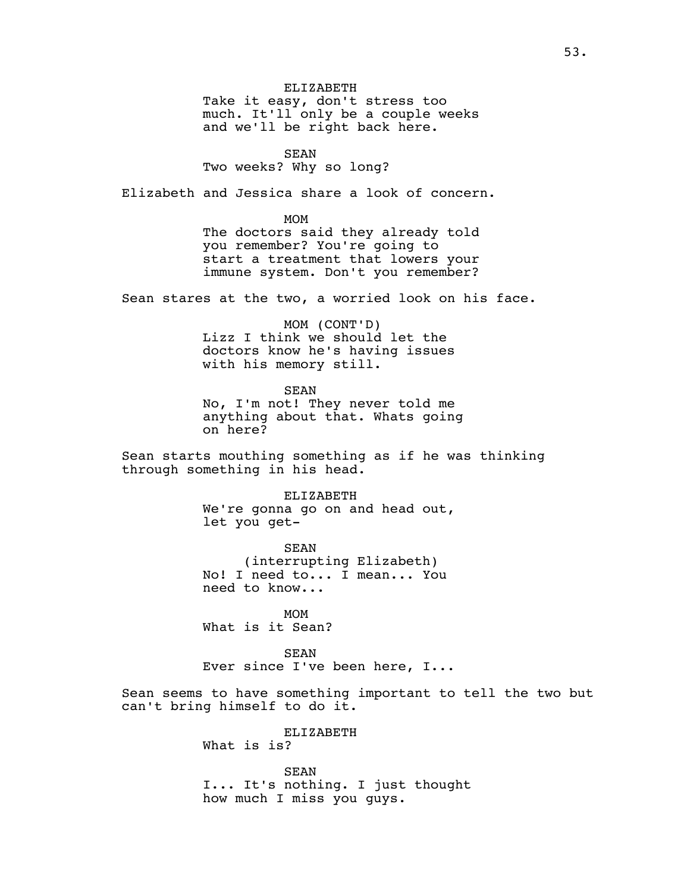ELIZABETH
Take it easy, don't stress too much. It'll only be a couple weeks and we'll be right back here.

SEAN
Two weeks? Why so long?

Elizabeth and Jessica share a look of concern.

MOM
The doctors said they already told you remember? You're going to start a treatment that lowers your immune system. Don't you remember?

Sean stares at the two, a worried look on his face.

MOM (CONT'D)
Lizz I think we should let the doctors know he's having issues with his memory still.

SEAN
No, I'm not! They never told me anything about that. Whats going on here?

Sean starts mouthing something as if he was thinking through something in his head.

ELIZABETH
We're gonna go on and head out, let you get-

SEAN
(interrupting Elizabeth)
No! I need to... I mean... You need to know...

MOM
What is it Sean?

SEAN
Ever since I've been here, I...

Sean seems to have something important to tell the two but can't bring himself to do it.

ELIZABETH
What is is?

SEAN
I... It's nothing. I just thought how much I miss you guys.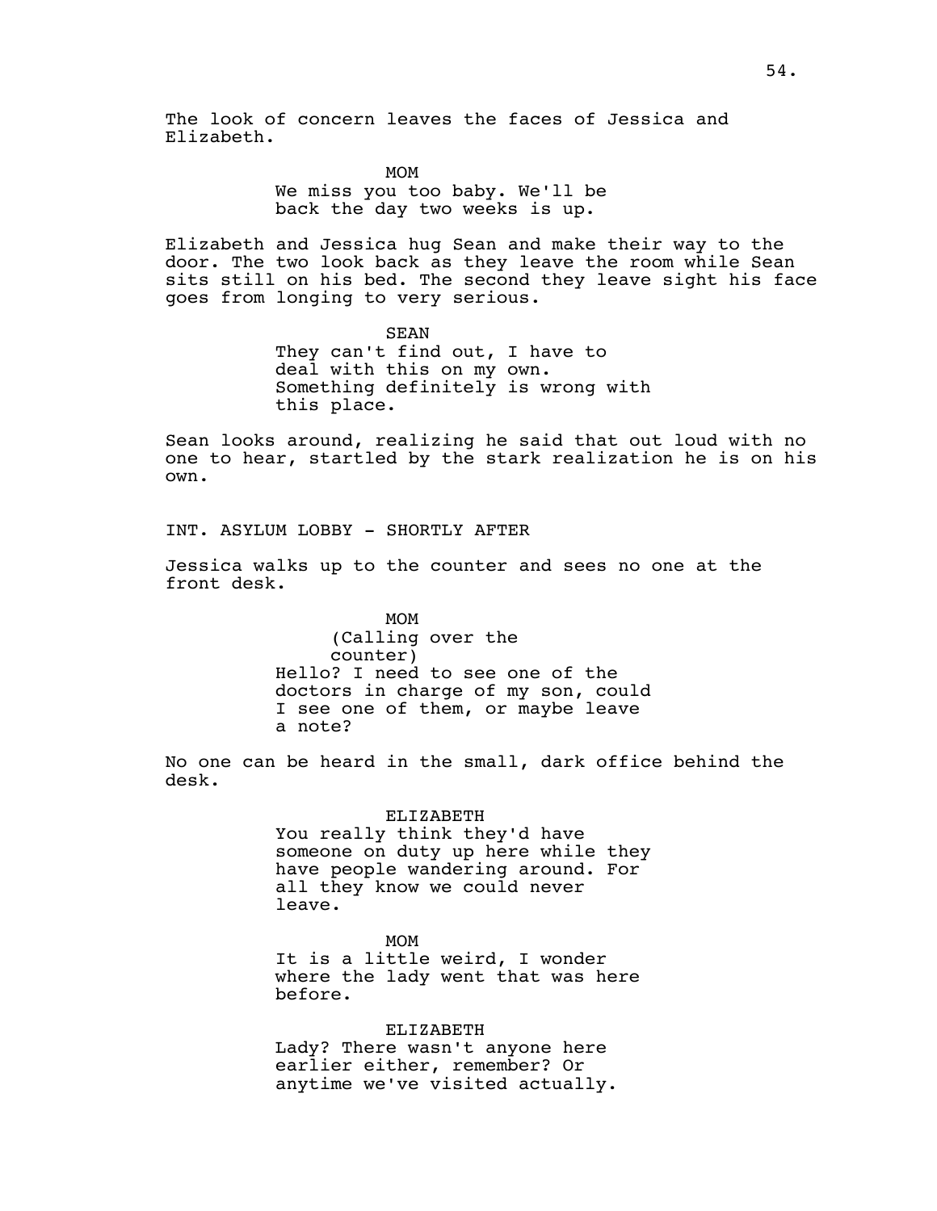The look of concern leaves the faces of Jessica and Elizabeth.

MOM

We miss you too baby. We'll be back the day two weeks is up.

Elizabeth and Jessica hug Sean and make their way to the door. The two look back as they leave the room while Sean sits still on his bed. The second they leave sight his face goes from longing to very serious.

SEAN

They can't find out, I have to deal with this on my own. Something definitely is wrong with this place.

Sean looks around, realizing he said that out loud with no one to hear, startled by the stark realization he is on his own.

INT. ASYLUM LOBBY - SHORTLY AFTER

Jessica walks up to the counter and sees no one at the front desk.

MOM

(Calling over the counter)

Hello? I need to see one of the doctors in charge of my son, could I see one of them, or maybe leave a note?

No one can be heard in the small, dark office behind the desk.

ELIZABETH

You really think they'd have someone on duty up here while they have people wandering around. For all they know we could never leave.

MOM

It is a little weird, I wonder where the lady went that was here before.

ELIZABETH

Lady? There wasn't anyone here earlier either, remember? Or anytime we've visited actually.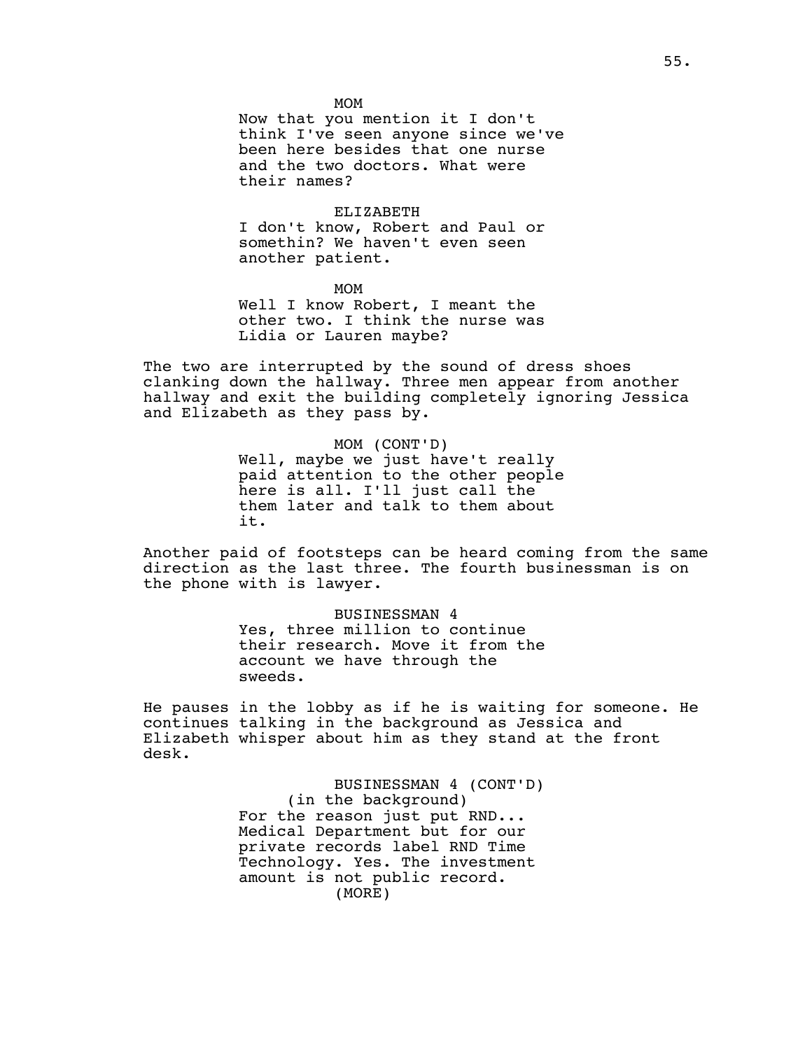MOM

Now that you mention it I don't think I've seen anyone since we've been here besides that one nurse and the two doctors. What were their names?

ELIZABETH

I don't know, Robert and Paul or somethin? We haven't even seen another patient.

MOM

Well I know Robert, I meant the other two. I think the nurse was Lidia or Lauren maybe?

The two are interrupted by the sound of dress shoes clanking down the hallway. Three men appear from another hallway and exit the building completely ignoring Jessica and Elizabeth as they pass by.

MOM (CONT'D)

Well, maybe we just have't really paid attention to the other people here is all. I'll just call the them later and talk to them about it.

Another paid of footsteps can be heard coming from the same direction as the last three. The fourth businessman is on the phone with is lawyer.

BUSINESSMAN 4

Yes, three million to continue their research. Move it from the account we have through the sweeds.

He pauses in the lobby as if he is waiting for someone. He continues talking in the background as Jessica and Elizabeth whisper about him as they stand at the front desk.

BUSINESSMAN 4 (CONT'D)

(in the background)

For the reason just put RND... Medical Department but for our private records label RND Time Technology. Yes. The investment amount is not public record.

(MORE)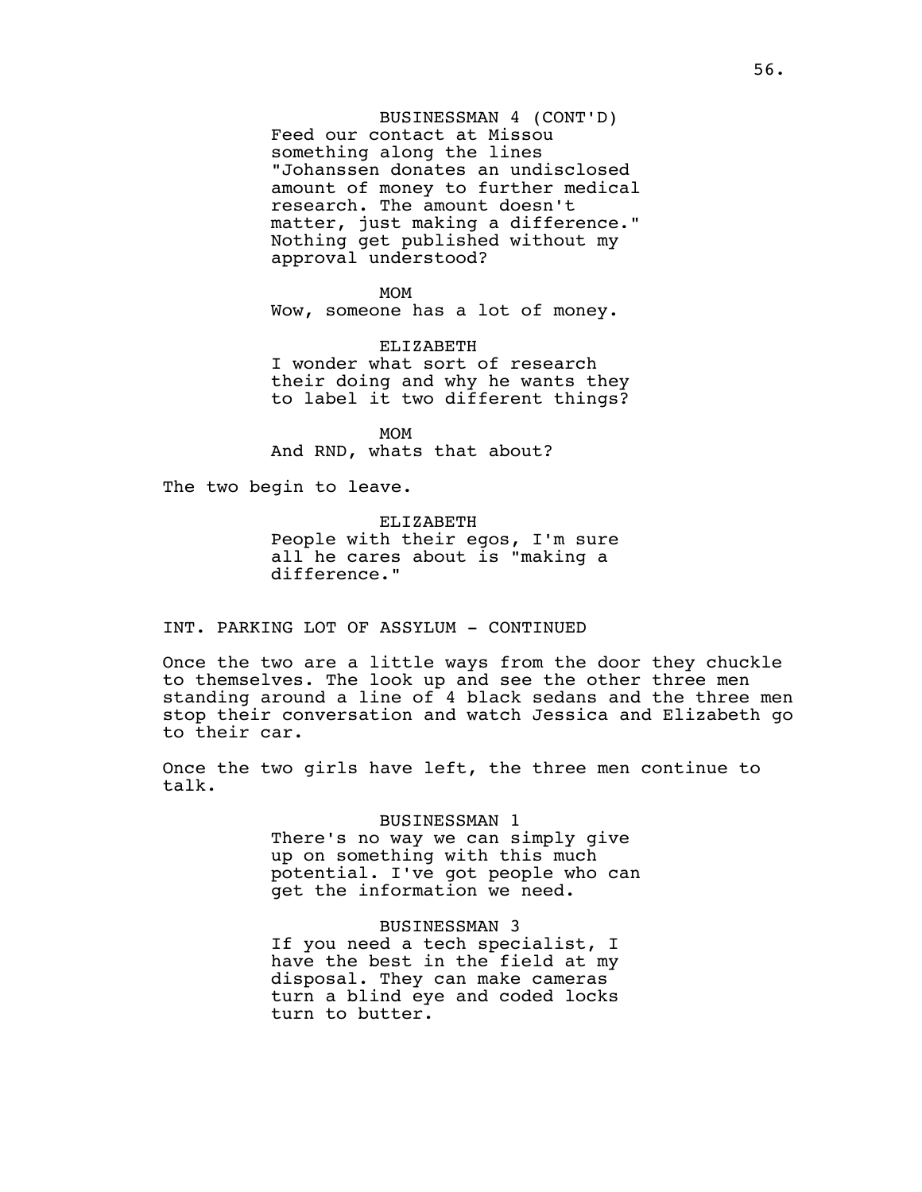BUSINESSMAN 4 (CONT'D)
Feed our contact at Missou something along the lines "Johanssen donates an undisclosed amount of money to further medical research. The amount doesn't matter, just making a difference." Nothing get published without my approval understood?

MOM
Wow, someone has a lot of money.

ELIZABETH
I wonder what sort of research their doing and why he wants they to label it two different things?

MOM
And RND, whats that about?

The two begin to leave.

ELIZABETH
People with their egos, I'm sure all he cares about is "making a difference."

INT. PARKING LOT OF ASSYLUM - CONTINUED

Once the two are a little ways from the door they chuckle to themselves. The look up and see the other three men standing around a line of 4 black sedans and the three men stop their conversation and watch Jessica and Elizabeth go to their car.

Once the two girls have left, the three men continue to talk.

BUSINESSMAN 1
There's no way we can simply give up on something with this much potential. I've got people who can get the information we need.

BUSINESSMAN 3
If you need a tech specialist, I have the best in the field at my disposal. They can make cameras turn a blind eye and coded locks turn to butter.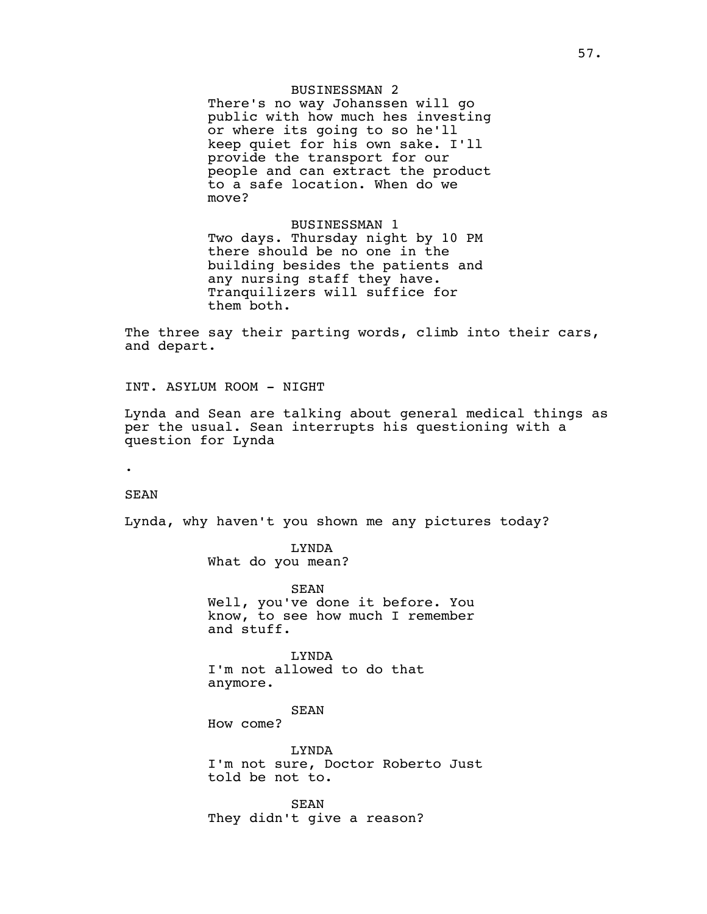BUSINESSMAN 2
There's no way Johanssen will go public with how much hes investing or where its going to so he'll keep quiet for his own sake. I'll provide the transport for our people and can extract the product to a safe location. When do we move?

BUSINESSMAN 1
Two days. Thursday night by 10 PM there should be no one in the building besides the patients and any nursing staff they have. Tranquilizers will suffice for them both.

The three say their parting words, climb into their cars, and depart.

INT. ASYLUM ROOM - NIGHT

Lynda and Sean are talking about general medical things as per the usual. Sean interrupts his questioning with a question for Lynda

.

SEAN

Lynda, why haven't you shown me any pictures today?

LYNDA
What do you mean?

SEAN
Well, you've done it before. You know, to see how much I remember and stuff.

LYNDA
I'm not allowed to do that anymore.

SEAN
How come?

LYNDA
I'm not sure, Doctor Roberto Just told be not to.

SEAN
They didn't give a reason?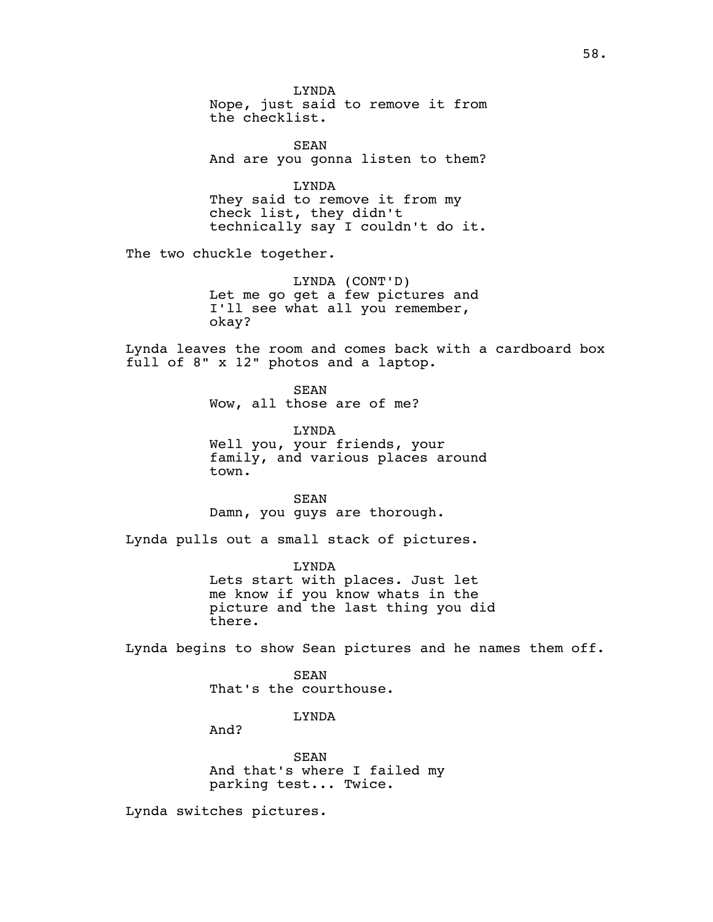LYNDA
Nope, just said to remove it from the checklist.

SEAN
And are you gonna listen to them?

LYNDA
They said to remove it from my check list, they didn't technically say I couldn't do it.

The two chuckle together.

LYNDA (CONT'D)
Let me go get a few pictures and I'll see what all you remember, okay?

Lynda leaves the room and comes back with a cardboard box full of 8" x 12" photos and a laptop.

SEAN
Wow, all those are of me?

LYNDA
Well you, your friends, your family, and various places around town.

SEAN
Damn, you guys are thorough.

Lynda pulls out a small stack of pictures.

LYNDA
Lets start with places. Just let me know if you know whats in the picture and the last thing you did there.

Lynda begins to show Sean pictures and he names them off.

SEAN
That's the courthouse.

LYNDA
And?

SEAN
And that's where I failed my parking test... Twice.

Lynda switches pictures.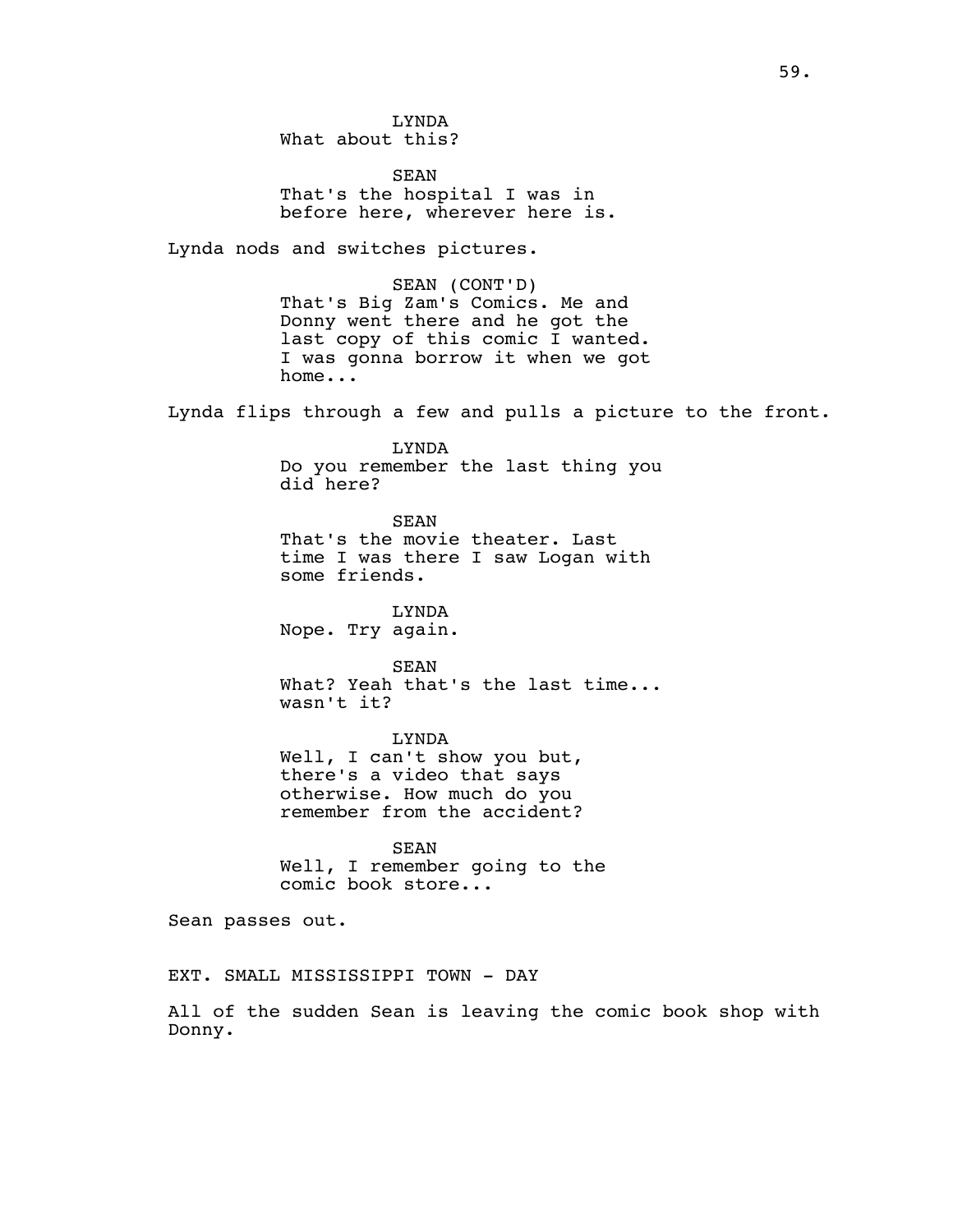LYNDA
What about this?

SEAN
That's the hospital I was in before here, wherever here is.

Lynda nods and switches pictures.

SEAN (CONT'D)
That's Big Zam's Comics. Me and Donny went there and he got the last copy of this comic I wanted. I was gonna borrow it when we got home...

Lynda flips through a few and pulls a picture to the front.

LYNDA
Do you remember the last thing you did here?

SEAN
That's the movie theater. Last time I was there I saw Logan with some friends.

LYNDA
Nope. Try again.

SEAN
What? Yeah that's the last time... wasn't it?

LYNDA
Well, I can't show you but, there's a video that says otherwise. How much do you remember from the accident?

SEAN
Well, I remember going to the comic book store...

Sean passes out.

EXT. SMALL MISSISSIPPI TOWN - DAY

All of the sudden Sean is leaving the comic book shop with Donny.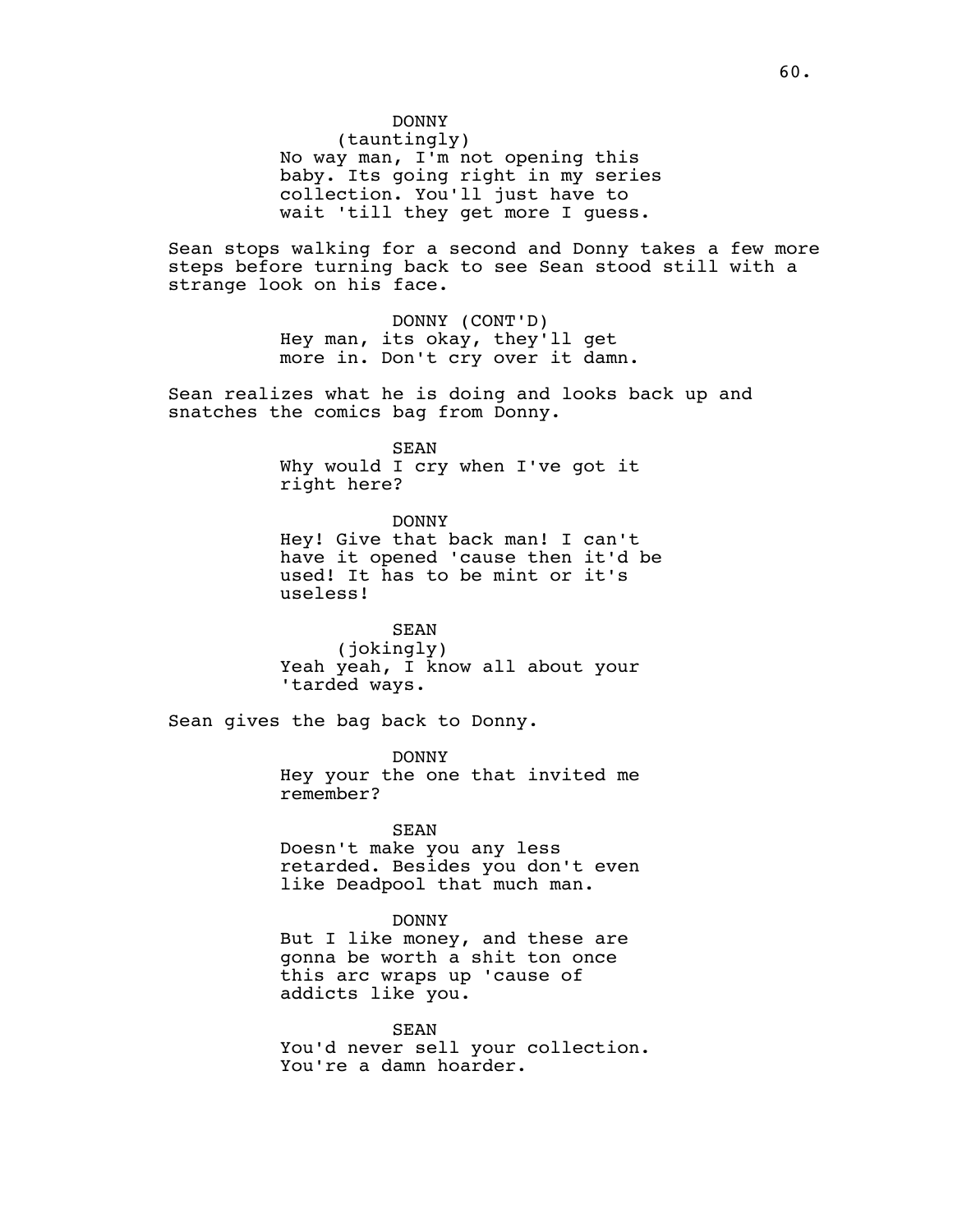DONNY
(tauntingly)
No way man, I'm not opening this baby. Its going right in my series collection. You'll just have to wait 'till they get more I guess.

Sean stops walking for a second and Donny takes a few more steps before turning back to see Sean stood still with a strange look on his face.

DONNY (CONT'D)
Hey man, its okay, they'll get more in. Don't cry over it damn.

Sean realizes what he is doing and looks back up and snatches the comics bag from Donny.

SEAN
Why would I cry when I've got it right here?

DONNY
Hey! Give that back man! I can't have it opened 'cause then it'd be used! It has to be mint or it's useless!

SEAN
(jokingly)
Yeah yeah, I know all about your 'tarded ways.

Sean gives the bag back to Donny.

DONNY
Hey your the one that invited me remember?

SEAN
Doesn't make you any less retarded. Besides you don't even like Deadpool that much man.

DONNY
But I like money, and these are gonna be worth a shit ton once this arc wraps up 'cause of addicts like you.

SEAN
You'd never sell your collection. You're a damn hoarder.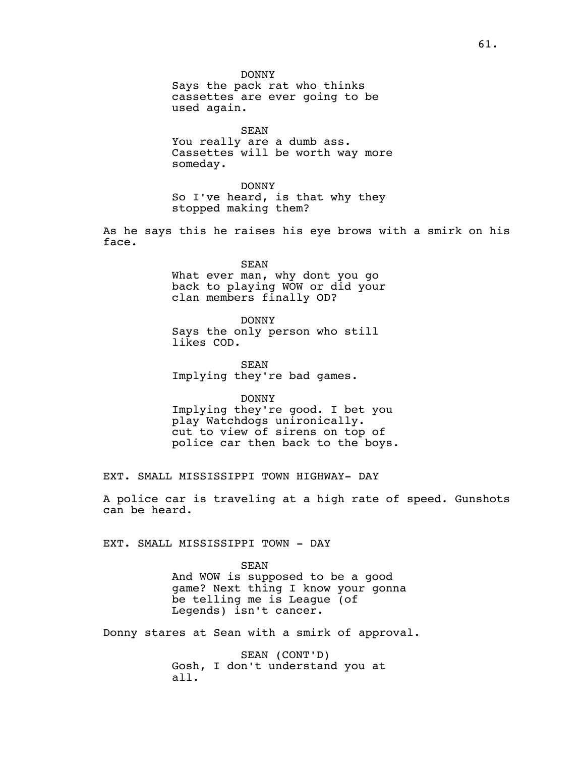DONNY
Says the pack rat who thinks cassettes are ever going to be used again.

SEAN
You really are a dumb ass. Cassettes will be worth way more someday.

DONNY
So I've heard, is that why they stopped making them?

As he says this he raises his eye brows with a smirk on his face.

SEAN
What ever man, why dont you go back to playing WOW or did your clan members finally OD?

DONNY
Says the only person who still likes COD.

SEAN
Implying they're bad games.

DONNY
Implying they're good. I bet you play Watchdogs unironically.
cut to view of sirens on top of police car then back to the boys.

EXT. SMALL MISSISSIPPI TOWN HIGHWAY- DAY

A police car is traveling at a high rate of speed. Gunshots can be heard.

EXT. SMALL MISSISSIPPI TOWN - DAY

SEAN
And WOW is supposed to be a good game? Next thing I know your gonna be telling me is League (of Legends) isn't cancer.

Donny stares at Sean with a smirk of approval.

SEAN (CONT'D)
Gosh, I don't understand you at all.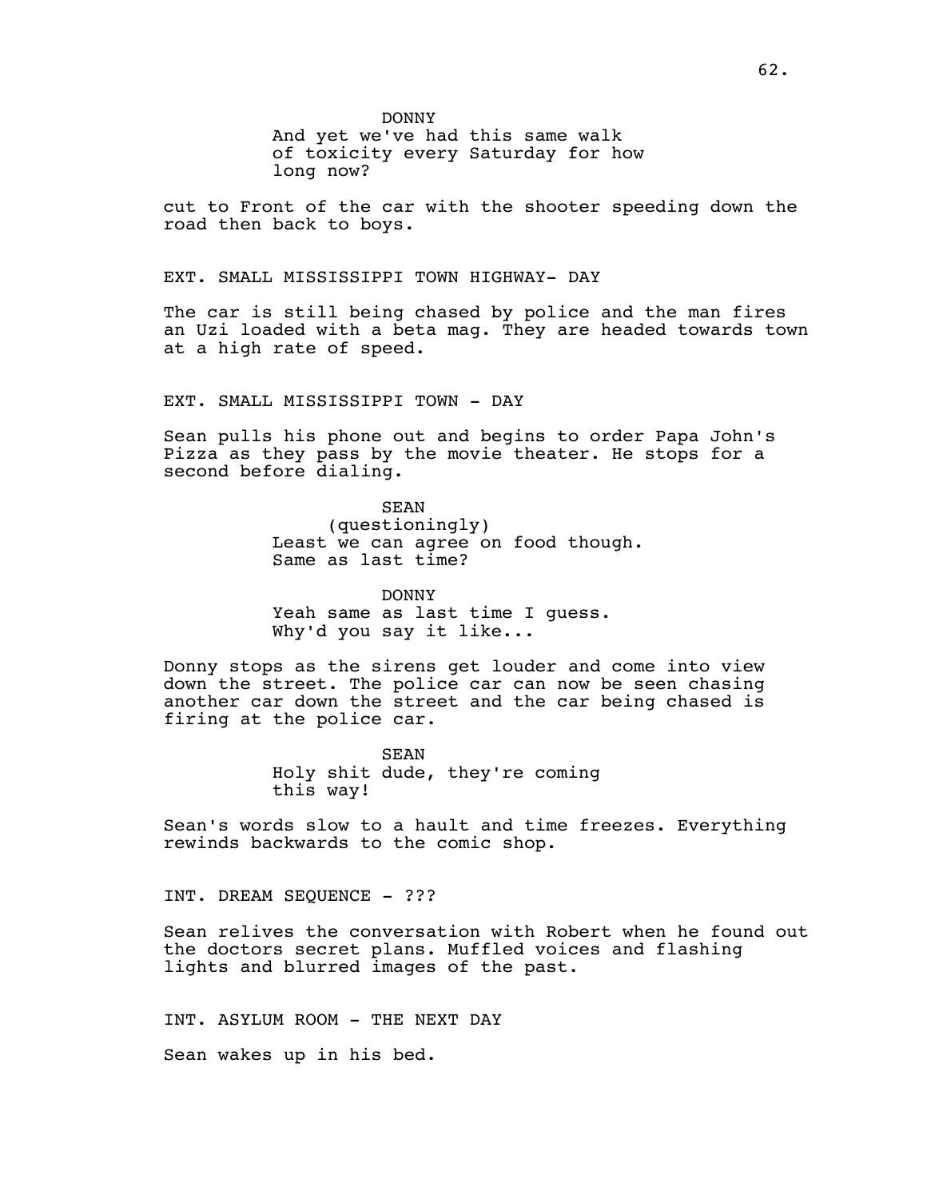DONNY
And yet we've had this same walk of toxicity every Saturday for how long now?

cut to Front of the car with the shooter speeding down the road then back to boys.

EXT. SMALL MISSISSIPPI TOWN HIGHWAY- DAY

The car is still being chased by police and the man fires an Uzi loaded with a beta mag. They are headed towards town at a high rate of speed.

EXT. SMALL MISSISSIPPI TOWN - DAY

Sean pulls his phone out and begins to order Papa John's Pizza as they pass by the movie theater. He stops for a second before dialing.

SEAN
(questioningly)
Least we can agree on food though. Same as last time?

DONNY
Yeah same as last time I guess. Why'd you say it like...

Donny stops as the sirens get louder and come into view down the street. The police car can now be seen chasing another car down the street and the car being chased is firing at the police car.

SEAN
Holy shit dude, they're coming this way!

Sean's words slow to a hault and time freezes. Everything rewinds backwards to the comic shop.

INT. DREAM SEQUENCE - ???

Sean relives the conversation with Robert when he found out the doctors secret plans. Muffled voices and flashing lights and blurred images of the past.

INT. ASYLUM ROOM - THE NEXT DAY

Sean wakes up in his bed.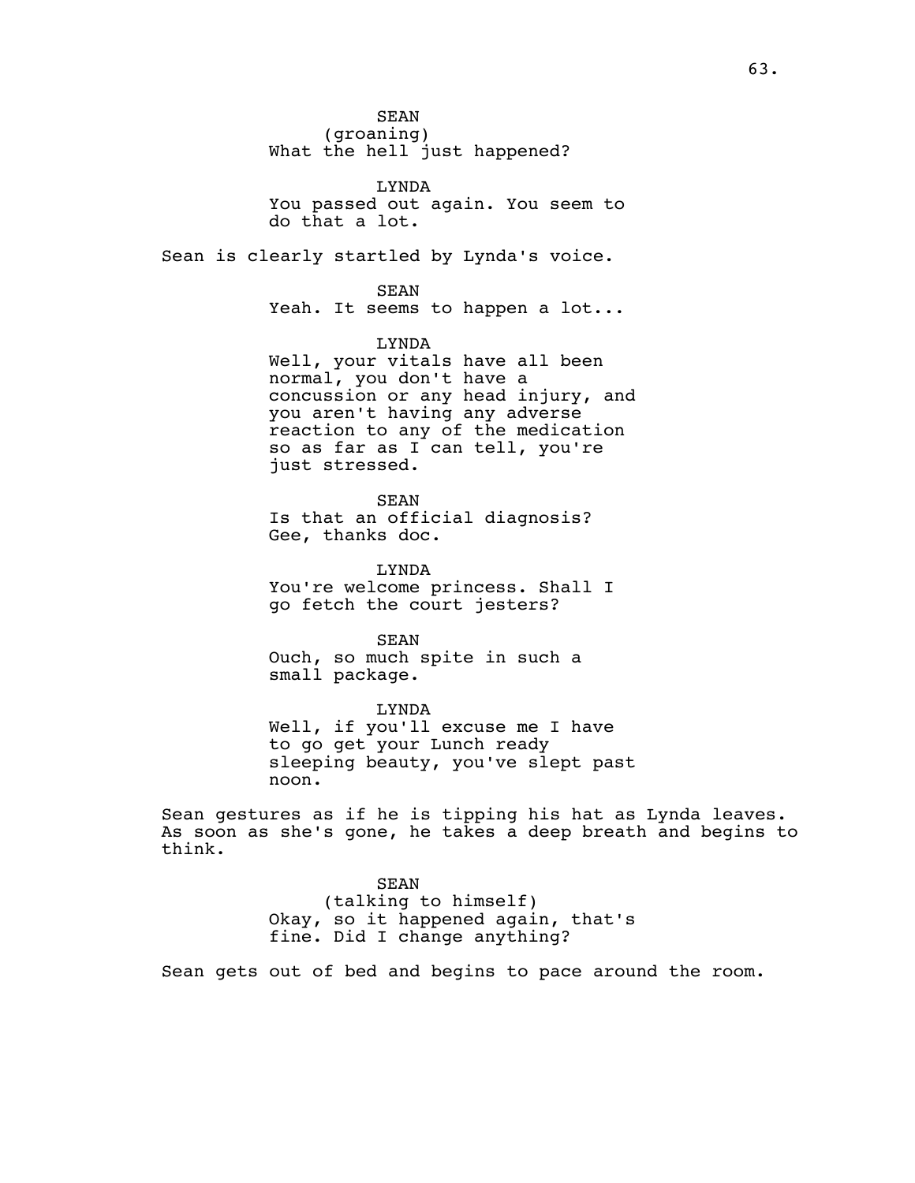SEAN
(groaning)
What the hell just happened?

LYNDA
You passed out again. You seem to do that a lot.

Sean is clearly startled by Lynda's voice.

SEAN
Yeah. It seems to happen a lot...

LYNDA
Well, your vitals have all been normal, you don't have a concussion or any head injury, and you aren't having any adverse reaction to any of the medication so as far as I can tell, you're just stressed.

SEAN
Is that an official diagnosis? Gee, thanks doc.

LYNDA
You're welcome princess. Shall I go fetch the court jesters?

SEAN
Ouch, so much spite in such a small package.

LYNDA
Well, if you'll excuse me I have to go get your Lunch ready sleeping beauty, you've slept past noon.

Sean gestures as if he is tipping his hat as Lynda leaves. As soon as she's gone, he takes a deep breath and begins to think.

SEAN
(talking to himself)
Okay, so it happened again, that's fine. Did I change anything?

Sean gets out of bed and begins to pace around the room.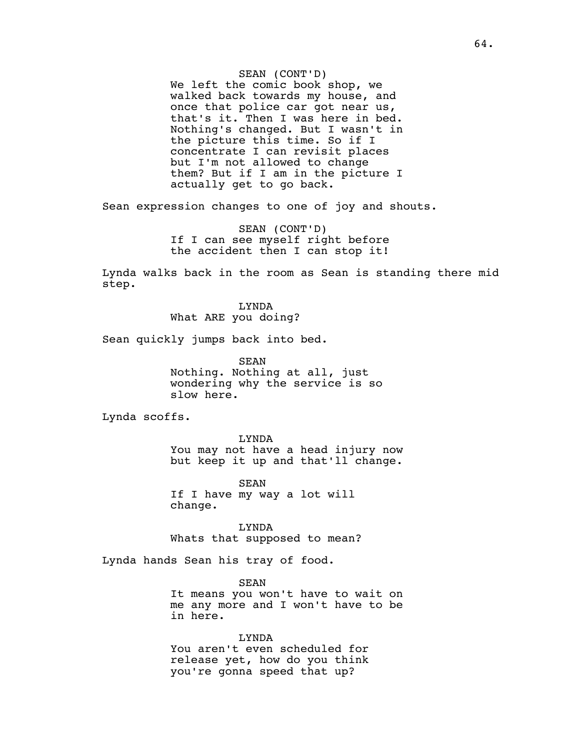SEAN (CONT'D)
We left the comic book shop, we walked back towards my house, and once that police car got near us, that's it. Then I was here in bed. Nothing's changed. But I wasn't in the picture this time. So if I concentrate I can revisit places but I'm not allowed to change them? But if I am in the picture I actually get to go back.

Sean expression changes to one of joy and shouts.

SEAN (CONT'D)
If I can see myself right before the accident then I can stop it!

Lynda walks back in the room as Sean is standing there mid step.

LYNDA
What ARE you doing?

Sean quickly jumps back into bed.

SEAN
Nothing. Nothing at all, just wondering why the service is so slow here.

Lynda scoffs.

LYNDA
You may not have a head injury now but keep it up and that'll change.

SEAN
If I have my way a lot will change.

LYNDA
Whats that supposed to mean?

Lynda hands Sean his tray of food.

SEAN
It means you won't have to wait on me any more and I won't have to be in here.

LYNDA
You aren't even scheduled for release yet, how do you think you're gonna speed that up?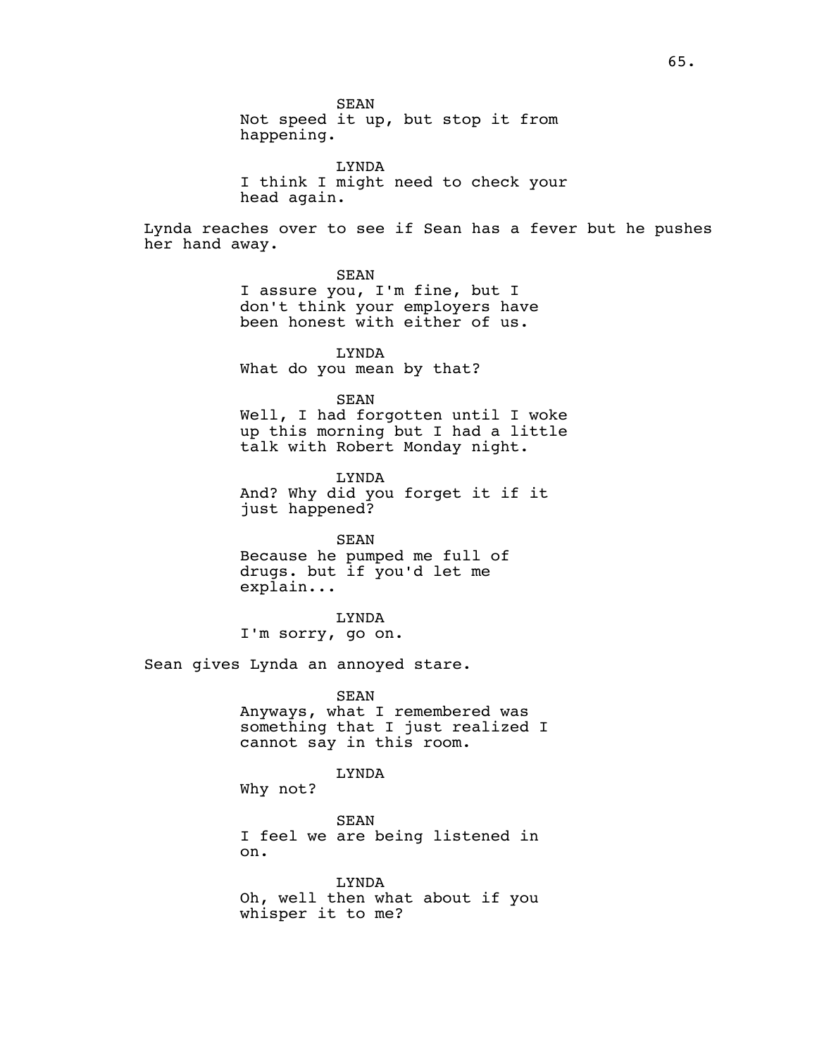SEAN
Not speed it up, but stop it from happening.

LYNDA
I think I might need to check your head again.

Lynda reaches over to see if Sean has a fever but he pushes her hand away.

SEAN
I assure you, I'm fine, but I don't think your employers have been honest with either of us.

LYNDA
What do you mean by that?

SEAN
Well, I had forgotten until I woke up this morning but I had a little talk with Robert Monday night.

LYNDA
And? Why did you forget it if it just happened?

SEAN
Because he pumped me full of drugs. but if you'd let me explain...

LYNDA
I'm sorry, go on.

Sean gives Lynda an annoyed stare.

SEAN
Anyways, what I remembered was something that I just realized I cannot say in this room.

LYNDA
Why not?

SEAN
I feel we are being listened in on.

LYNDA
Oh, well then what about if you whisper it to me?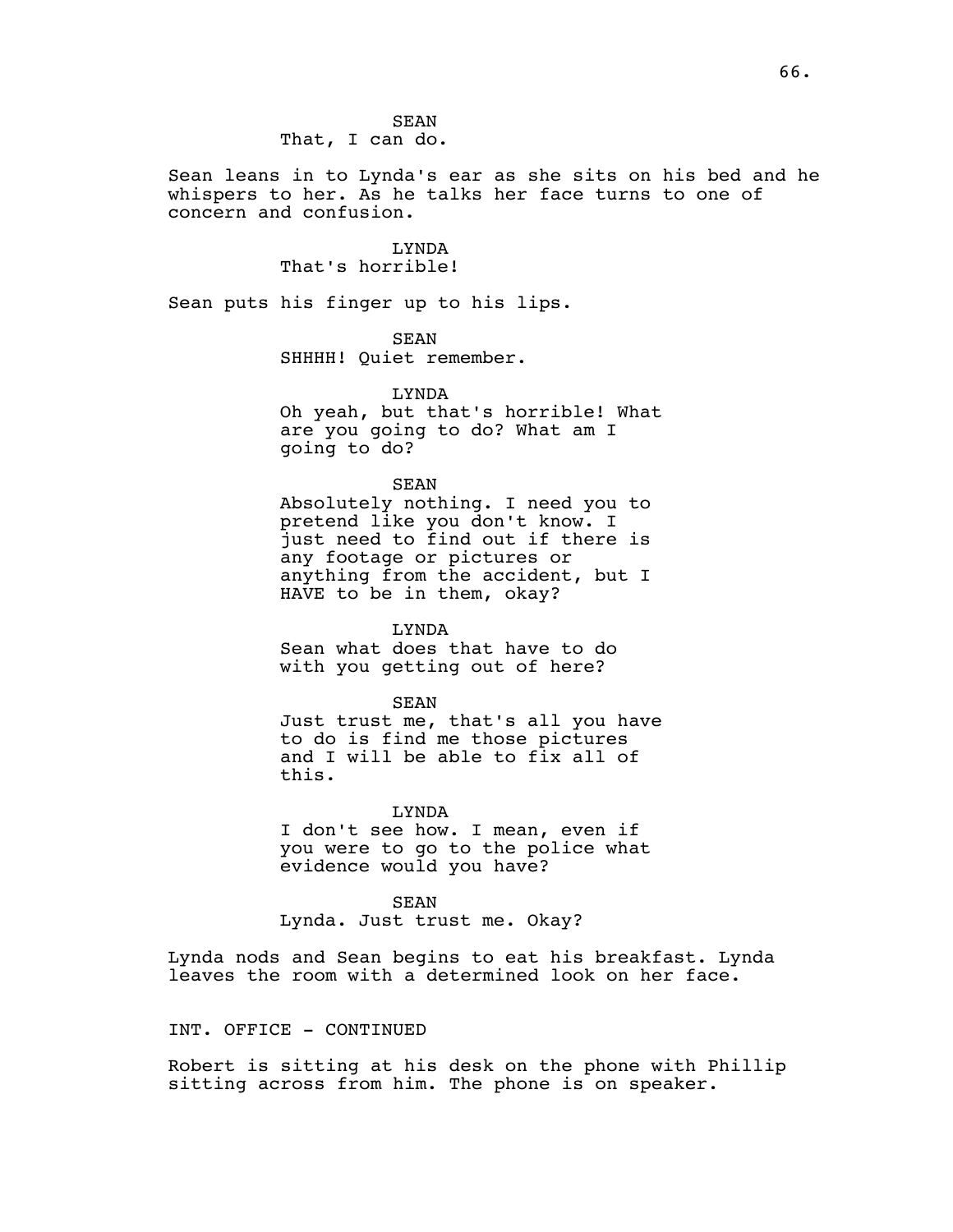SEAN
That, I can do.

Sean leans in to Lynda's ear as she sits on his bed and he whispers to her. As he talks her face turns to one of concern and confusion.

LYNDA
That's horrible!

Sean puts his finger up to his lips.

SEAN
SHHHH! Quiet remember.

LYNDA
Oh yeah, but that's horrible! What are you going to do? What am I going to do?

SEAN
Absolutely nothing. I need you to pretend like you don't know. I just need to find out if there is any footage or pictures or anything from the accident, but I HAVE to be in them, okay?

LYNDA
Sean what does that have to do with you getting out of here?

SEAN
Just trust me, that's all you have to do is find me those pictures and I will be able to fix all of this.

LYNDA
I don't see how. I mean, even if you were to go to the police what evidence would you have?

SEAN
Lynda. Just trust me. Okay?

Lynda nods and Sean begins to eat his breakfast. Lynda leaves the room with a determined look on her face.

INT. OFFICE - CONTINUED

Robert is sitting at his desk on the phone with Phillip sitting across from him. The phone is on speaker.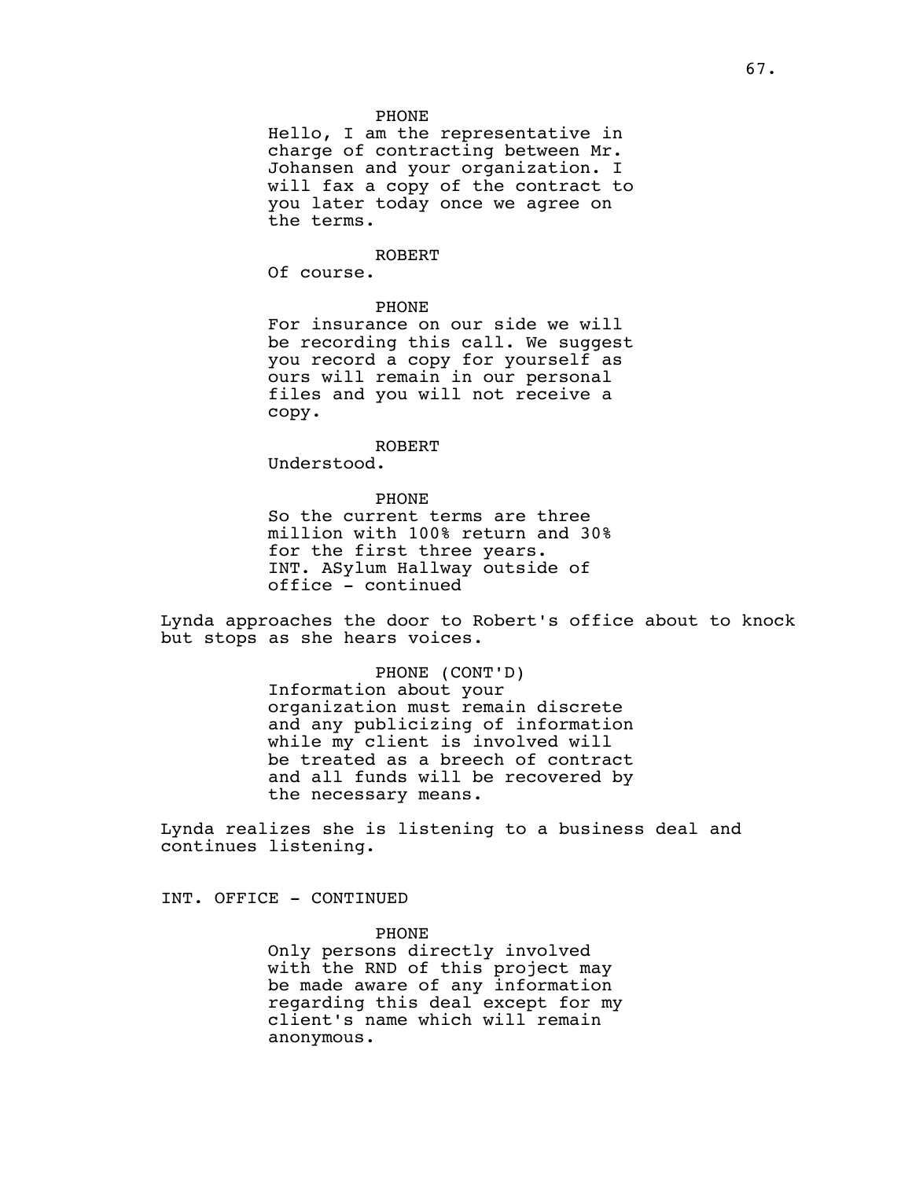PHONE
Hello, I am the representative in charge of contracting between Mr. Johansen and your organization. I will fax a copy of the contract to you later today once we agree on the terms.

ROBERT
Of course.

PHONE
For insurance on our side we will be recording this call. We suggest you record a copy for yourself as ours will remain in our personal files and you will not receive a copy.

ROBERT
Understood.

PHONE
So the current terms are three million with 100% return and 30% for the first three years.
INT. ASylum Hallway outside of office - continued

Lynda approaches the door to Robert's office about to knock but stops as she hears voices.

PHONE (CONT'D)
Information about your organization must remain discrete and any publicizing of information while my client is involved will be treated as a breech of contract and all funds will be recovered by the necessary means.

Lynda realizes she is listening to a business deal and continues listening.

INT. OFFICE - CONTINUED

PHONE
Only persons directly involved with the RND of this project may be made aware of any information regarding this deal except for my client's name which will remain anonymous.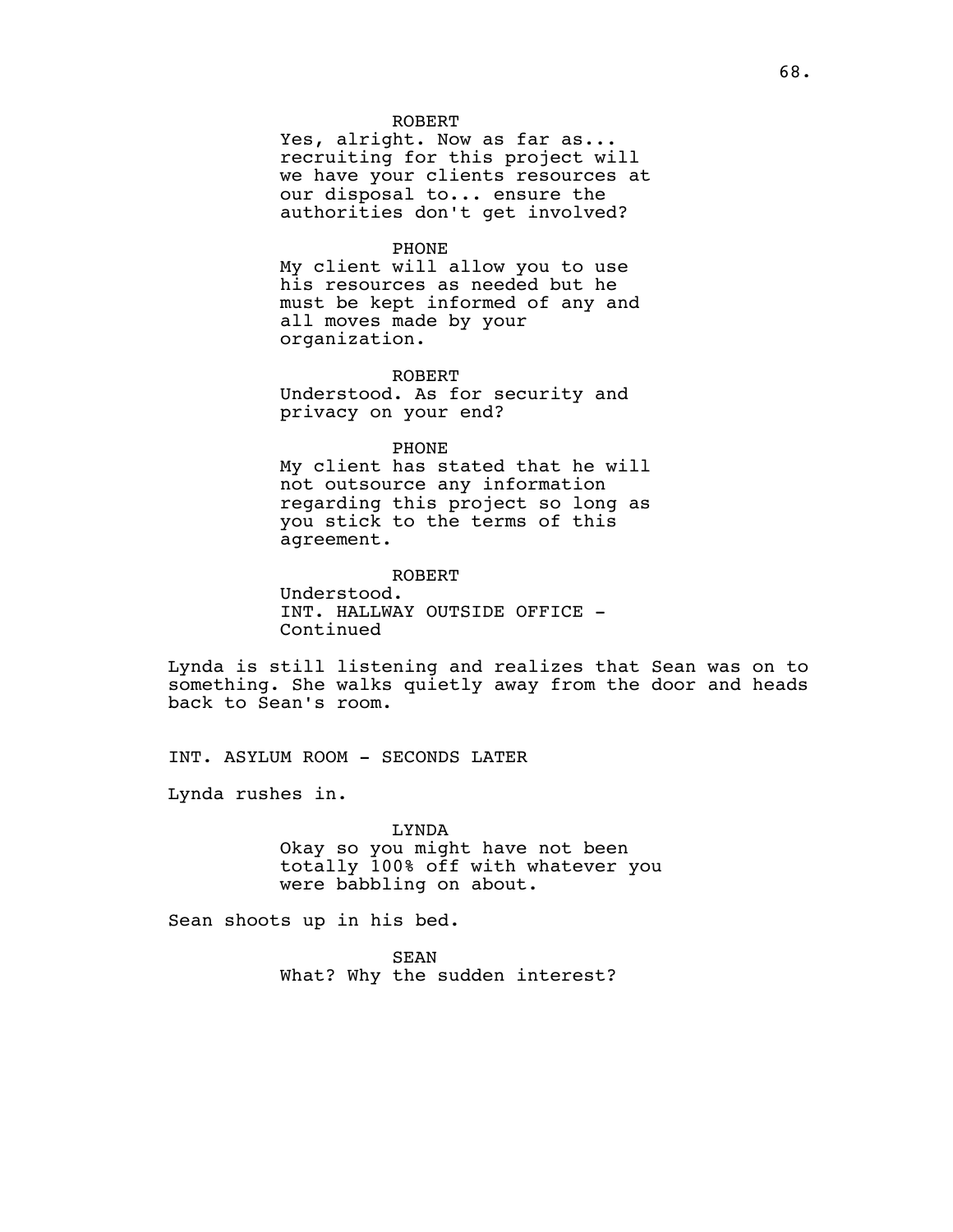ROBERT
Yes, alright. Now as far as... recruiting for this project will we have your clients resources at our disposal to... ensure the authorities don't get involved?

PHONE
My client will allow you to use his resources as needed but he must be kept informed of any and all moves made by your organization.

ROBERT
Understood. As for security and privacy on your end?

PHONE
My client has stated that he will not outsource any information regarding this project so long as you stick to the terms of this agreement.

ROBERT
Understood.
INT. HALLWAY OUTSIDE OFFICE - Continued

Lynda is still listening and realizes that Sean was on to something. She walks quietly away from the door and heads back to Sean's room.

INT. ASYLUM ROOM - SECONDS LATER

Lynda rushes in.

LYNDA
Okay so you might have not been totally 100% off with whatever you were babbling on about.

Sean shoots up in his bed.

SEAN
What? Why the sudden interest?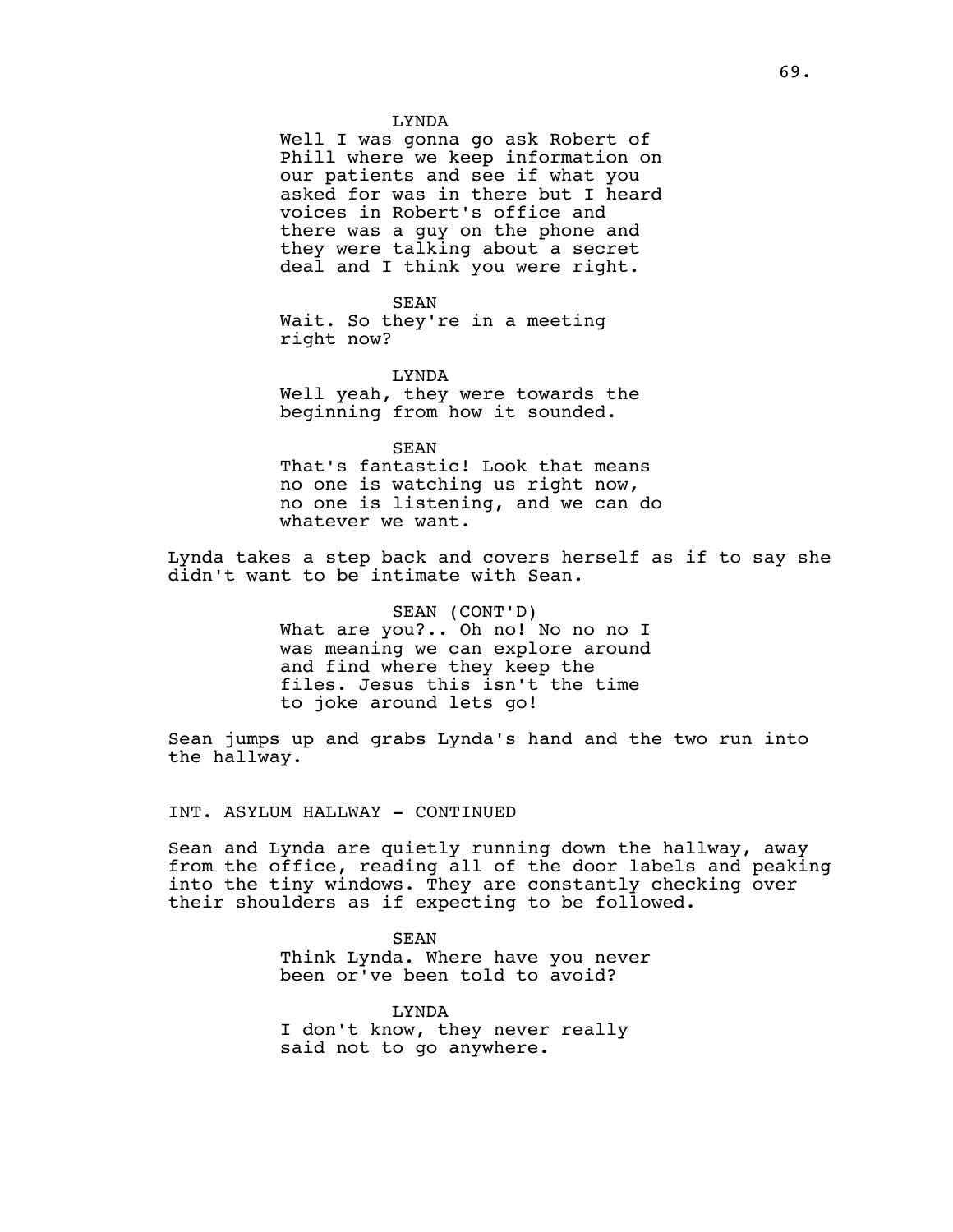LYNDA

Well I was gonna go ask Robert of Phill where we keep information on our patients and see if what you asked for was in there but I heard voices in Robert's office and there was a guy on the phone and they were talking about a secret deal and I think you were right.

SEAN

Wait. So they're in a meeting right now?

LYNDA

Well yeah, they were towards the beginning from how it sounded.

SEAN

That's fantastic! Look that means no one is watching us right now, no one is listening, and we can do whatever we want.

Lynda takes a step back and covers herself as if to say she didn't want to be intimate with Sean.

SEAN (CONT'D)

What are you?.. Oh no! No no no I was meaning we can explore around and find where they keep the files. Jesus this isn't the time to joke around lets go!

Sean jumps up and grabs Lynda's hand and the two run into the hallway.

INT. ASYLUM HALLWAY - CONTINUED

Sean and Lynda are quietly running down the hallway, away from the office, reading all of the door labels and peaking into the tiny windows. They are constantly checking over their shoulders as if expecting to be followed.

SEAN

Think Lynda. Where have you never been or've been told to avoid?

LYNDA

I don't know, they never really said not to go anywhere.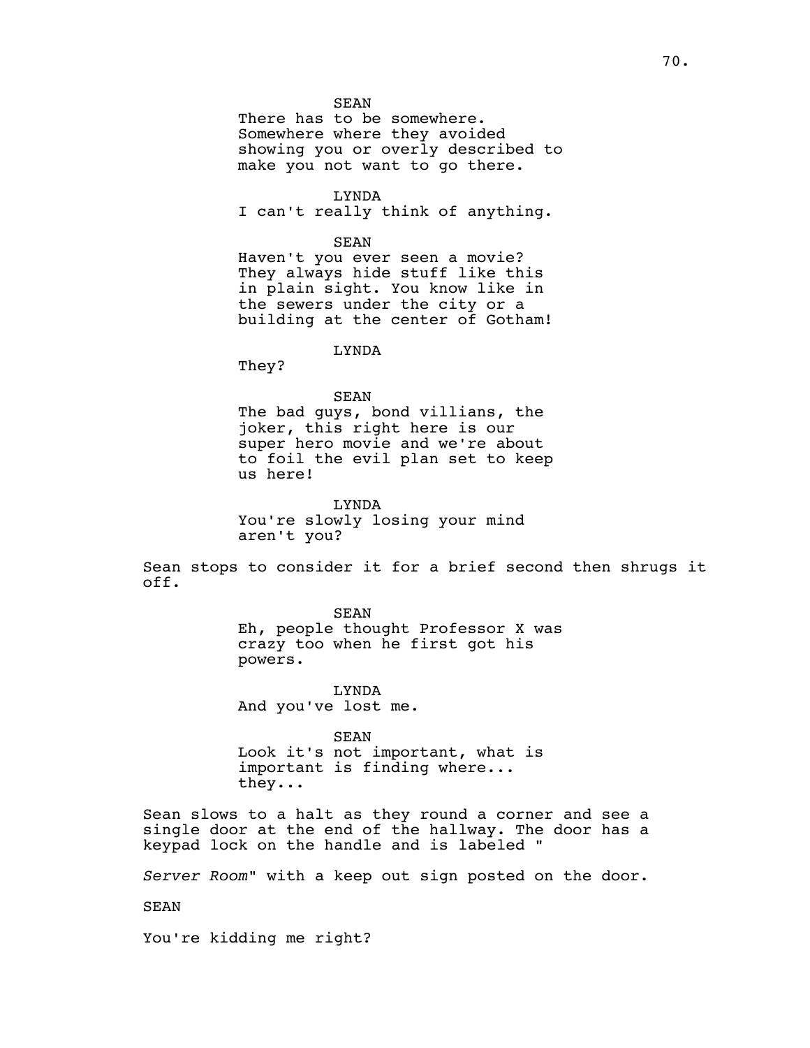SEAN
There has to be somewhere. Somewhere where they avoided showing you or overly described to make you not want to go there.

LYNDA
I can't really think of anything.

SEAN
Haven't you ever seen a movie? They always hide stuff like this in plain sight. You know like in the sewers under the city or a building at the center of Gotham!

LYNDA
They?

SEAN
The bad guys, bond villians, the joker, this right here is our super hero movie and we're about to foil the evil plan set to keep us here!

LYNDA
You're slowly losing your mind aren't you?

Sean stops to consider it for a brief second then shrugs it off.

SEAN
Eh, people thought Professor X was crazy too when he first got his powers.

LYNDA
And you've lost me.

SEAN
Look it's not important, what is important is finding where... they...

Sean slows to a halt as they round a corner and see a single door at the end of the hallway. The door has a keypad lock on the handle and is labeled "

*Server Room*" with a keep out sign posted on the door.

SEAN

You're kidding me right?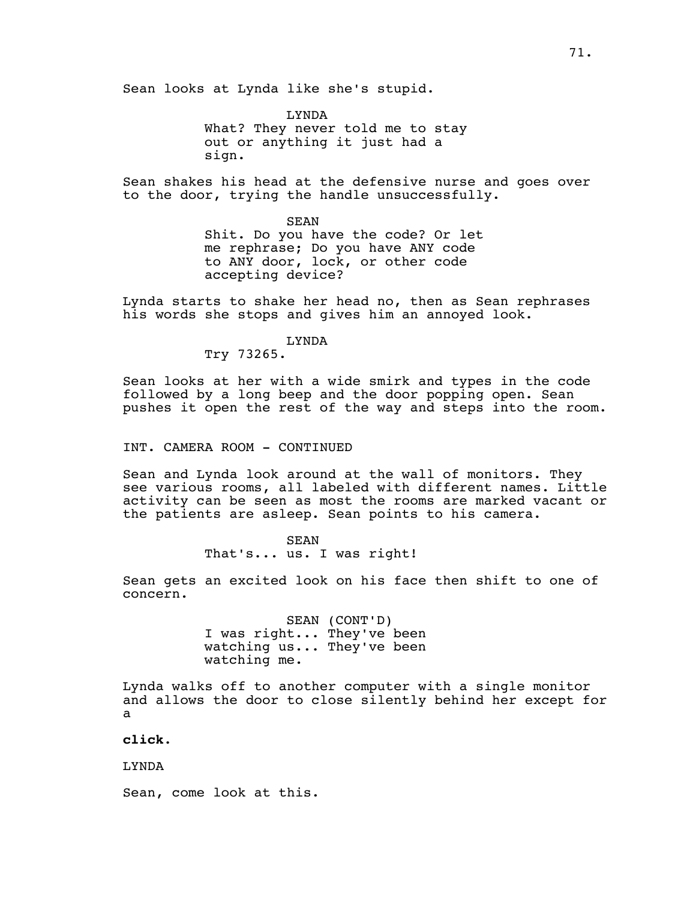Sean looks at Lynda like she's stupid.

LYNDA
What? They never told me to stay out or anything it just had a sign.

Sean shakes his head at the defensive nurse and goes over to the door, trying the handle unsuccessfully.

SEAN
Shit. Do you have the code? Or let me rephrase; Do you have ANY code to ANY door, lock, or other code accepting device?

Lynda starts to shake her head no, then as Sean rephrases his words she stops and gives him an annoyed look.

LYNDA
Try 73265.

Sean looks at her with a wide smirk and types in the code followed by a long beep and the door popping open. Sean pushes it open the rest of the way and steps into the room.

INT. CAMERA ROOM - CONTINUED

Sean and Lynda look around at the wall of monitors. They see various rooms, all labeled with different names. Little activity can be seen as most the rooms are marked vacant or the patients are asleep. Sean points to his camera.

SEAN
That's... us. I was right!

Sean gets an excited look on his face then shift to one of concern.

SEAN (CONT'D)
I was right... They've been watching us... They've been watching me.

Lynda walks off to another computer with a single monitor and allows the door to close silently behind her except for a

**click.**

LYNDA

Sean, come look at this.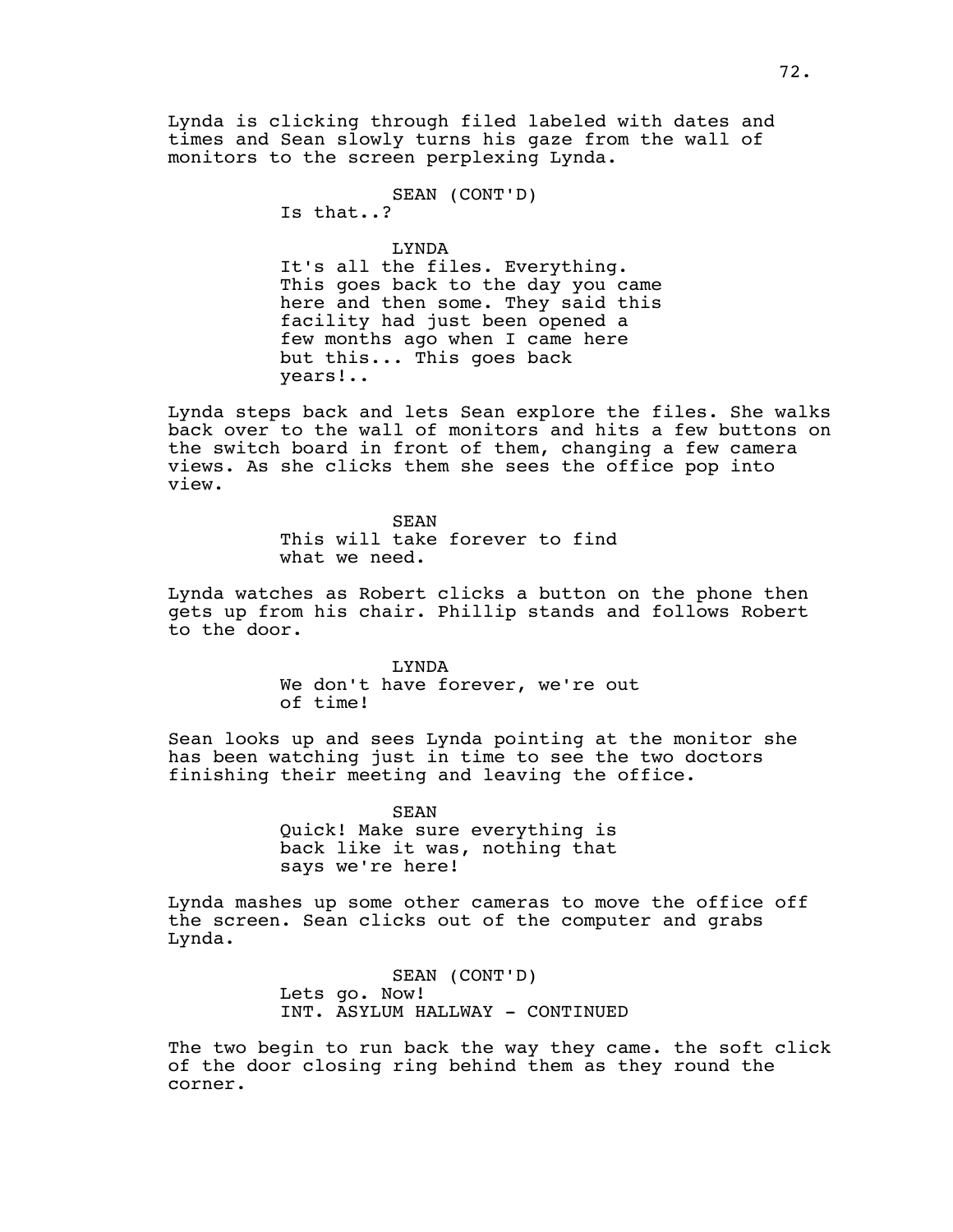Lynda is clicking through filed labeled with dates and times and Sean slowly turns his gaze from the wall of monitors to the screen perplexing Lynda.

SEAN (CONT'D)
Is that..?

LYNDA
It's all the files. Everything. This goes back to the day you came here and then some. They said this facility had just been opened a few months ago when I came here but this... This goes back years!..

Lynda steps back and lets Sean explore the files. She walks back over to the wall of monitors and hits a few buttons on the switch board in front of them, changing a few camera views. As she clicks them she sees the office pop into view.

SEAN
This will take forever to find what we need.

Lynda watches as Robert clicks a button on the phone then gets up from his chair. Phillip stands and follows Robert to the door.

LYNDA
We don't have forever, we're out of time!

Sean looks up and sees Lynda pointing at the monitor she has been watching just in time to see the two doctors finishing their meeting and leaving the office.

SEAN
Quick! Make sure everything is back like it was, nothing that says we're here!

Lynda mashes up some other cameras to move the office off the screen. Sean clicks out of the computer and grabs Lynda.

SEAN (CONT'D)
Lets go. Now!

INT. ASYLUM HALLWAY - CONTINUED

The two begin to run back the way they came. the soft click of the door closing ring behind them as they round the corner.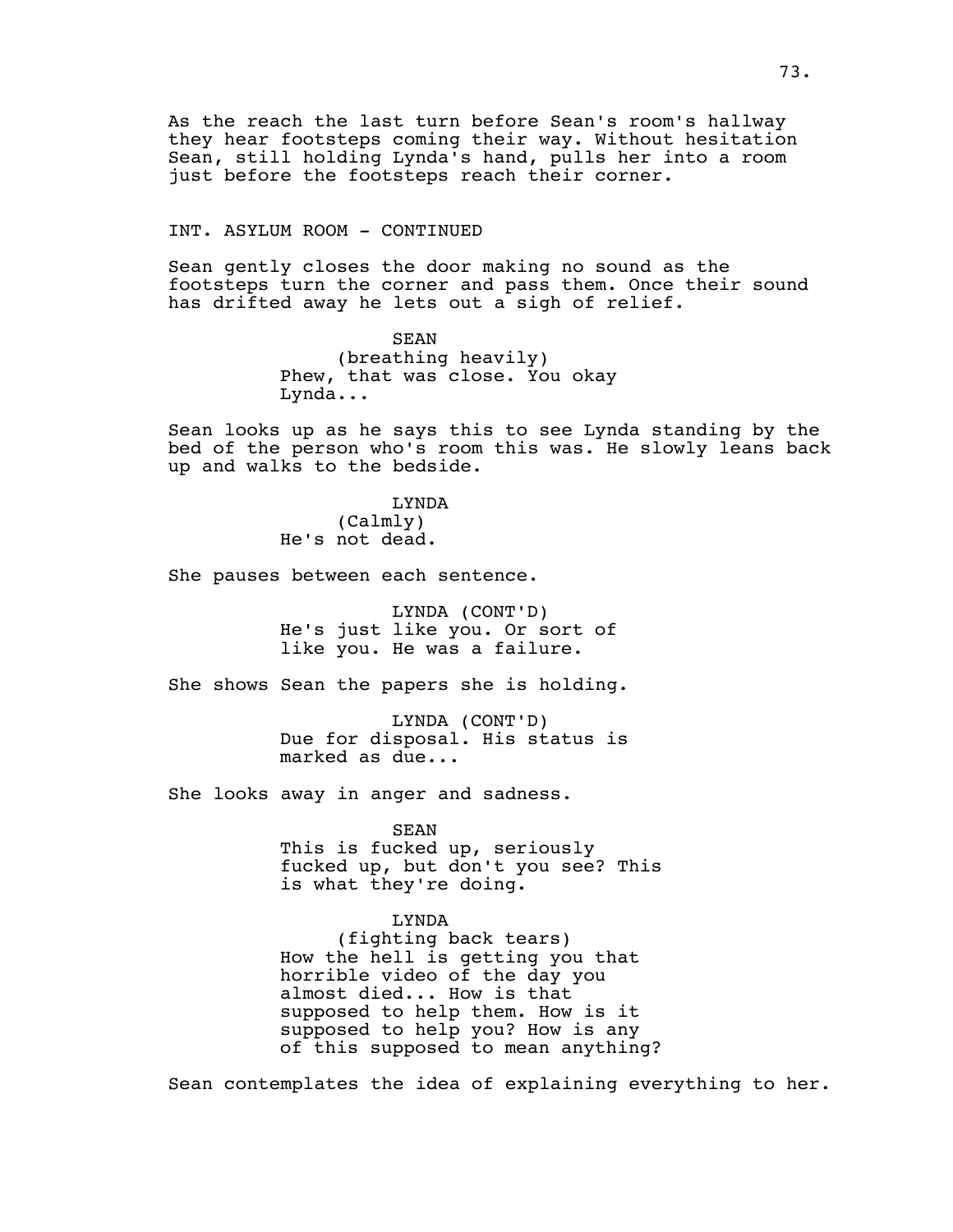As the reach the last turn before Sean's room's hallway they hear footsteps coming their way. Without hesitation Sean, still holding Lynda's hand, pulls her into a room just before the footsteps reach their corner.

INT. ASYLUM ROOM - CONTINUED

Sean gently closes the door making no sound as the footsteps turn the corner and pass them. Once their sound has drifted away he lets out a sigh of relief.

SEAN
(breathing heavily)
Phew, that was close. You okay Lynda...

Sean looks up as he says this to see Lynda standing by the bed of the person who's room this was. He slowly leans back up and walks to the bedside.

LYNDA
(Calmly)
He's not dead.

She pauses between each sentence.

LYNDA (CONT'D)
He's just like you. Or sort of like you. He was a failure.

She shows Sean the papers she is holding.

LYNDA (CONT'D)
Due for disposal. His status is marked as due...

She looks away in anger and sadness.

SEAN
This is fucked up, seriously fucked up, but don't you see? This is what they're doing.

LYNDA
(fighting back tears)
How the hell is getting you that horrible video of the day you almost died... How is that supposed to help them. How is it supposed to help you? How is any of this supposed to mean anything?

Sean contemplates the idea of explaining everything to her.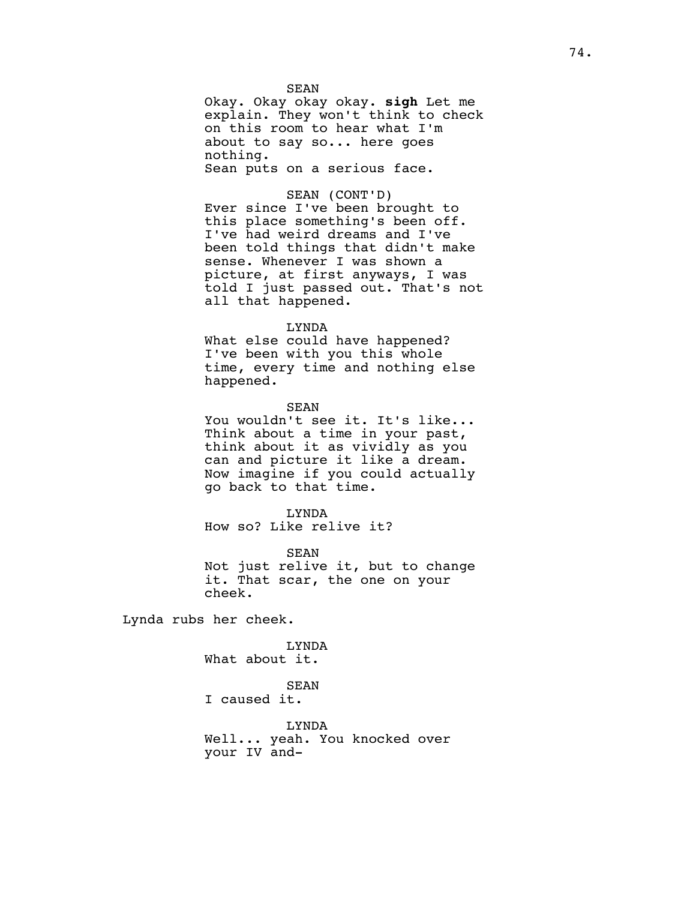SEAN
Okay. Okay okay okay. **sigh** Let me explain. They won't think to check on this room to hear what I'm about to say so... here goes nothing.
Sean puts on a serious face.

SEAN (CONT'D)
Ever since I've been brought to this place something's been off. I've had weird dreams and I've been told things that didn't make sense. Whenever I was shown a picture, at first anyways, I was told I just passed out. That's not all that happened.

LYNDA
What else could have happened? I've been with you this whole time, every time and nothing else happened.

SEAN
You wouldn't see it. It's like... Think about a time in your past, think about it as vividly as you can and picture it like a dream. Now imagine if you could actually go back to that time.

LYNDA
How so? Like relive it?

SEAN
Not just relive it, but to change it. That scar, the one on your cheek.

Lynda rubs her cheek.

LYNDA
What about it.

SEAN
I caused it.

LYNDA
Well... yeah. You knocked over your IV and-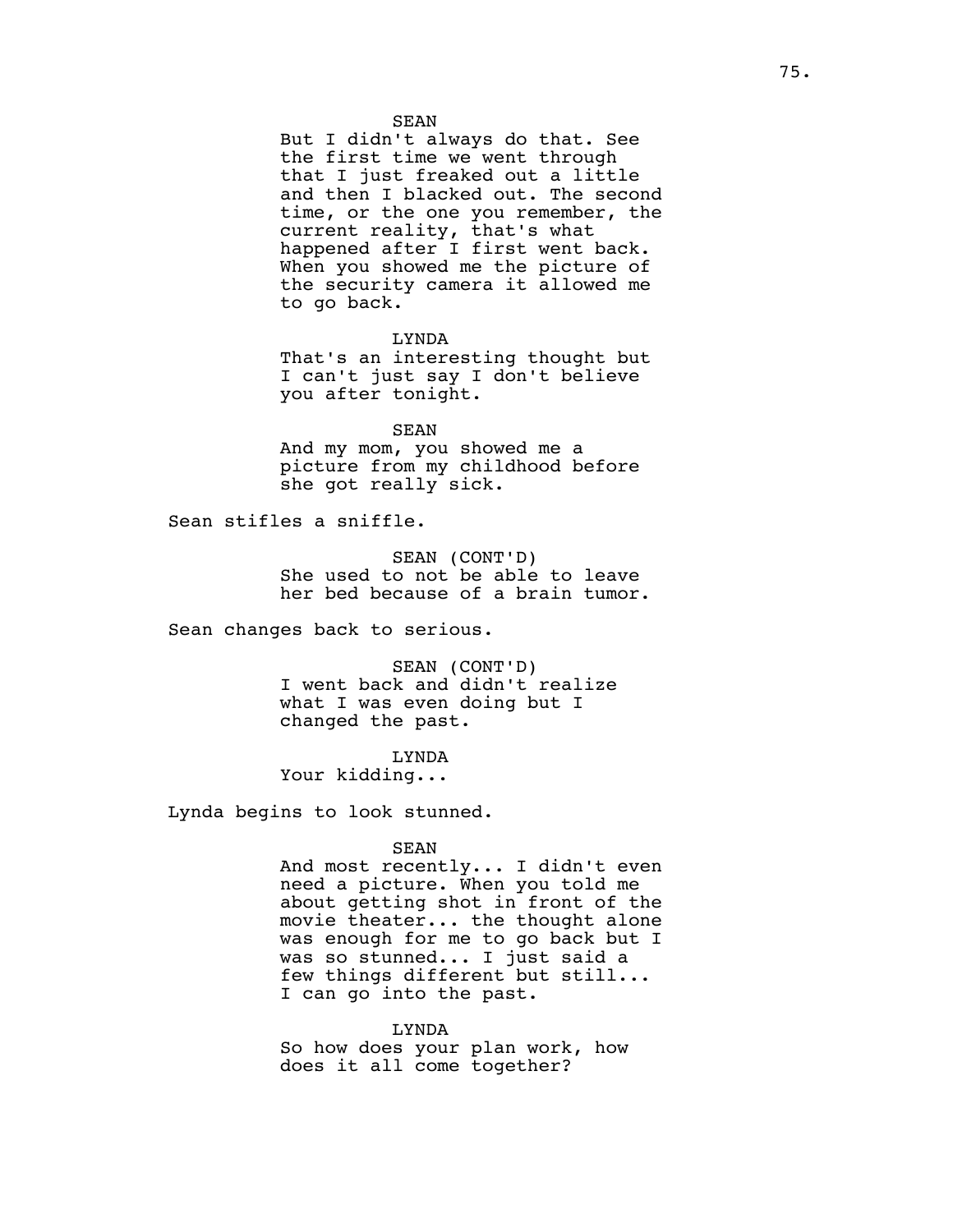SEAN

But I didn't always do that. See the first time we went through that I just freaked out a little and then I blacked out. The second time, or the one you remember, the current reality, that's what happened after I first went back. When you showed me the picture of the security camera it allowed me to go back.

LYNDA

That's an interesting thought but I can't just say I don't believe you after tonight.

SEAN

And my mom, you showed me a picture from my childhood before she got really sick.

Sean stifles a sniffle.

SEAN (CONT'D)

She used to not be able to leave her bed because of a brain tumor.

Sean changes back to serious.

SEAN (CONT'D)

I went back and didn't realize what I was even doing but I changed the past.

LYNDA

Your kidding...

Lynda begins to look stunned.

SEAN

And most recently... I didn't even need a picture. When you told me about getting shot in front of the movie theater... the thought alone was enough for me to go back but I was so stunned... I just said a few things different but still... I can go into the past.

LYNDA

So how does your plan work, how does it all come together?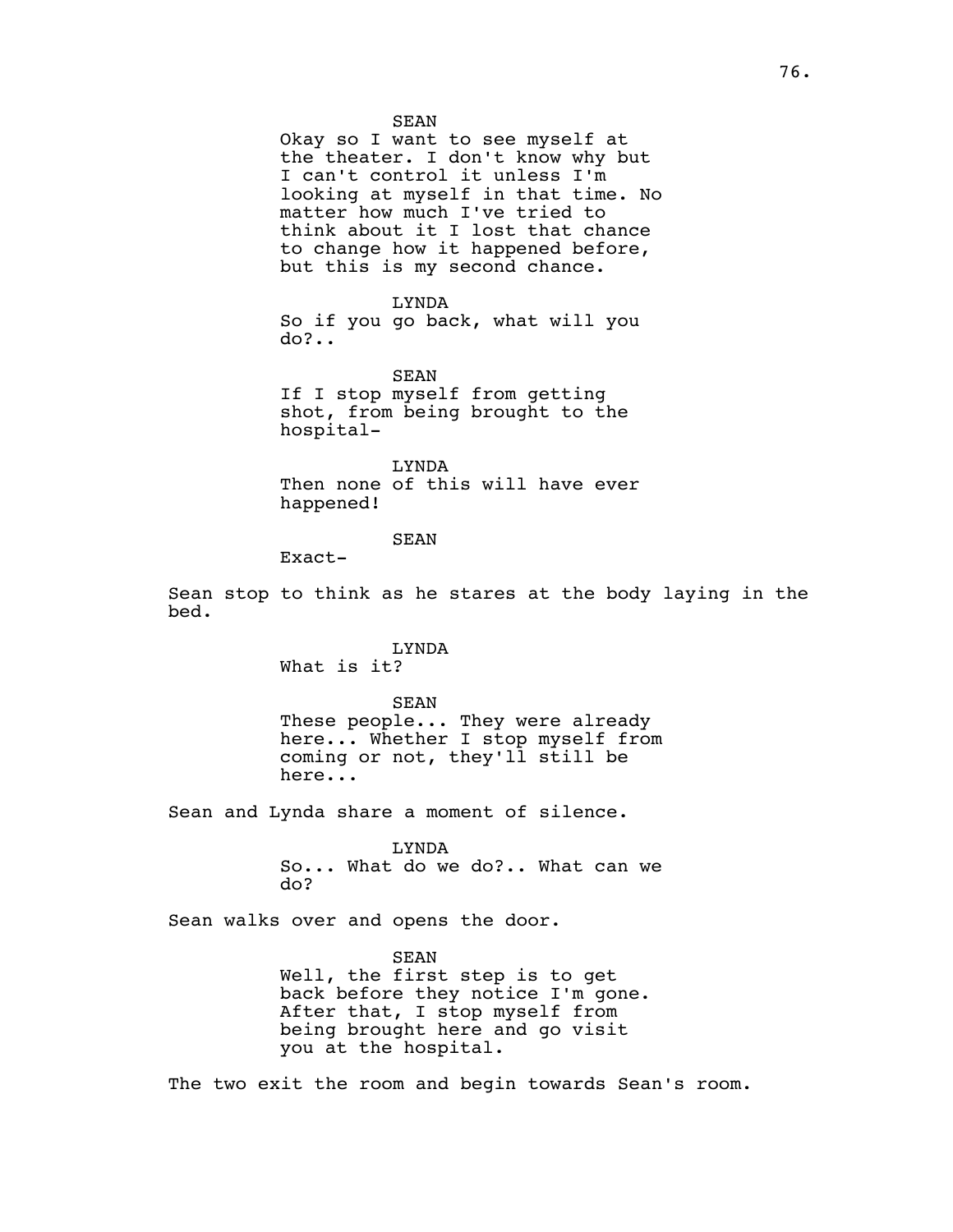SEAN

Okay so I want to see myself at the theater. I don't know why but I can't control it unless I'm looking at myself in that time. No matter how much I've tried to think about it I lost that chance to change how it happened before, but this is my second chance.

LYNDA

So if you go back, what will you do?..

SEAN

If I stop myself from getting shot, from being brought to the hospital-

LYNDA

Then none of this will have ever happened!

SEAN

Exact-

Sean stop to think as he stares at the body laying in the bed.

LYNDA

What is it?

SEAN

These people... They were already here... Whether I stop myself from coming or not, they'll still be here...

Sean and Lynda share a moment of silence.

LYNDA

So... What do we do?.. What can we do?

Sean walks over and opens the door.

SEAN

Well, the first step is to get back before they notice I'm gone. After that, I stop myself from being brought here and go visit you at the hospital.

The two exit the room and begin towards Sean's room.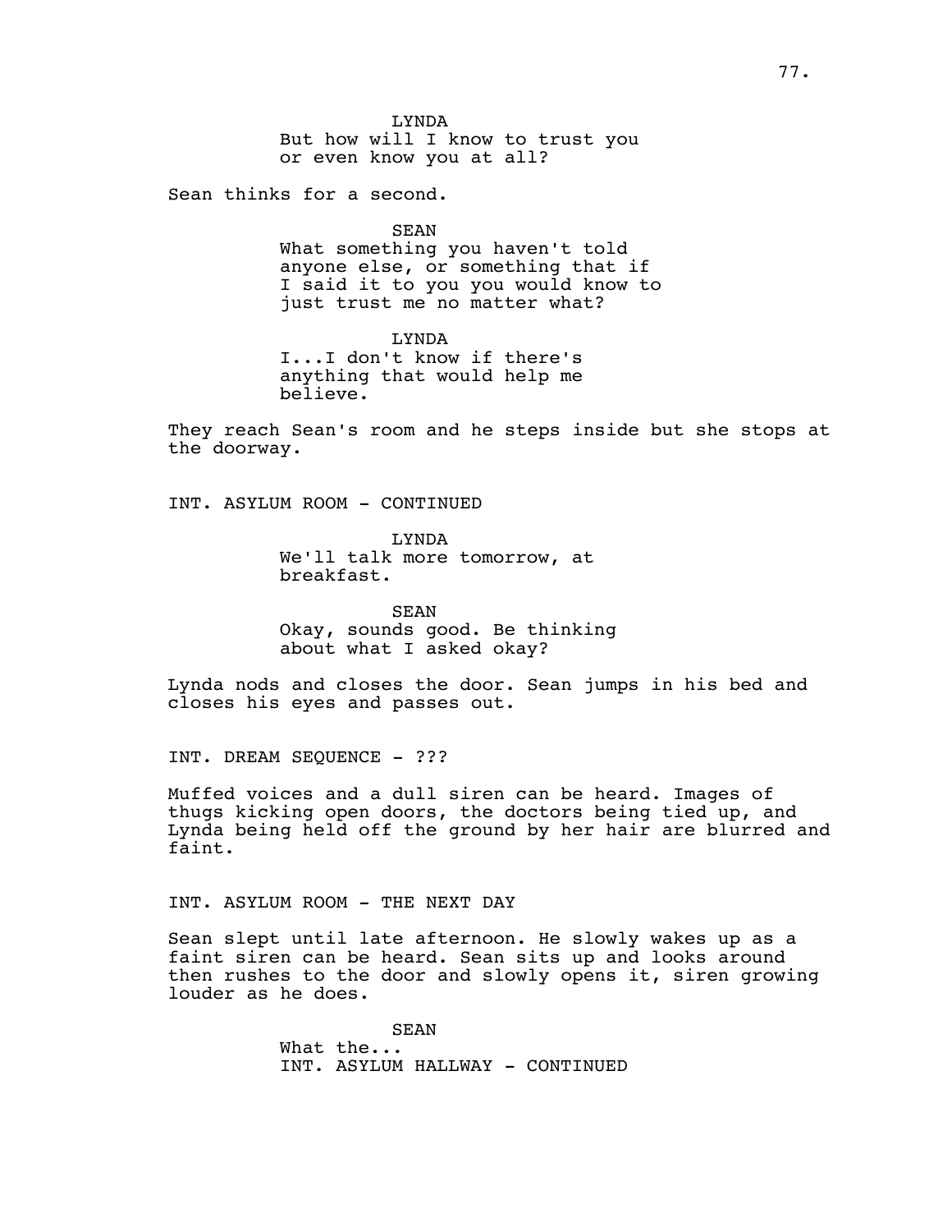LYNDA
But how will I know to trust you or even know you at all?

Sean thinks for a second.

SEAN
What something you haven't told anyone else, or something that if I said it to you you would know to just trust me no matter what?

LYNDA
I...I don't know if there's anything that would help me believe.

They reach Sean's room and he steps inside but she stops at the doorway.

INT. ASYLUM ROOM - CONTINUED

LYNDA
We'll talk more tomorrow, at breakfast.

SEAN
Okay, sounds good. Be thinking about what I asked okay?

Lynda nods and closes the door. Sean jumps in his bed and closes his eyes and passes out.

INT. DREAM SEQUENCE - ???

Muffed voices and a dull siren can be heard. Images of thugs kicking open doors, the doctors being tied up, and Lynda being held off the ground by her hair are blurred and faint.

INT. ASYLUM ROOM - THE NEXT DAY

Sean slept until late afternoon. He slowly wakes up as a faint siren can be heard. Sean sits up and looks around then rushes to the door and slowly opens it, siren growing louder as he does.

SEAN
What the...
INT. ASYLUM HALLWAY - CONTINUED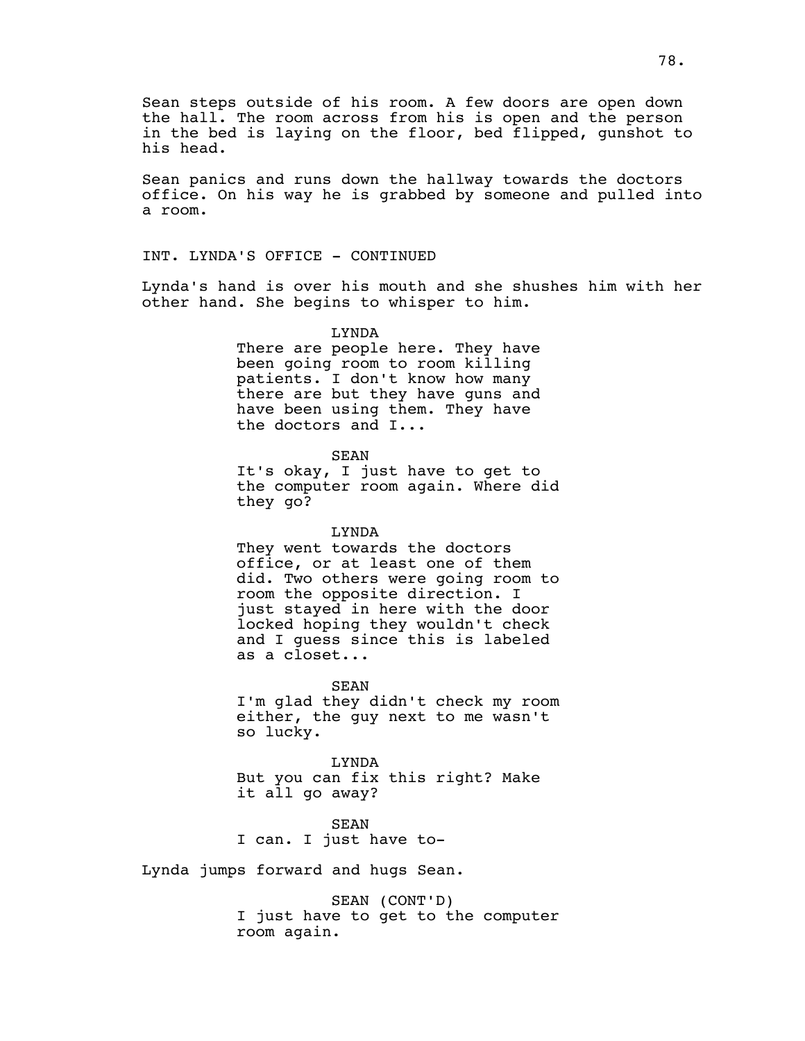Sean steps outside of his room. A few doors are open down the hall. The room across from his is open and the person in the bed is laying on the floor, bed flipped, gunshot to his head.

Sean panics and runs down the hallway towards the doctors office. On his way he is grabbed by someone and pulled into a room.

INT. LYNDA'S OFFICE - CONTINUED

Lynda's hand is over his mouth and she shushes him with her other hand. She begins to whisper to him.

LYNDA
There are people here. They have been going room to room killing patients. I don't know how many there are but they have guns and have been using them. They have the doctors and I...

SEAN
It's okay, I just have to get to the computer room again. Where did they go?

LYNDA
They went towards the doctors office, or at least one of them did. Two others were going room to room the opposite direction. I just stayed in here with the door locked hoping they wouldn't check and I guess since this is labeled as a closet...

SEAN
I'm glad they didn't check my room either, the guy next to me wasn't so lucky.

LYNDA
But you can fix this right? Make it all go away?

SEAN
I can. I just have to-

Lynda jumps forward and hugs Sean.

SEAN (CONT'D)
I just have to get to the computer room again.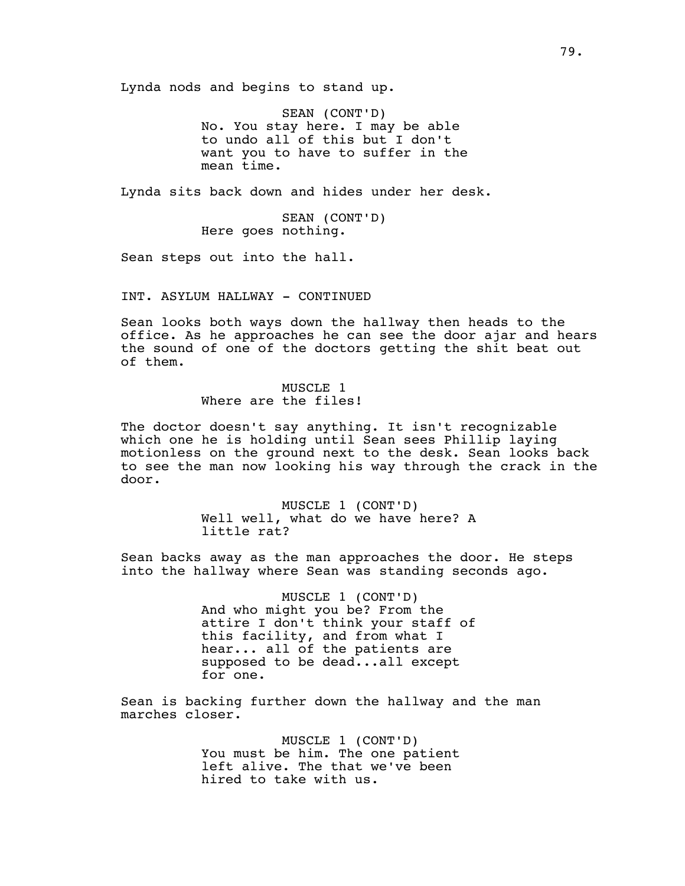Lynda nods and begins to stand up.

SEAN (CONT'D)
No. You stay here. I may be able to undo all of this but I don't want you to have to suffer in the mean time.

Lynda sits back down and hides under her desk.

SEAN (CONT'D)
Here goes nothing.

Sean steps out into the hall.

INT. ASYLUM HALLWAY - CONTINUED

Sean looks both ways down the hallway then heads to the office. As he approaches he can see the door ajar and hears the sound of one of the doctors getting the shit beat out of them.

MUSCLE 1
Where are the files!

The doctor doesn't say anything. It isn't recognizable which one he is holding until Sean sees Phillip laying motionless on the ground next to the desk. Sean looks back to see the man now looking his way through the crack in the door.

MUSCLE 1 (CONT'D)
Well well, what do we have here? A little rat?

Sean backs away as the man approaches the door. He steps into the hallway where Sean was standing seconds ago.

MUSCLE 1 (CONT'D)
And who might you be? From the attire I don't think your staff of this facility, and from what I hear... all of the patients are supposed to be dead...all except for one.

Sean is backing further down the hallway and the man marches closer.

MUSCLE 1 (CONT'D)
You must be him. The one patient left alive. The that we've been hired to take with us.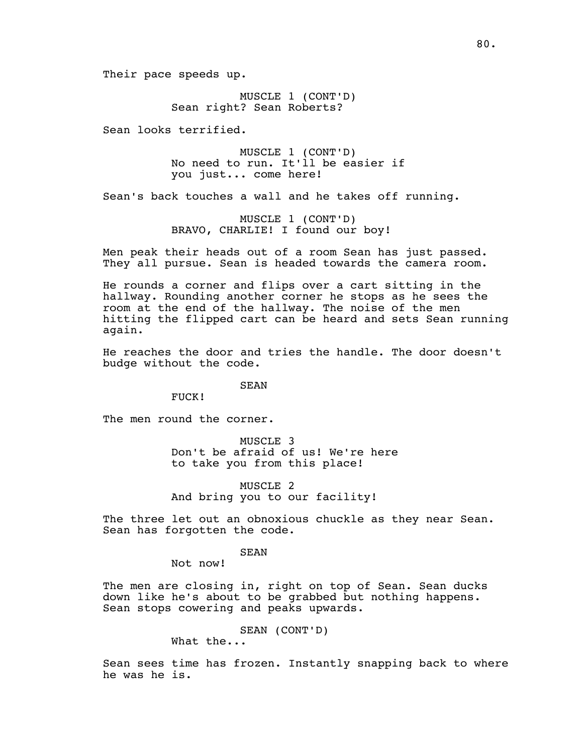Their pace speeds up.

MUSCLE 1 (CONT'D)
Sean right? Sean Roberts?

Sean looks terrified.

MUSCLE 1 (CONT'D)
No need to run. It'll be easier if you just... come here!

Sean's back touches a wall and he takes off running.

MUSCLE 1 (CONT'D)
BRAVO, CHARLIE! I found our boy!

Men peak their heads out of a room Sean has just passed. They all pursue. Sean is headed towards the camera room.

He rounds a corner and flips over a cart sitting in the hallway. Rounding another corner he stops as he sees the room at the end of the hallway. The noise of the men hitting the flipped cart can be heard and sets Sean running again.

He reaches the door and tries the handle. The door doesn't budge without the code.

SEAN
FUCK!

The men round the corner.

MUSCLE 3
Don't be afraid of us! We're here to take you from this place!

MUSCLE 2
And bring you to our facility!

The three let out an obnoxious chuckle as they near Sean. Sean has forgotten the code.

SEAN
Not now!

The men are closing in, right on top of Sean. Sean ducks down like he's about to be grabbed but nothing happens. Sean stops cowering and peaks upwards.

SEAN (CONT'D)
What the...

Sean sees time has frozen. Instantly snapping back to where he was he is.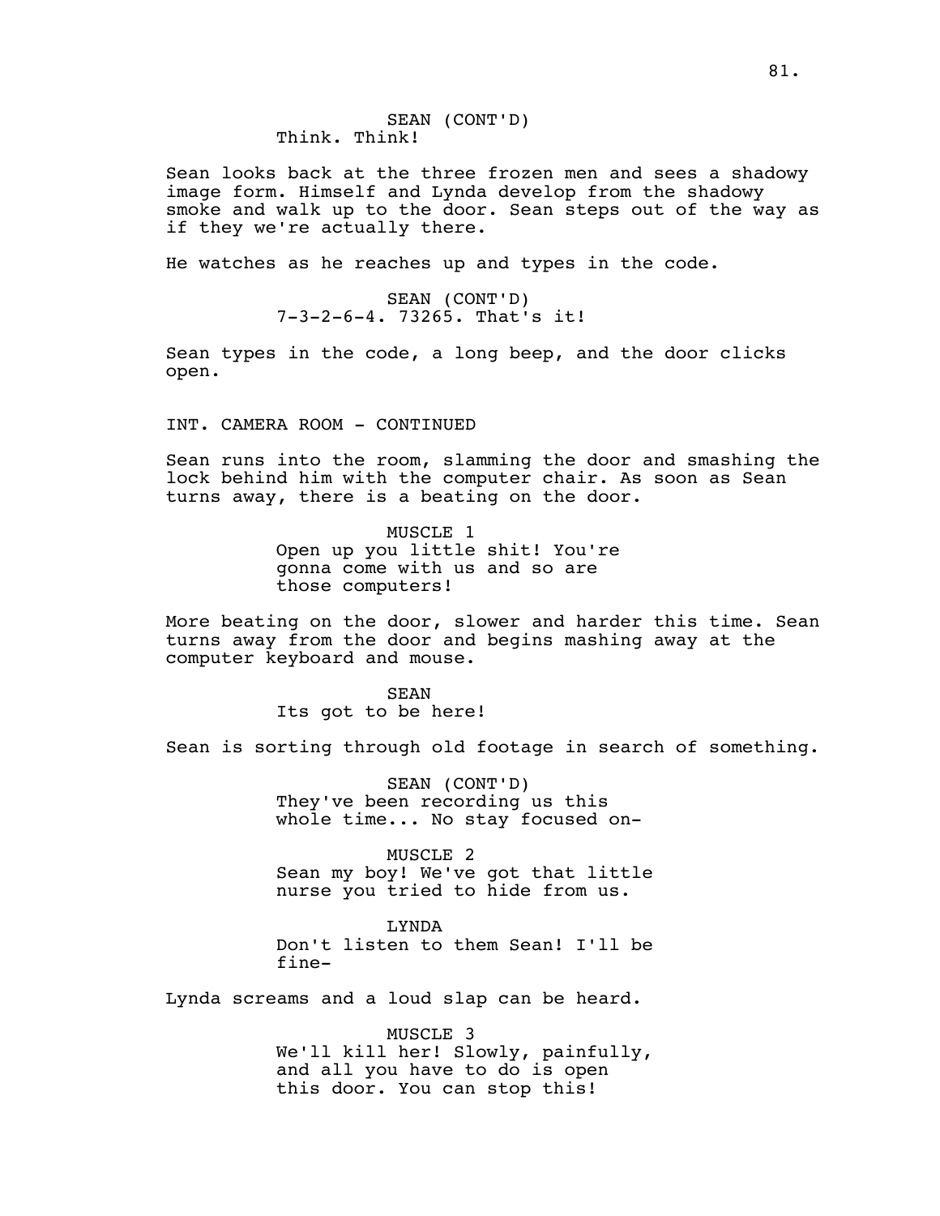SEAN (CONT'D)
Think. Think!

Sean looks back at the three frozen men and sees a shadowy image form. Himself and Lynda develop from the shadowy smoke and walk up to the door. Sean steps out of the way as if they we're actually there.

He watches as he reaches up and types in the code.

SEAN (CONT'D)
7-3-2-6-4. 73265. That's it!

Sean types in the code, a long beep, and the door clicks open.

INT. CAMERA ROOM - CONTINUED

Sean runs into the room, slamming the door and smashing the lock behind him with the computer chair. As soon as Sean turns away, there is a beating on the door.

MUSCLE 1
Open up you little shit! You're gonna come with us and so are those computers!

More beating on the door, slower and harder this time. Sean turns away from the door and begins mashing away at the computer keyboard and mouse.

SEAN
Its got to be here!

Sean is sorting through old footage in search of something.

SEAN (CONT'D)
They've been recording us this whole time... No stay focused on-

MUSCLE 2
Sean my boy! We've got that little nurse you tried to hide from us.

LYNDA
Don't listen to them Sean! I'll be fine-

Lynda screams and a loud slap can be heard.

MUSCLE 3
We'll kill her! Slowly, painfully, and all you have to do is open this door. You can stop this!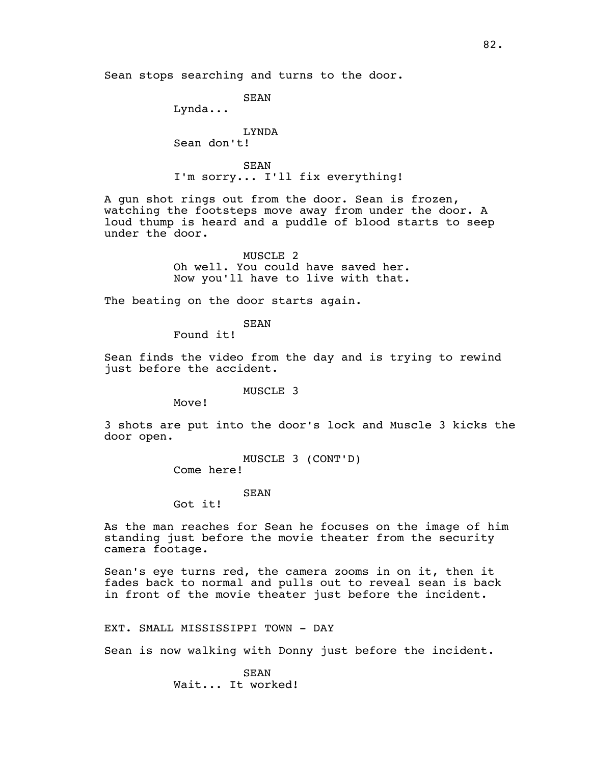Sean stops searching and turns to the door.

SEAN
Lynda...

LYNDA
Sean don't!

SEAN
I'm sorry... I'll fix everything!

A gun shot rings out from the door. Sean is frozen, watching the footsteps move away from under the door. A loud thump is heard and a puddle of blood starts to seep under the door.

MUSCLE 2
Oh well. You could have saved her. Now you'll have to live with that.

The beating on the door starts again.

SEAN
Found it!

Sean finds the video from the day and is trying to rewind just before the accident.

MUSCLE 3
Move!

3 shots are put into the door's lock and Muscle 3 kicks the door open.

MUSCLE 3 (CONT'D)
Come here!

SEAN
Got it!

As the man reaches for Sean he focuses on the image of him standing just before the movie theater from the security camera footage.

Sean's eye turns red, the camera zooms in on it, then it fades back to normal and pulls out to reveal sean is back in front of the movie theater just before the incident.

EXT. SMALL MISSISSIPPI TOWN - DAY

Sean is now walking with Donny just before the incident.

SEAN
Wait... It worked!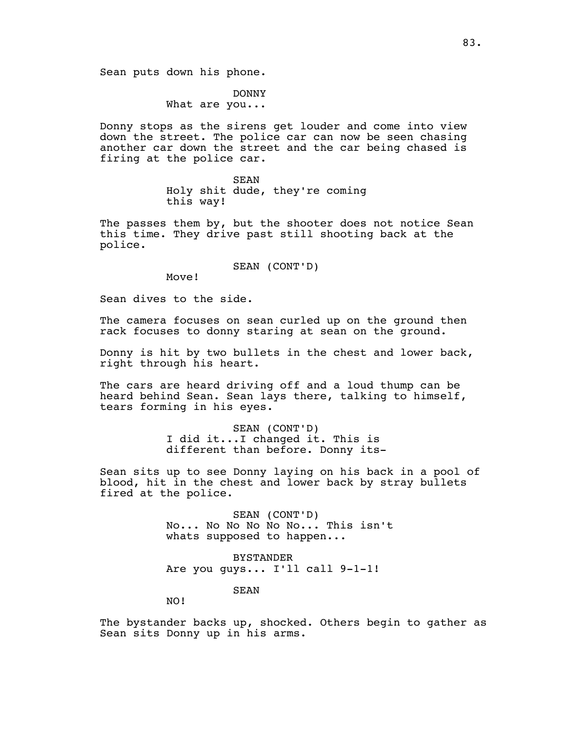Sean puts down his phone.

DONNY
What are you...

Donny stops as the sirens get louder and come into view down the street. The police car can now be seen chasing another car down the street and the car being chased is firing at the police car.

SEAN
Holy shit dude, they're coming this way!

The passes them by, but the shooter does not notice Sean this time. They drive past still shooting back at the police.

SEAN (CONT'D)
Move!

Sean dives to the side.

The camera focuses on sean curled up on the ground then rack focuses to donny staring at sean on the ground.

Donny is hit by two bullets in the chest and lower back, right through his heart.

The cars are heard driving off and a loud thump can be heard behind Sean. Sean lays there, talking to himself, tears forming in his eyes.

SEAN (CONT'D)
I did it...I changed it. This is different than before. Donny its-

Sean sits up to see Donny laying on his back in a pool of blood, hit in the chest and lower back by stray bullets fired at the police.

SEAN (CONT'D)
No... No No No No No... This isn't whats supposed to happen...

BYSTANDER
Are you guys... I'll call 9-1-1!

SEAN
NO!

The bystander backs up, shocked. Others begin to gather as Sean sits Donny up in his arms.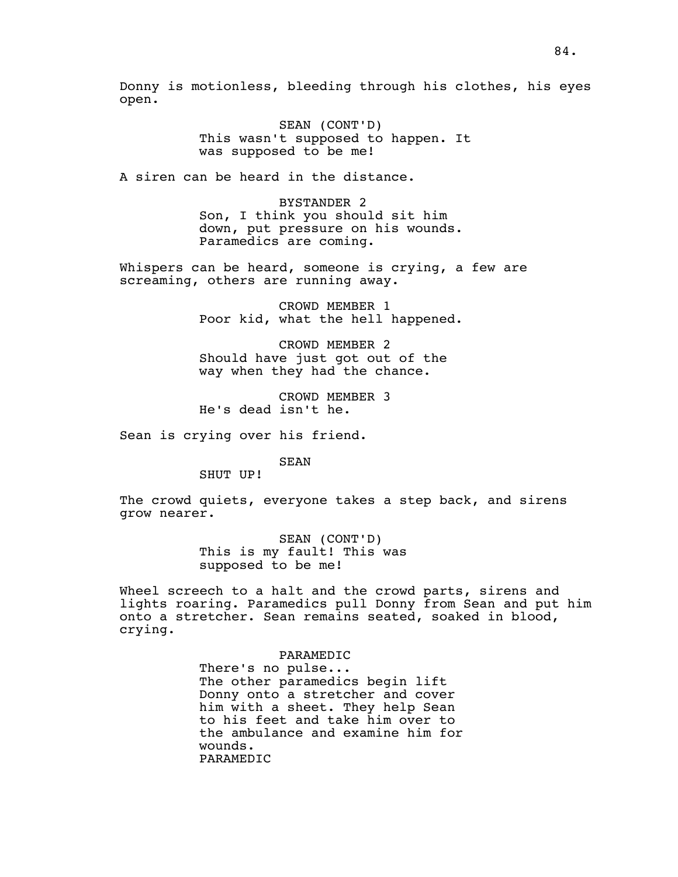Donny is motionless, bleeding through his clothes, his eyes open.

SEAN (CONT'D)
This wasn't supposed to happen. It was supposed to be me!

A siren can be heard in the distance.

BYSTANDER 2
Son, I think you should sit him down, put pressure on his wounds. Paramedics are coming.

Whispers can be heard, someone is crying, a few are screaming, others are running away.

CROWD MEMBER 1
Poor kid, what the hell happened.

CROWD MEMBER 2
Should have just got out of the way when they had the chance.

CROWD MEMBER 3
He's dead isn't he.

Sean is crying over his friend.

SEAN
SHUT UP!

The crowd quiets, everyone takes a step back, and sirens grow nearer.

SEAN (CONT'D)
This is my fault! This was supposed to be me!

Wheel screech to a halt and the crowd parts, sirens and lights roaring. Paramedics pull Donny from Sean and put him onto a stretcher. Sean remains seated, soaked in blood, crying.

PARAMEDIC
There's no pulse...
The other paramedics begin lift Donny onto a stretcher and cover him with a sheet. They help Sean to his feet and take him over to the ambulance and examine him for wounds.
PARAMEDIC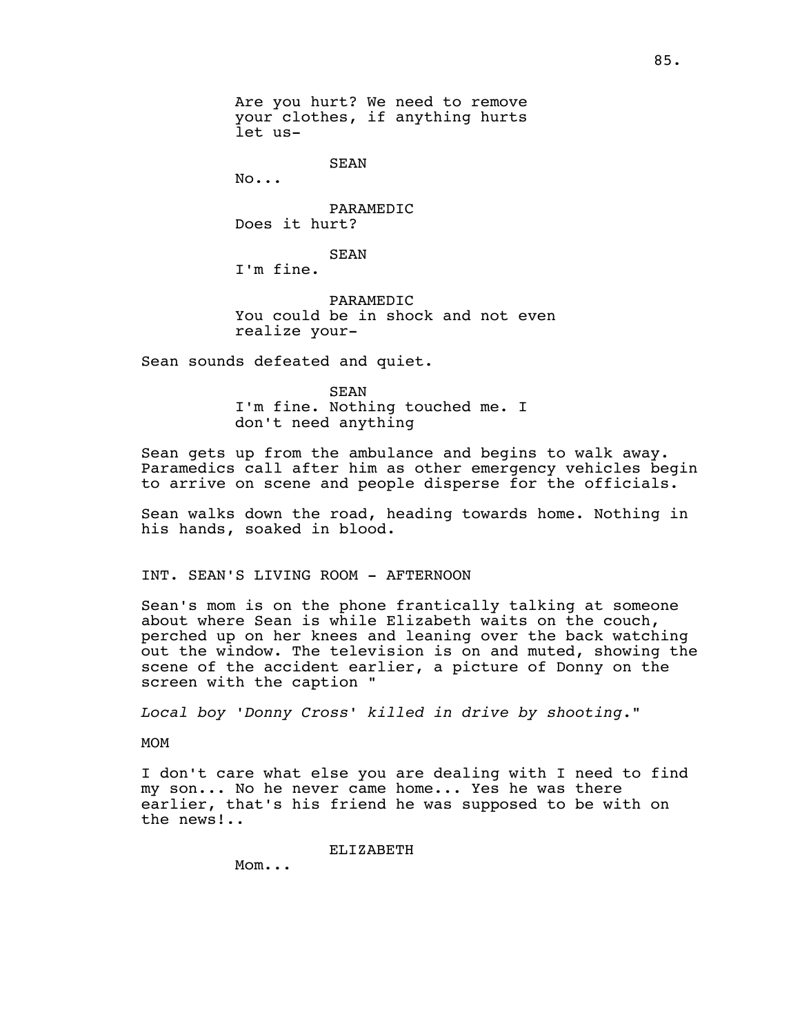Are you hurt? We need to remove your clothes, if anything hurts let us-

SEAN

No...

PARAMEDIC

Does it hurt?

SEAN

I'm fine.

PARAMEDIC

You could be in shock and not even realize your-

Sean sounds defeated and quiet.

SEAN

I'm fine. Nothing touched me. I don't need anything

Sean gets up from the ambulance and begins to walk away. Paramedics call after him as other emergency vehicles begin to arrive on scene and people disperse for the officials.

Sean walks down the road, heading towards home. Nothing in his hands, soaked in blood.

INT. SEAN'S LIVING ROOM - AFTERNOON

Sean's mom is on the phone frantically talking at someone about where Sean is while Elizabeth waits on the couch, perched up on her knees and leaning over the back watching out the window. The television is on and muted, showing the scene of the accident earlier, a picture of Donny on the screen with the caption "

*Local boy 'Donny Cross' killed in drive by shooting*."

MOM

I don't care what else you are dealing with I need to find my son... No he never came home... Yes he was there earlier, that's his friend he was supposed to be with on the news!..

ELIZABETH

Mom...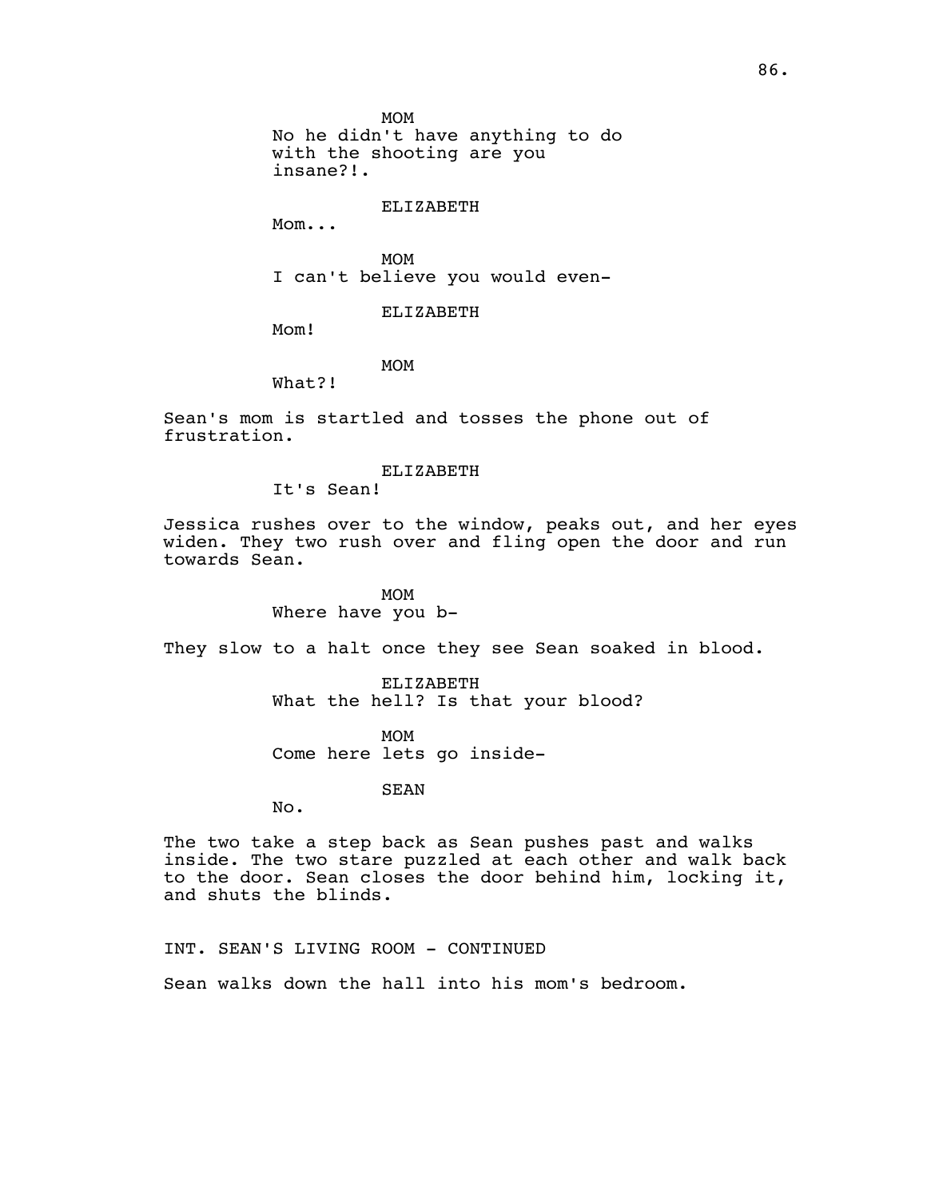MOM
No he didn't have anything to do with the shooting are you insane?!.

ELIZABETH
Mom...

MOM
I can't believe you would even-

ELIZABETH
Mom!

MOM
What?!

Sean's mom is startled and tosses the phone out of frustration.

ELIZABETH
It's Sean!

Jessica rushes over to the window, peaks out, and her eyes widen. They two rush over and fling open the door and run towards Sean.

MOM
Where have you b-

They slow to a halt once they see Sean soaked in blood.

ELIZABETH
What the hell? Is that your blood?

MOM
Come here lets go inside-

SEAN
No.

The two take a step back as Sean pushes past and walks inside. The two stare puzzled at each other and walk back to the door. Sean closes the door behind him, locking it, and shuts the blinds.

INT. SEAN'S LIVING ROOM - CONTINUED

Sean walks down the hall into his mom's bedroom.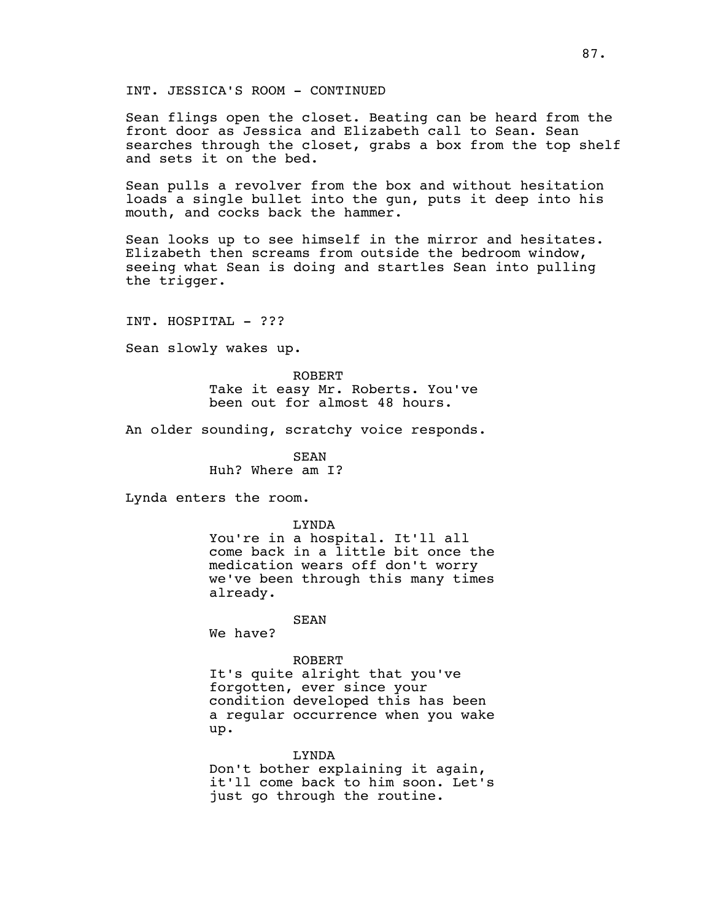INT. JESSICA'S ROOM - CONTINUED

Sean flings open the closet. Beating can be heard from the front door as Jessica and Elizabeth call to Sean. Sean searches through the closet, grabs a box from the top shelf and sets it on the bed.

Sean pulls a revolver from the box and without hesitation loads a single bullet into the gun, puts it deep into his mouth, and cocks back the hammer.

Sean looks up to see himself in the mirror and hesitates. Elizabeth then screams from outside the bedroom window, seeing what Sean is doing and startles Sean into pulling the trigger.

INT. HOSPITAL - ???

Sean slowly wakes up.

ROBERT
Take it easy Mr. Roberts. You've been out for almost 48 hours.

An older sounding, scratchy voice responds.

SEAN
Huh? Where am I?

Lynda enters the room.

LYNDA
You're in a hospital. It'll all come back in a little bit once the medication wears off don't worry we've been through this many times already.

SEAN
We have?

ROBERT
It's quite alright that you've forgotten, ever since your condition developed this has been a regular occurrence when you wake up.

LYNDA
Don't bother explaining it again, it'll come back to him soon. Let's just go through the routine.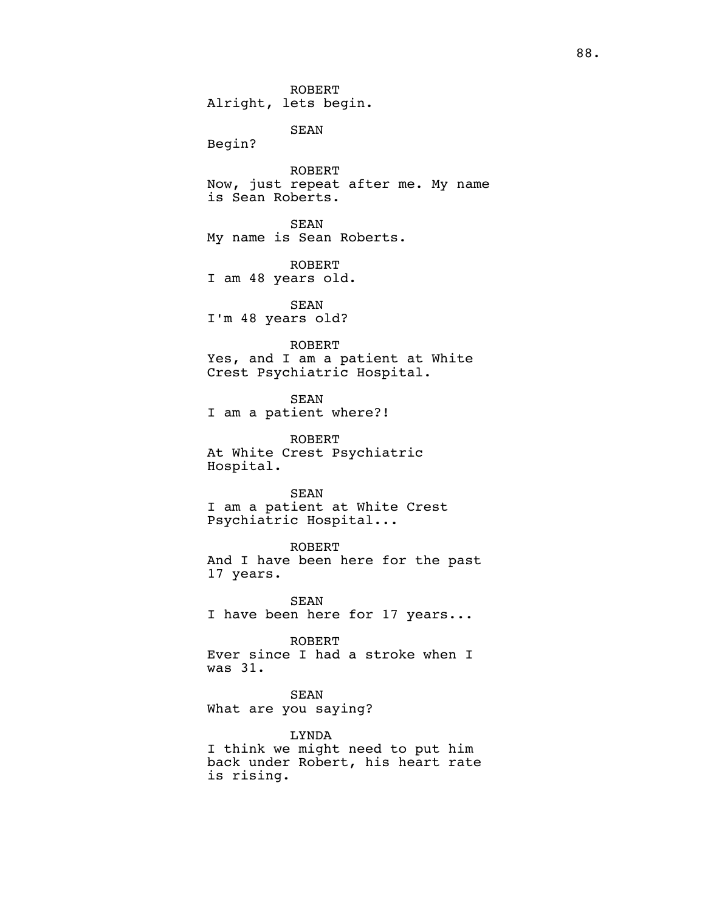ROBERT
Alright, lets begin.

SEAN
Begin?

ROBERT
Now, just repeat after me. My name is Sean Roberts.

SEAN
My name is Sean Roberts.

ROBERT
I am 48 years old.

SEAN
I'm 48 years old?

ROBERT
Yes, and I am a patient at White Crest Psychiatric Hospital.

SEAN
I am a patient where?!

ROBERT
At White Crest Psychiatric Hospital.

SEAN
I am a patient at White Crest Psychiatric Hospital...

ROBERT
And I have been here for the past 17 years.

SEAN
I have been here for 17 years...

ROBERT
Ever since I had a stroke when I was 31.

SEAN
What are you saying?

LYNDA
I think we might need to put him back under Robert, his heart rate is rising.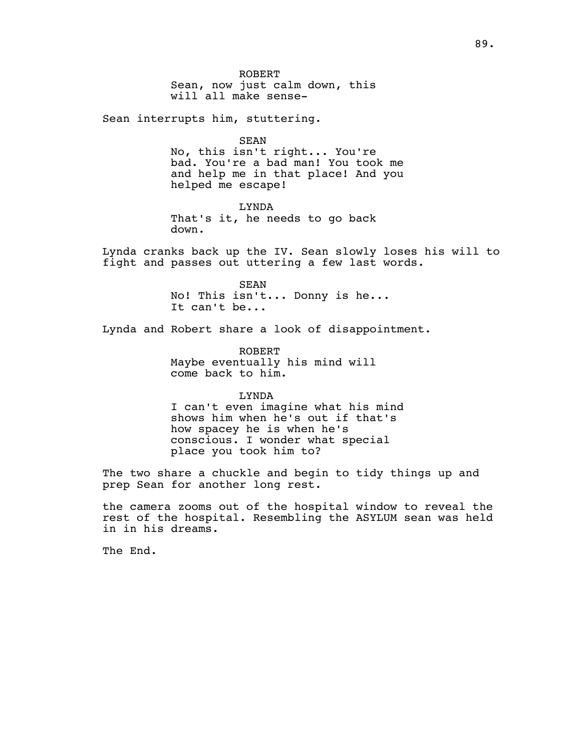ROBERT
Sean, now just calm down, this will all make sense-

Sean interrupts him, stuttering.

SEAN
No, this isn't right... You're bad. You're a bad man! You took me and help me in that place! And you helped me escape!

LYNDA
That's it, he needs to go back down.

Lynda cranks back up the IV. Sean slowly loses his will to fight and passes out uttering a few last words.

SEAN
No! This isn't... Donny is he... It can't be...

Lynda and Robert share a look of disappointment.

ROBERT
Maybe eventually his mind will come back to him.

LYNDA
I can't even imagine what his mind shows him when he's out if that's how spacey he is when he's conscious. I wonder what special place you took him to?

The two share a chuckle and begin to tidy things up and prep Sean for another long rest.

the camera zooms out of the hospital window to reveal the rest of the hospital. Resembling the ASYLUM sean was held in in his dreams.

The End.